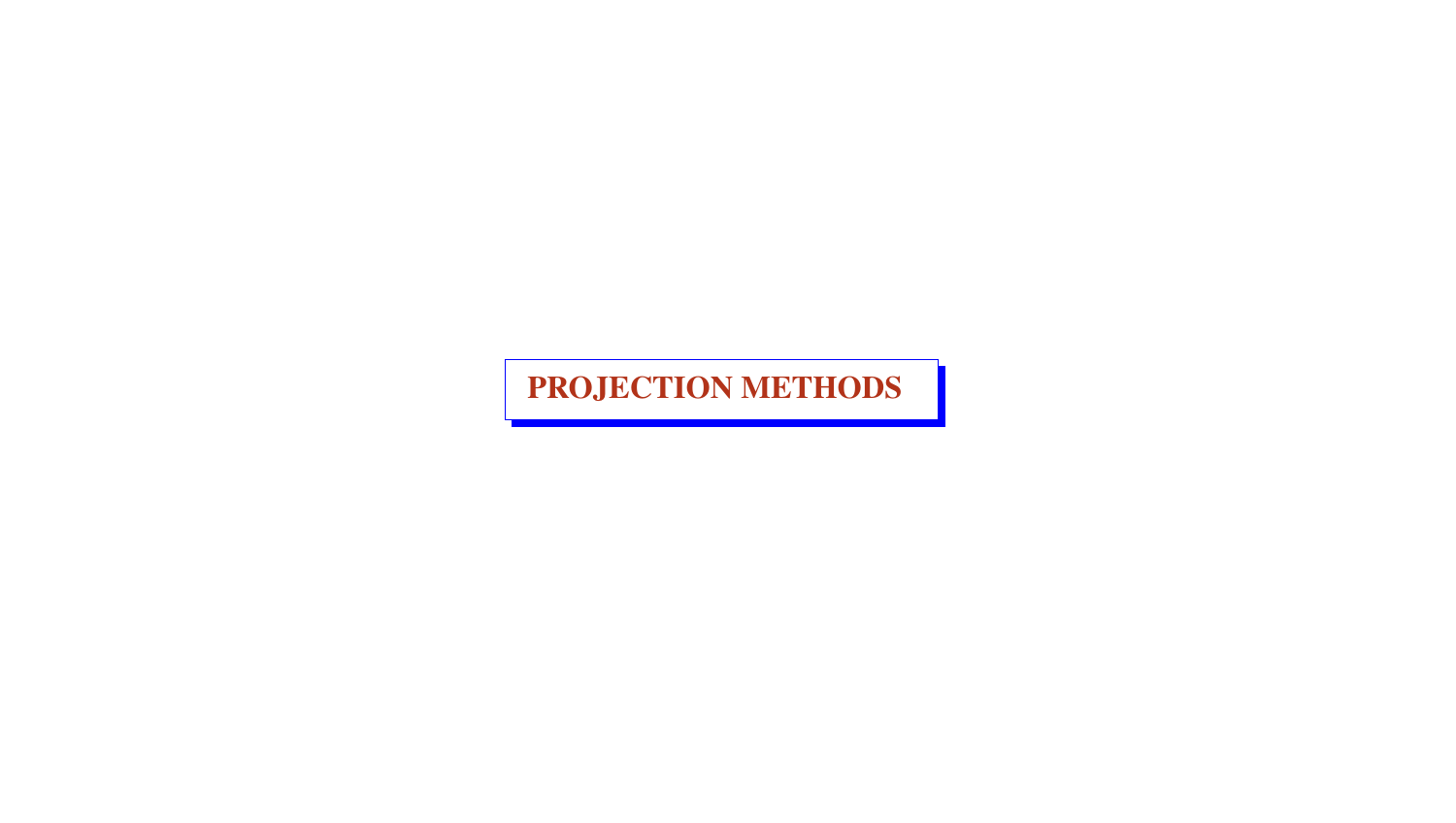# PROJECTION METHODS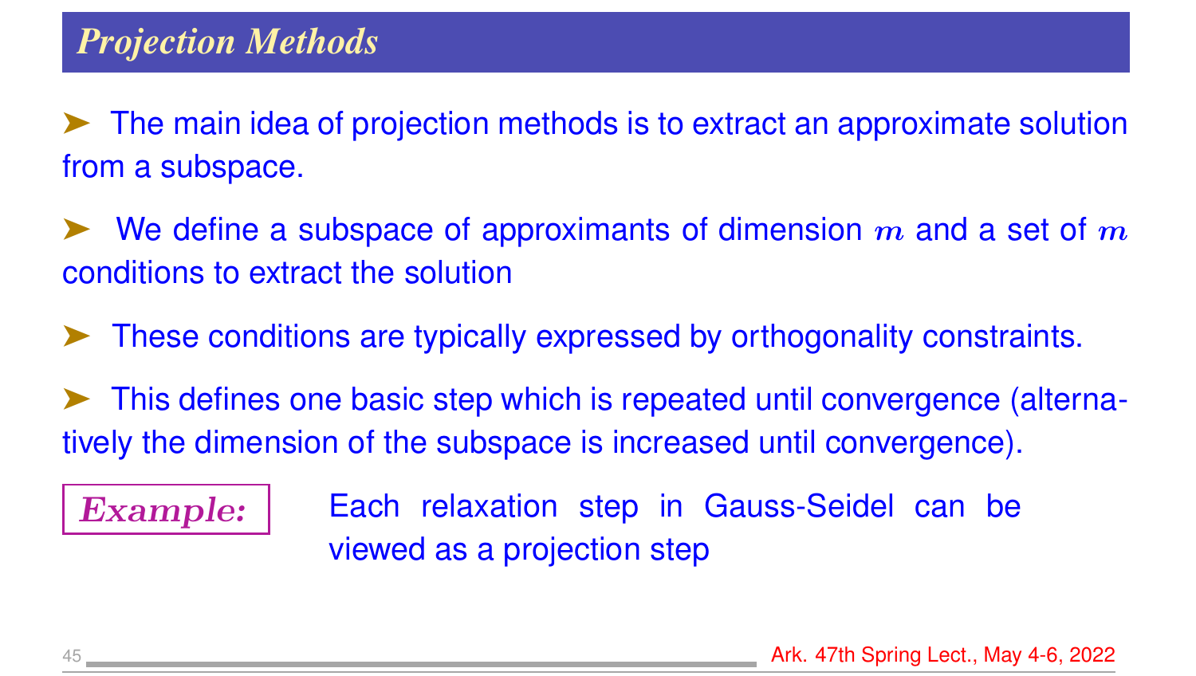## Projection Methods

- The main idea of projection methods is to extract an approximate solution from a subspace.
- We define a subspace of approximants of dimension $m$ and a set of $m$ conditions to extract the solution
- These conditions are typically expressed by orthogonality constraints.
- This defines one basic step which is repeated until convergence (alternatively the dimension of the subspace is increased until convergence).

***Example:*** Each relaxation step in Gauss-Seidel can be viewed as a projection step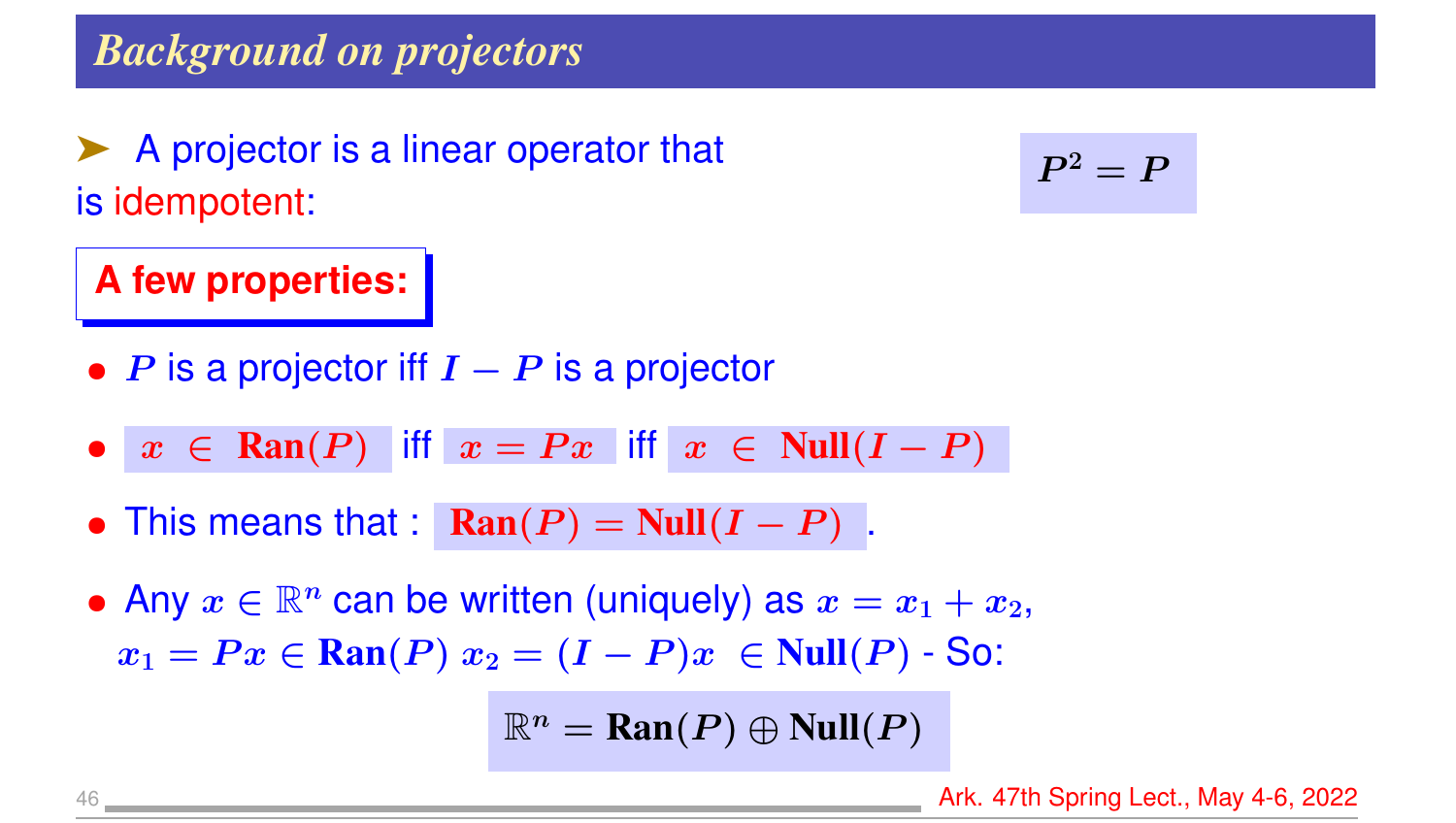## Background on projectors

➤ A projector is a linear operator that is idempotent:

$$P^2 = P$$

**A few properties:**

- $P$ is a projector iff $I - P$ is a projector
- $x \in \textbf{Ran}(P)$ iff $x = Px$ iff $x \in \textbf{Null}(I - P)$
- This means that : $\textbf{Ran}(P) = \textbf{Null}(I - P)$ .
- Any $x \in \mathbb{R}^n$ can be written (uniquely) as $x = x_1 + x_2$, $x_1 = Px \in \textbf{Ran}(P)$ $x_2 = (I - P)x \in \textbf{Null}(P)$ - So:

$$\mathbb{R}^n = \textbf{Ran}(P) \oplus \textbf{Null}(P)$$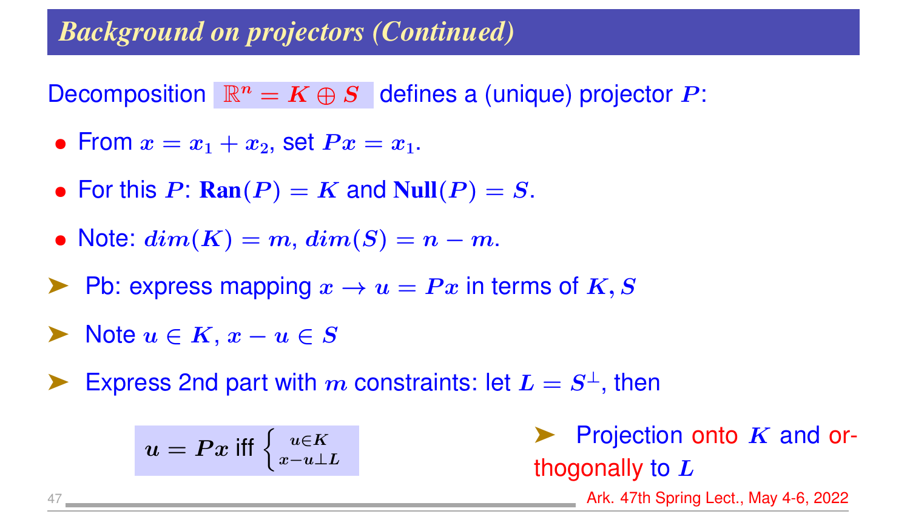## Background on projectors (Continued)

Decomposition $\mathbb{R}^n = K \oplus S$ defines a (unique) projector $P$:

- From $x = x_1 + x_2$, set $Px = x_1$.
- For this $P$: $\mathbf{Ran}(P) = K$ and $\mathbf{Null}(P) = S$.
- Note: $dim(K) = m$, $dim(S) = n - m$.

➤ Pb: express mapping $x \to u = Px$ in terms of $K, S$

➤ Note $u \in K$, $x - u \in S$

➤ Express 2nd part with $m$ constraints: let $L = S^\perp$, then

$$u = Px \text{ iff } \begin{cases} u \in K \\ x - u \perp L \end{cases}$$

➤ Projection onto $K$ and orthogonally to $L$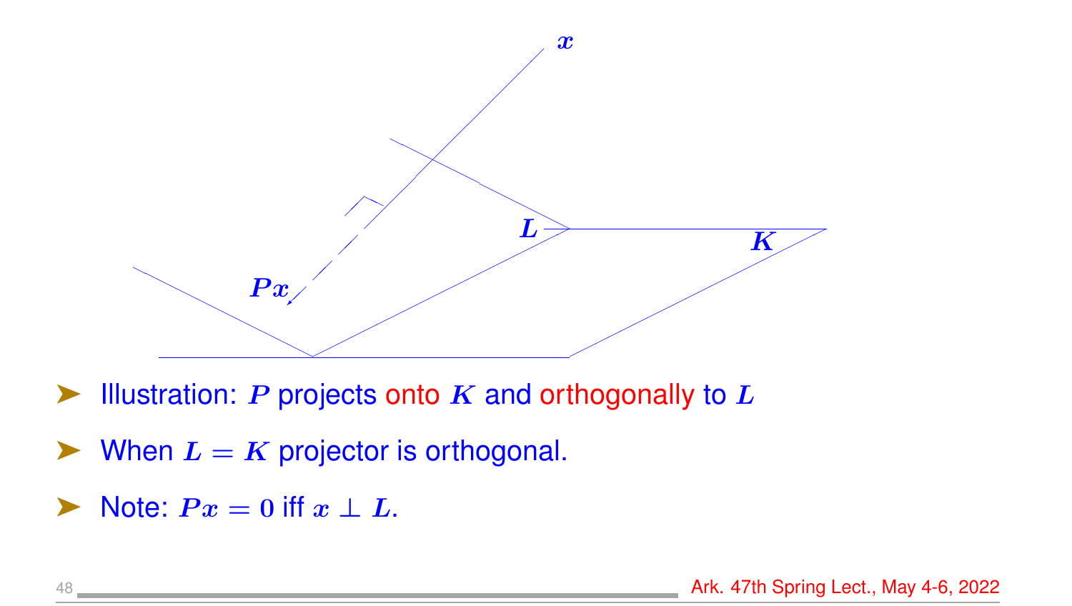- Illustration: $P$ projects onto $K$ and orthogonally to $L$
- When $L = K$ projector is orthogonal.
- Note: $Px = 0$ iff $x \perp L$.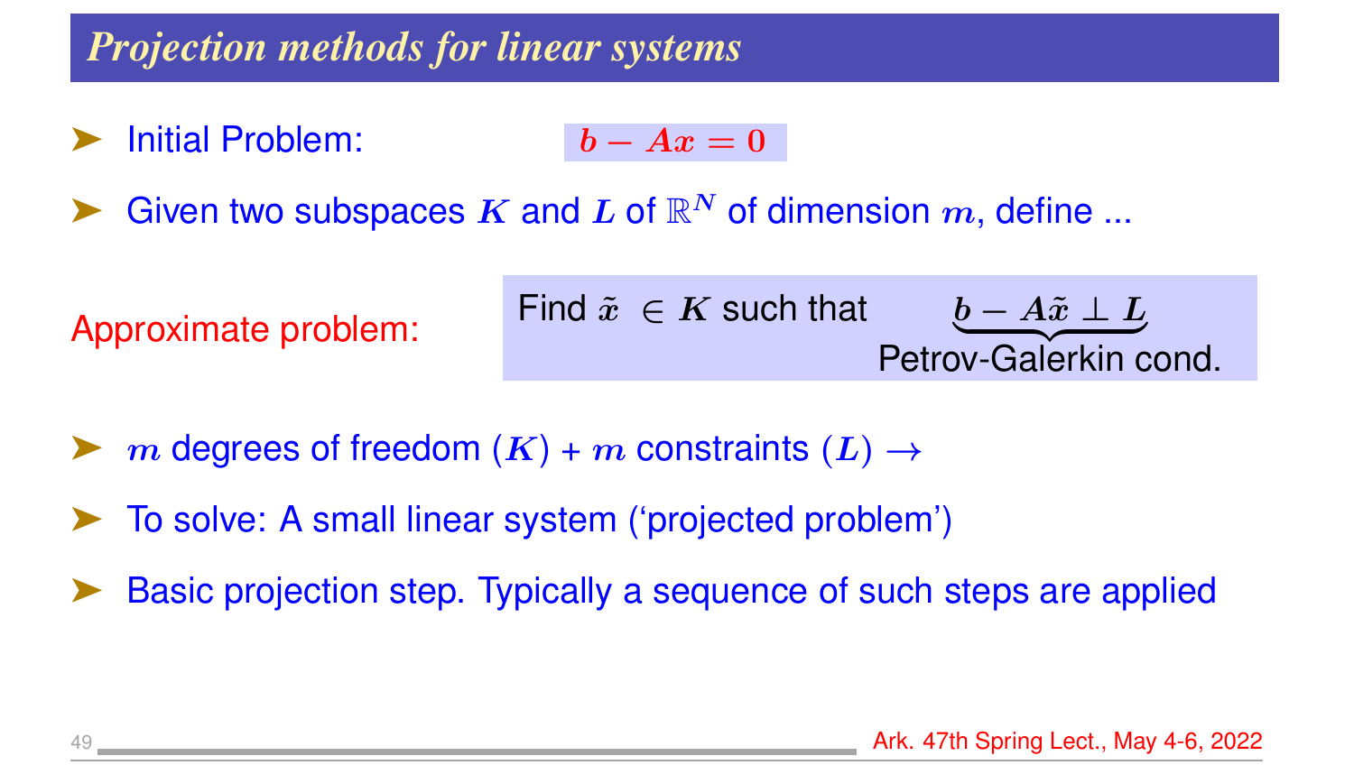# Projection methods for linear systems

- Initial Problem: $b - Ax = 0$
- Given two subspaces $K$ and $L$ of $\mathbb{R}^N$ of dimension $m$, define ...

Approximate problem:

Find $\tilde{x} \in K$ such that $\underbrace{b - A\tilde{x} \perp L}_{\text{Petrov-Galerkin cond.}}$

- $m$ degrees of freedom ($K$) + $m$ constraints ($L$) $\rightarrow$
- To solve: A small linear system ('projected problem')
- Basic projection step. Typically a sequence of such steps are applied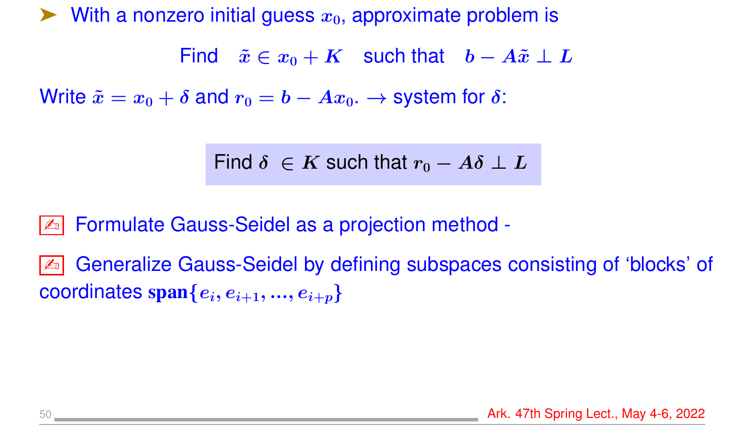- With a nonzero initial guess $x_0$, approximate problem is

$$\text{Find} \quad \tilde{x} \in x_0 + K \quad \text{such that} \quad b - A\tilde{x} \perp L$$

Write $\tilde{x} = x_0 + \delta$ and $r_0 = b - Ax_0$. → system for $\delta$:

$$\text{Find } \delta \in K \text{ such that } r_0 - A\delta \perp L$$

✍ Formulate Gauss-Seidel as a projection method -

✍ Generalize Gauss-Seidel by defining subspaces consisting of 'blocks' of coordinates $\text{span}\{e_i, e_{i+1}, ..., e_{i+p}\}$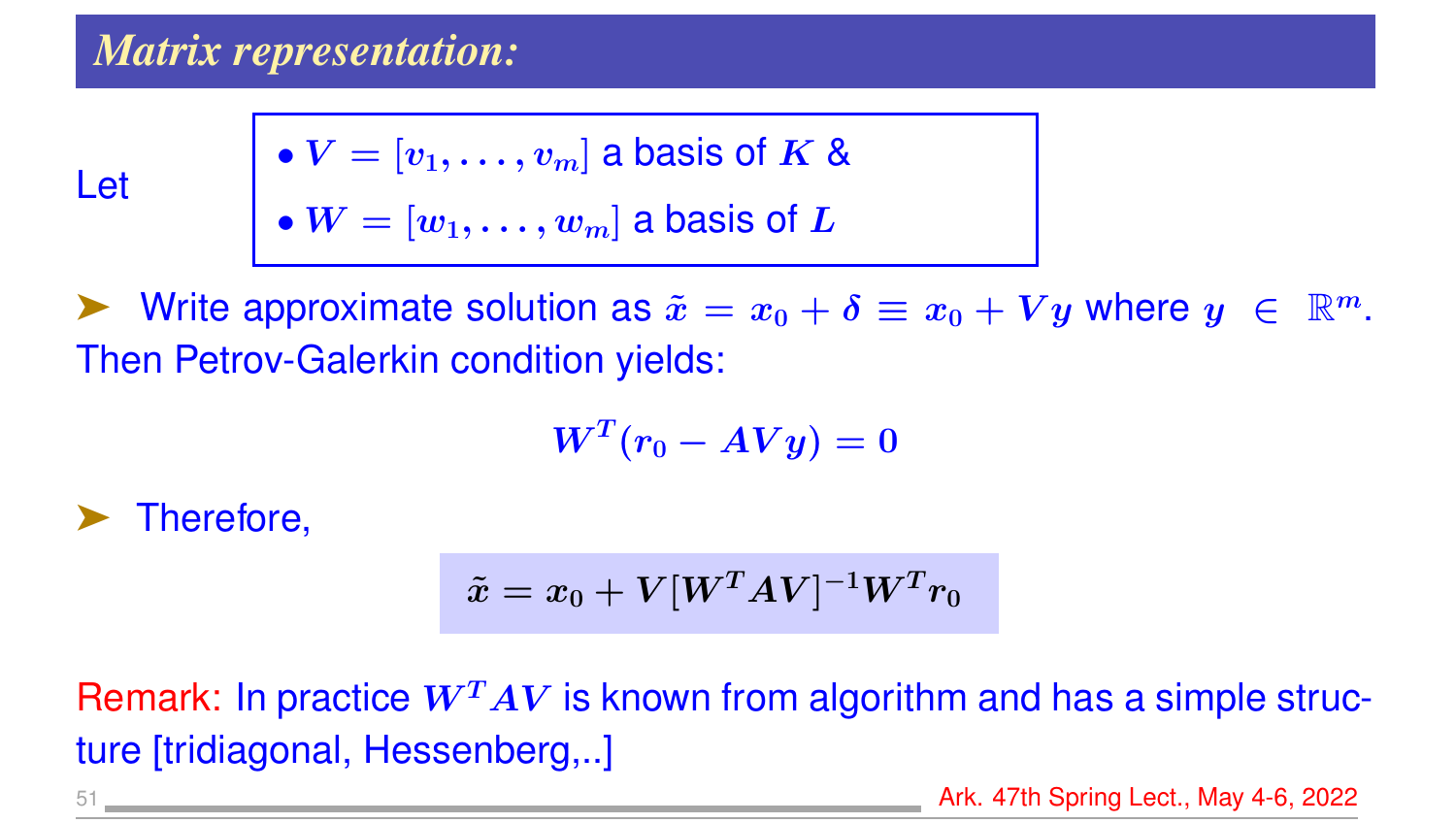## Matrix representation:

Let

- $V = [v_1, \ldots, v_m]$ a basis of $K$ &
- $W = [w_1, \ldots, w_m]$ a basis of $L$

➤ Write approximate solution as $\tilde{x} = x_0 + \delta \equiv x_0 + Vy$ where $y \in \mathbb{R}^m$. Then Petrov-Galerkin condition yields:

$$W^T(r_0 - AVy) = 0$$

➤ Therefore,

$$\tilde{x} = x_0 + V[W^T AV]^{-1} W^T r_0$$

Remark: In practice $W^T AV$ is known from algorithm and has a simple structure [tridiagonal, Hessenberg,..]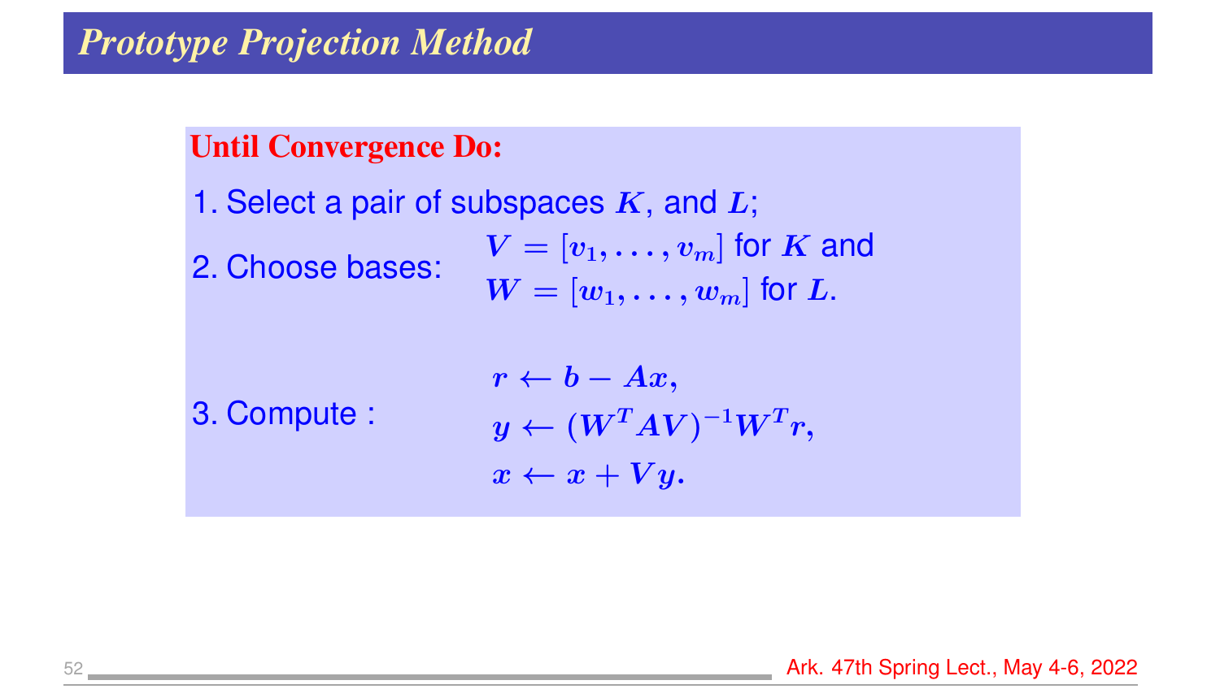# *Prototype Projection Method*

**Until Convergence Do:**

1. Select a pair of subspaces $K$, and $L$;
2. Choose bases: $V = [v_1, \ldots, v_m]$ for $K$ and $W = [w_1, \ldots, w_m]$ for $L$.
3. Compute :

$$r \leftarrow b - Ax,$$

$$y \leftarrow (W^T A V)^{-1} W^T r,$$

$$x \leftarrow x + V y.$$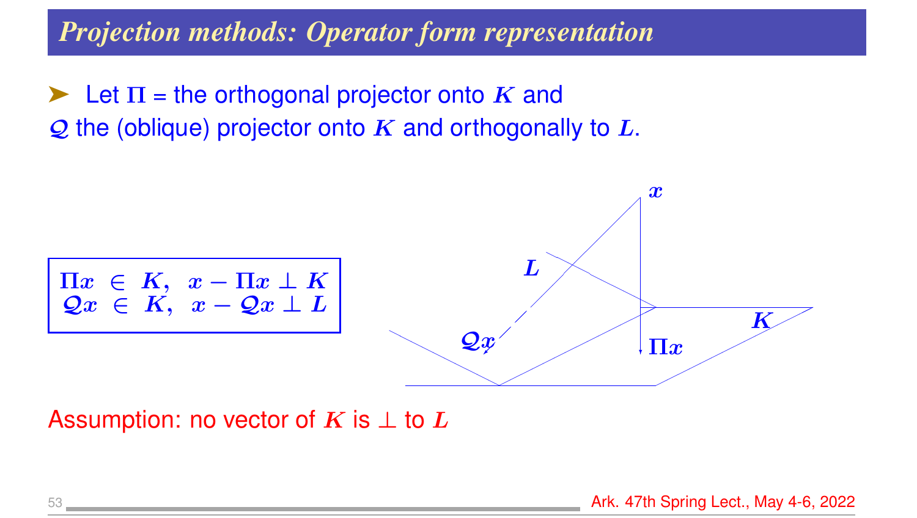# Projection methods: Operator form representation

➤ Let $\Pi$ = the orthogonal projector onto $K$ and $\mathcal{Q}$ the (oblique) projector onto $K$ and orthogonally to $L$.

$$\Pi x \in K, \quad x - \Pi x \perp K$$
$$\mathcal{Q} x \in K, \quad x - \mathcal{Q} x \perp L$$

Assumption: no vector of $K$ is $\perp$ to $L$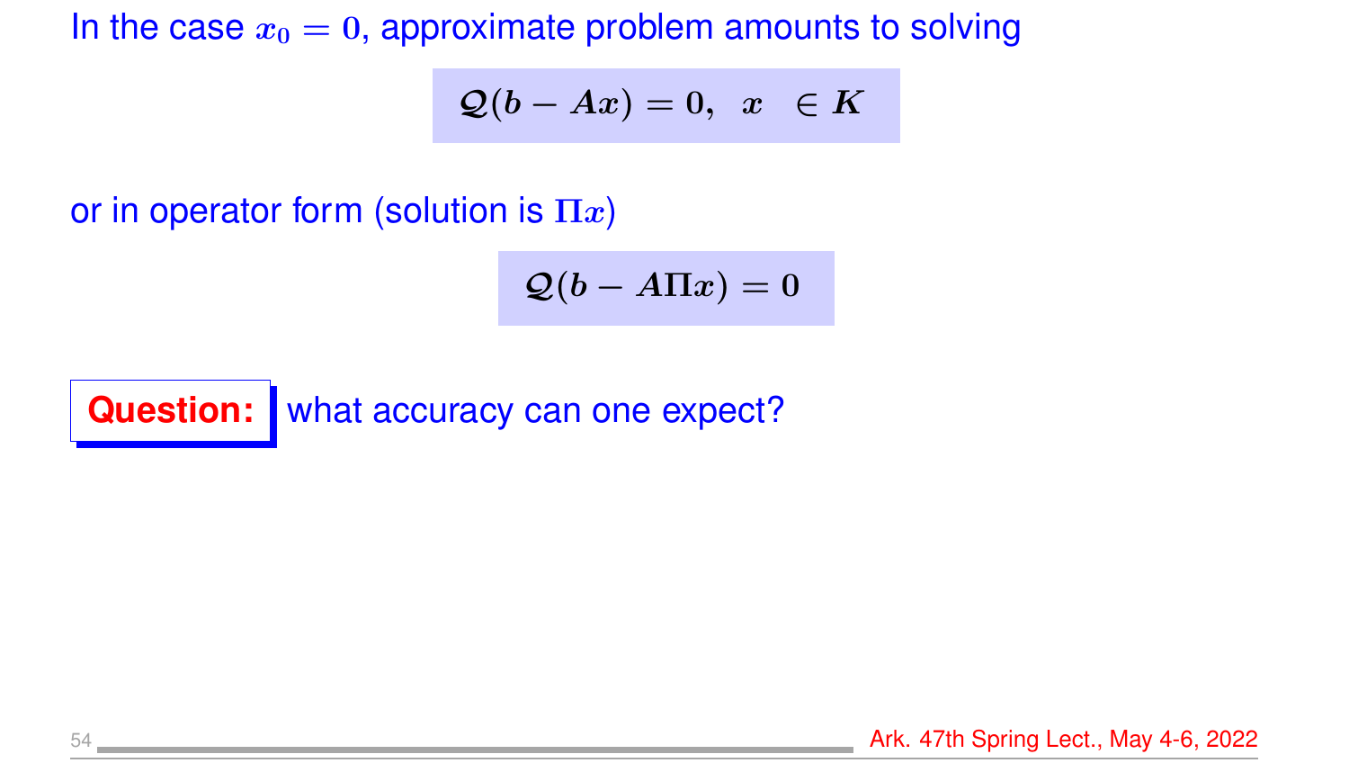In the case $x_0 = 0$, approximate problem amounts to solving

$$\mathcal{Q}(b - Ax) = 0, \quad x \in K$$

or in operator form (solution is $\Pi x$)

$$\mathcal{Q}(b - A\Pi x) = 0$$

**Question:** what accuracy can one expect?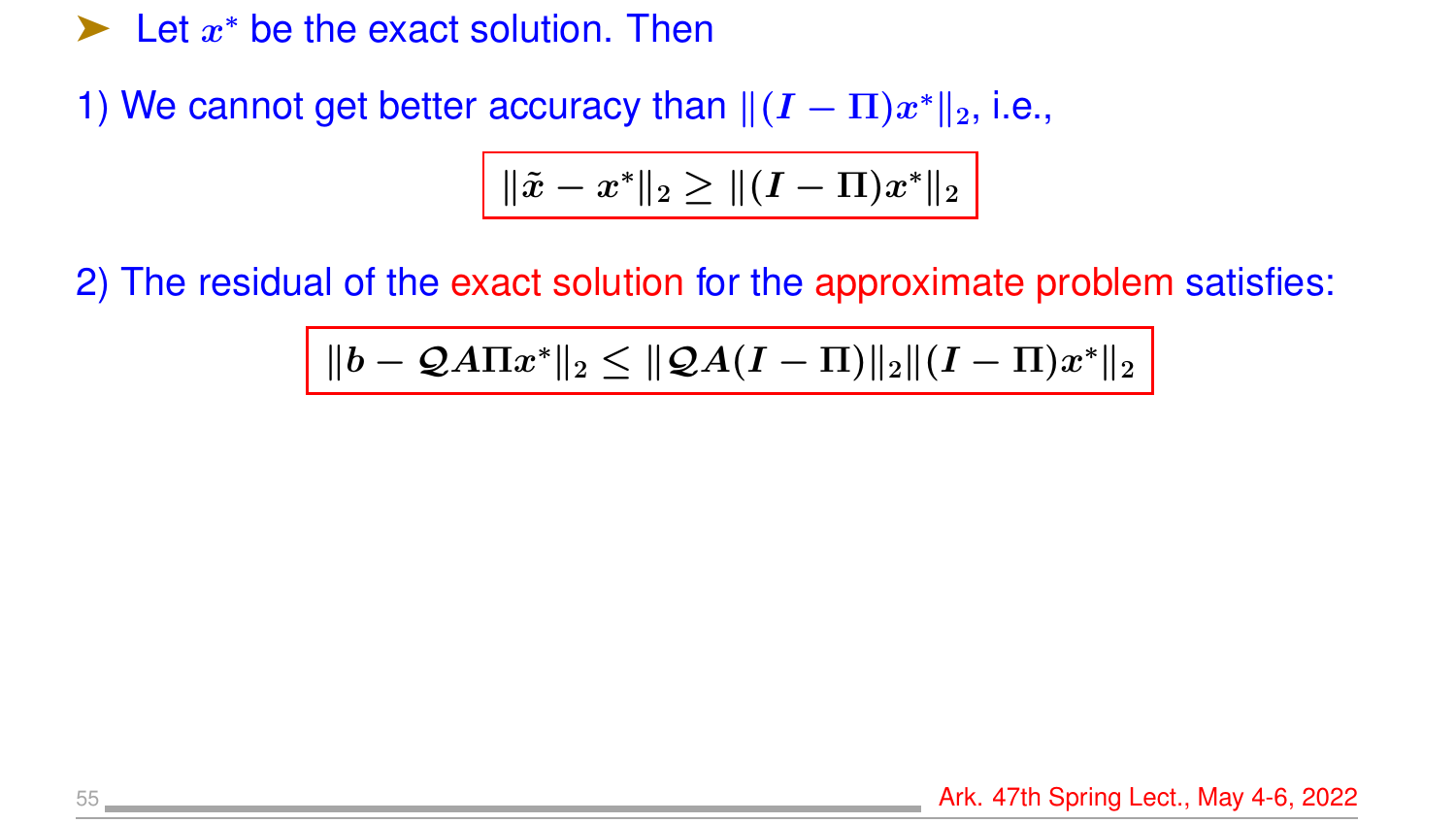- Let $x^*$ be the exact solution. Then

1) We cannot get better accuracy than $\|(I - \Pi)x^*\|_2$, i.e.,

$$\|\tilde{x} - x^*\|_2 \geq \|(I - \Pi)x^*\|_2$$

2) The residual of the exact solution for the approximate problem satisfies:

$$\|b - \mathcal{Q}A\Pi x^*\|_2 \leq \|\mathcal{Q}A(I - \Pi)\|_2 \|(I - \Pi)x^*\|_2$$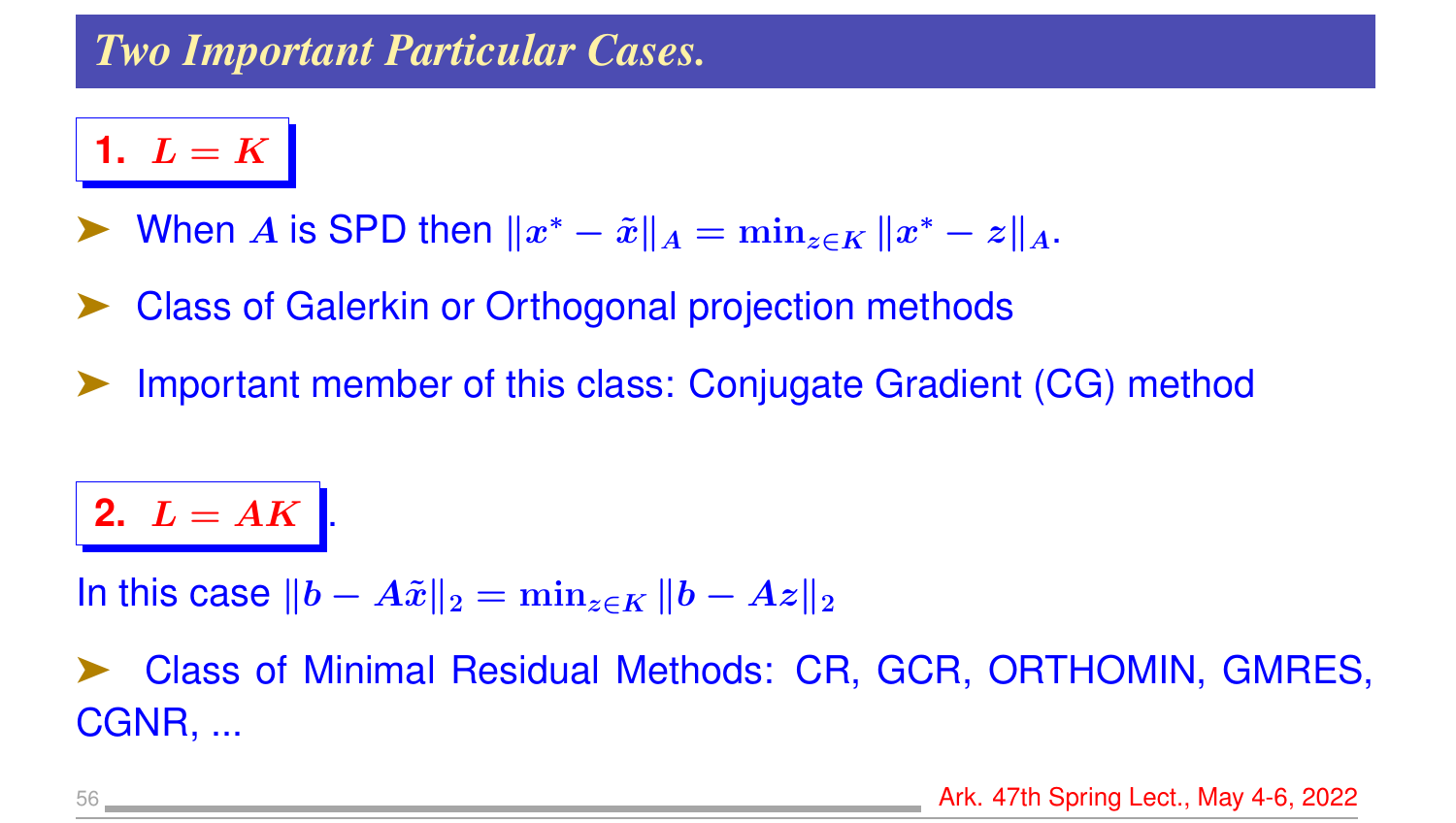## Two Important Particular Cases.

**1. $L = K$**

- When $A$ is SPD then $\|x^* - \tilde{x}\|_A = \min_{z \in K} \|x^* - z\|_A$.
- Class of Galerkin or Orthogonal projection methods
- Important member of this class: Conjugate Gradient (CG) method

**2. $L = AK$**.

In this case $\|b - A\tilde{x}\|_2 = \min_{z \in K} \|b - Az\|_2$

- Class of Minimal Residual Methods: CR, GCR, ORTHOMIN, GMRES, CGNR, ...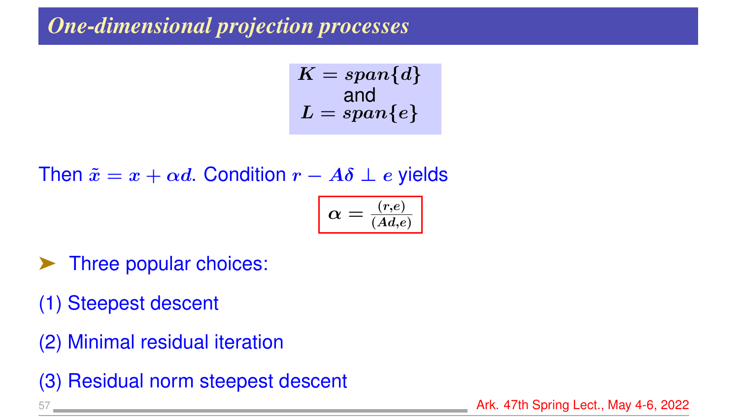# *One-dimensional projection processes*

$$K = span\{d\}$$
and
$$L = span\{e\}$$

Then $\tilde{x} = x + \alpha d$. Condition $r - A\delta \perp e$ yields

$$\alpha = \frac{(r,e)}{(Ad,e)}$$

- Three popular choices:

(1) Steepest descent

(2) Minimal residual iteration

(3) Residual norm steepest descent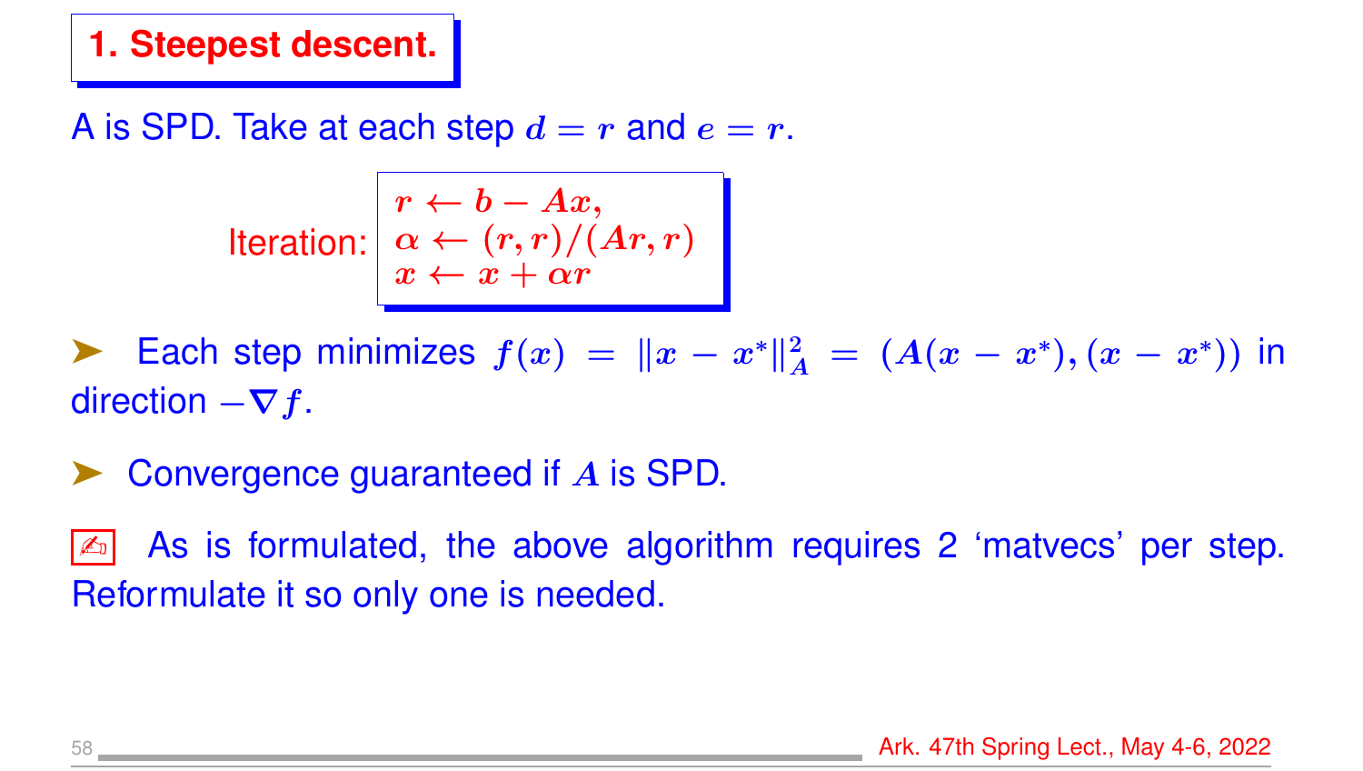## 1. Steepest descent.

A is SPD. Take at each step $d = r$ and $e = r$.

Iteration:
$$
\begin{aligned}
&r \leftarrow b - Ax, \\
&\alpha \leftarrow (r, r)/(Ar, r) \\
&x \leftarrow x + \alpha r
\end{aligned}
$$

- Each step minimizes $f(x) = \|x - x^*\|_A^2 = (A(x - x^*), (x - x^*))$ in direction $-\nabla f$.

- Convergence guaranteed if $A$ is SPD.

✍ As is formulated, the above algorithm requires 2 'matvecs' per step. Reformulate it so only one is needed.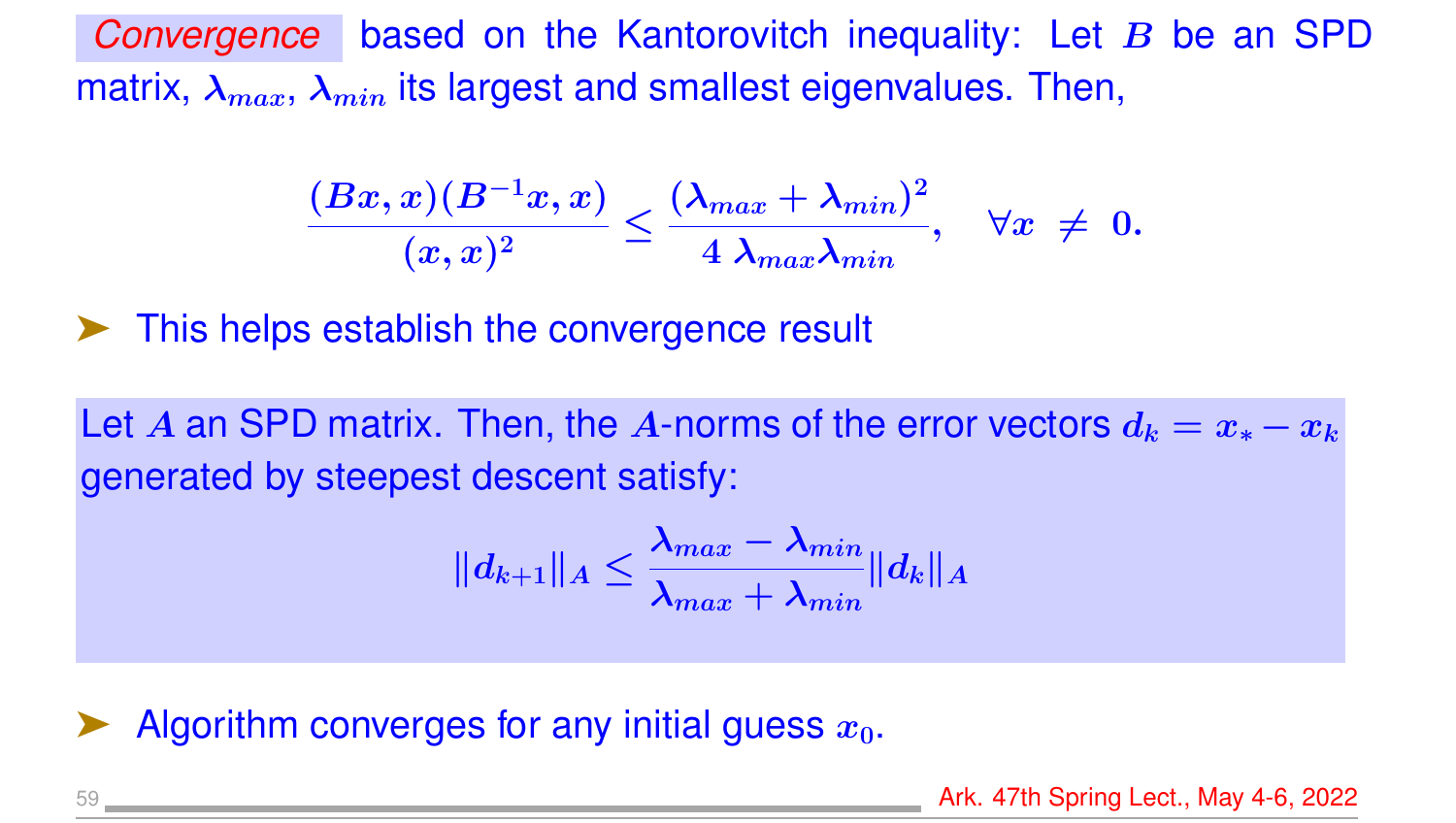*Convergence* based on the Kantorovitch inequality: Let $B$ be an SPD matrix, $\lambda_{max}$, $\lambda_{min}$ its largest and smallest eigenvalues. Then,

$$\frac{(Bx, x)(B^{-1}x, x)}{(x, x)^2} \le \frac{(\lambda_{max} + \lambda_{min})^2}{4\,\lambda_{max}\lambda_{min}}, \quad \forall x \ne 0.$$

- This helps establish the convergence result

Let $A$ an SPD matrix. Then, the $A$-norms of the error vectors $d_k = x_* - x_k$ generated by steepest descent satisfy:

$$\|d_{k+1}\|_A \le \frac{\lambda_{max} - \lambda_{min}}{\lambda_{max} + \lambda_{min}} \|d_k\|_A$$

- Algorithm converges for any initial guess $x_0$.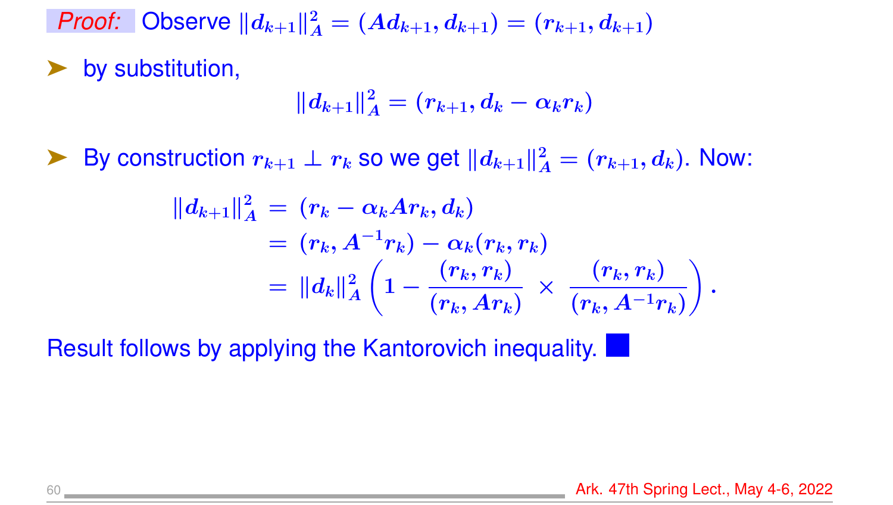*Proof:* Observe $\|d_{k+1}\|_A^2 = (Ad_{k+1}, d_{k+1}) = (r_{k+1}, d_{k+1})$

- by substitution,

$$\|d_{k+1}\|_A^2 = (r_{k+1}, d_k - \alpha_k r_k)$$

- By construction $r_{k+1} \perp r_k$ so we get $\|d_{k+1}\|_A^2 = (r_{k+1}, d_k)$. Now:

$$\begin{aligned}
\|d_{k+1}\|_A^2 &= (r_k - \alpha_k A r_k, d_k) \\
&= (r_k, A^{-1} r_k) - \alpha_k (r_k, r_k) \\
&= \|d_k\|_A^2 \left(1 - \frac{(r_k, r_k)}{(r_k, Ar_k)} \times \frac{(r_k, r_k)}{(r_k, A^{-1} r_k)}\right).
\end{aligned}$$

Result follows by applying the Kantorovich inequality. ∎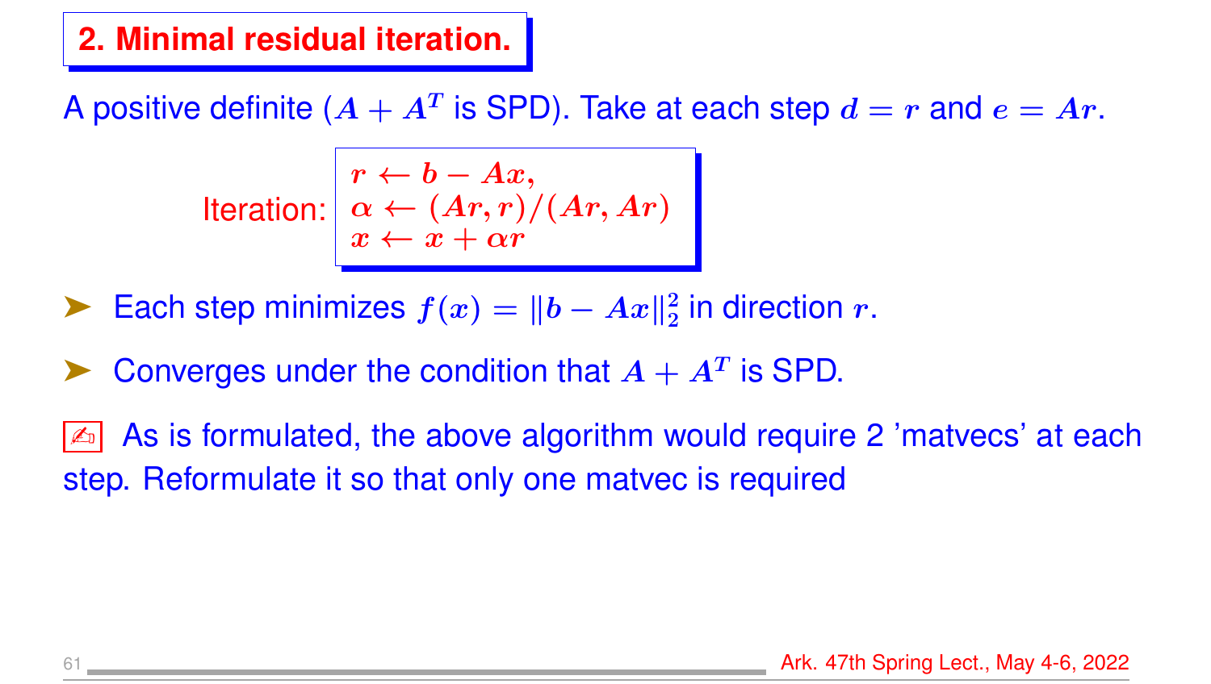## 2. Minimal residual iteration.

A positive definite ($A + A^T$ is SPD). Take at each step $d = r$ and $e = Ar$.

Iteration:
$$
\begin{aligned}
& r \leftarrow b - Ax, \\
& \alpha \leftarrow (Ar, r)/(Ar, Ar) \\
& x \leftarrow x + \alpha r
\end{aligned}
$$

- Each step minimizes $f(x) = \|b - Ax\|_2^2$ in direction $r$.
- Converges under the condition that $A + A^T$ is SPD.

✍ As is formulated, the above algorithm would require 2 'matvecs' at each step. Reformulate it so that only one matvec is required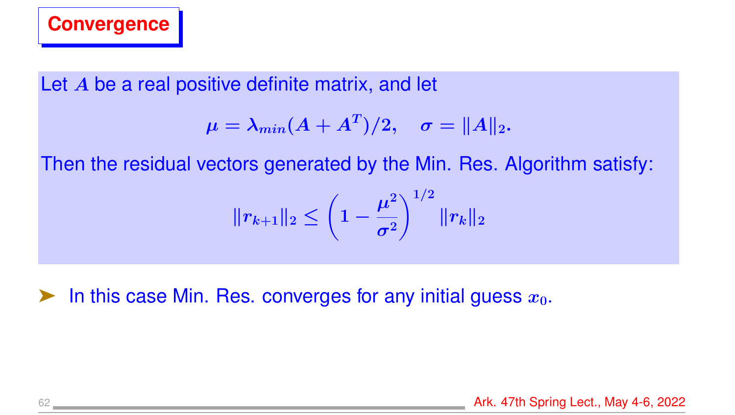# Convergence

Let $A$ be a real positive definite matrix, and let

$$\mu = \lambda_{min}(A + A^T)/2, \quad \sigma = \|A\|_2.$$

Then the residual vectors generated by the Min. Res. Algorithm satisfy:

$$\|r_{k+1}\|_2 \leq \left(1 - \frac{\mu^2}{\sigma^2}\right)^{1/2} \|r_k\|_2$$

- In this case Min. Res. converges for any initial guess $x_0$.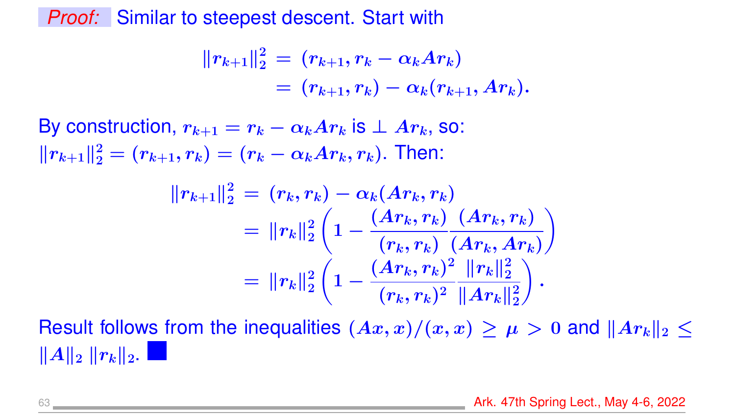*Proof:* Similar to steepest descent. Start with

$$
\begin{aligned}
\|r_{k+1}\|_2^2 &= (r_{k+1}, r_k - \alpha_k A r_k) \\
&= (r_{k+1}, r_k) - \alpha_k (r_{k+1}, A r_k).
\end{aligned}
$$

By construction, $r_{k+1} = r_k - \alpha_k A r_k$ is $\perp A r_k$, so: $\|r_{k+1}\|_2^2 = (r_{k+1}, r_k) = (r_k - \alpha_k A r_k, r_k)$. Then:

$$
\begin{aligned}
\|r_{k+1}\|_2^2 &= (r_k, r_k) - \alpha_k (A r_k, r_k) \\
&= \|r_k\|_2^2 \left( 1 - \frac{(A r_k, r_k)}{(r_k, r_k)} \frac{(A r_k, r_k)}{(A r_k, A r_k)} \right) \\
&= \|r_k\|_2^2 \left( 1 - \frac{(A r_k, r_k)^2}{(r_k, r_k)^2} \frac{\|r_k\|_2^2}{\|A r_k\|_2^2} \right).
\end{aligned}
$$

Result follows from the inequalities $(Ax, x)/(x, x) \geq \mu > 0$ and $\|A r_k\|_2 \leq \|A\|_2 \, \|r_k\|_2$. ■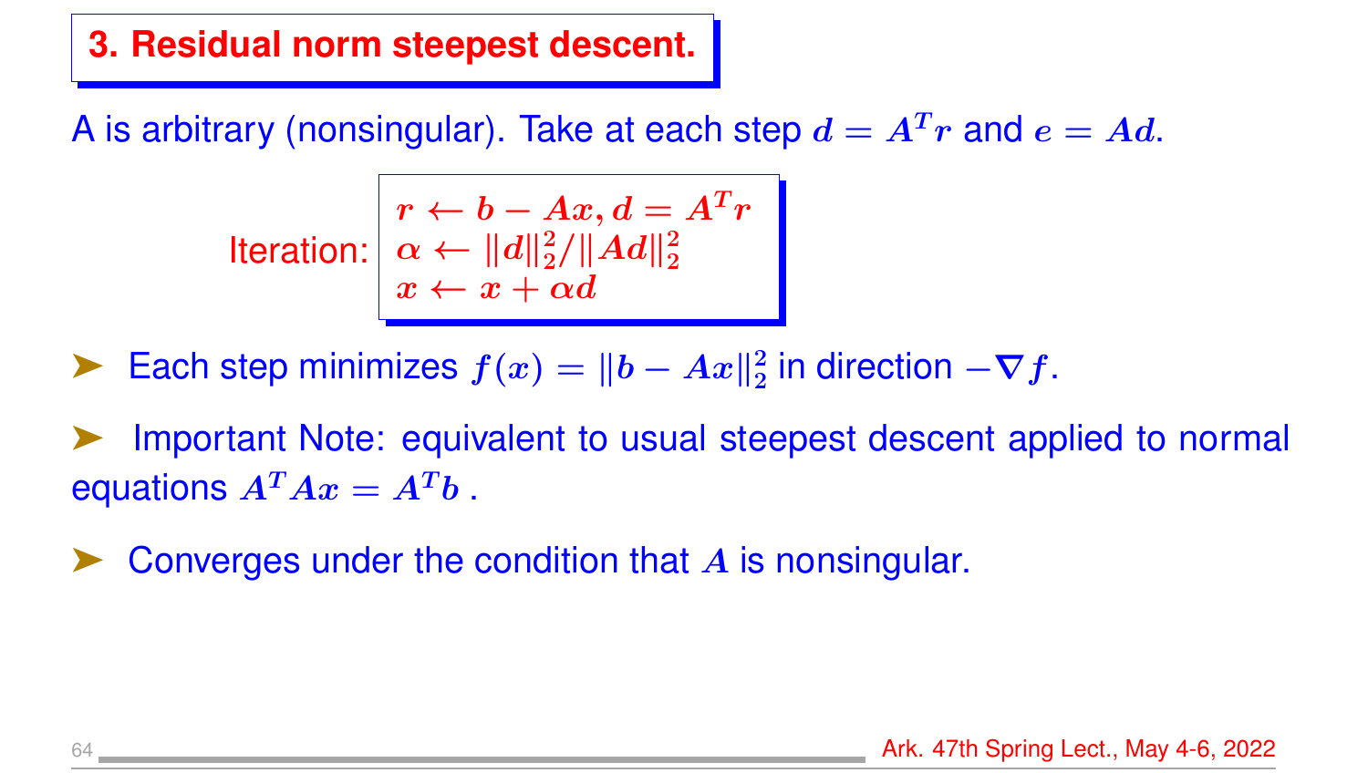## 3. Residual norm steepest descent.

A is arbitrary (nonsingular). Take at each step $d = A^T r$ and $e = Ad$.

Iteration:
$$
\begin{aligned}
& r \leftarrow b - Ax, d = A^T r \\
& \alpha \leftarrow \|d\|_2^2 / \|Ad\|_2^2 \\
& x \leftarrow x + \alpha d
\end{aligned}
$$

- Each step minimizes $f(x) = \|b - Ax\|_2^2$ in direction $-\nabla f$.
- Important Note: equivalent to usual steepest descent applied to normal equations $A^T Ax = A^T b$ .
- Converges under the condition that $A$ is nonsingular.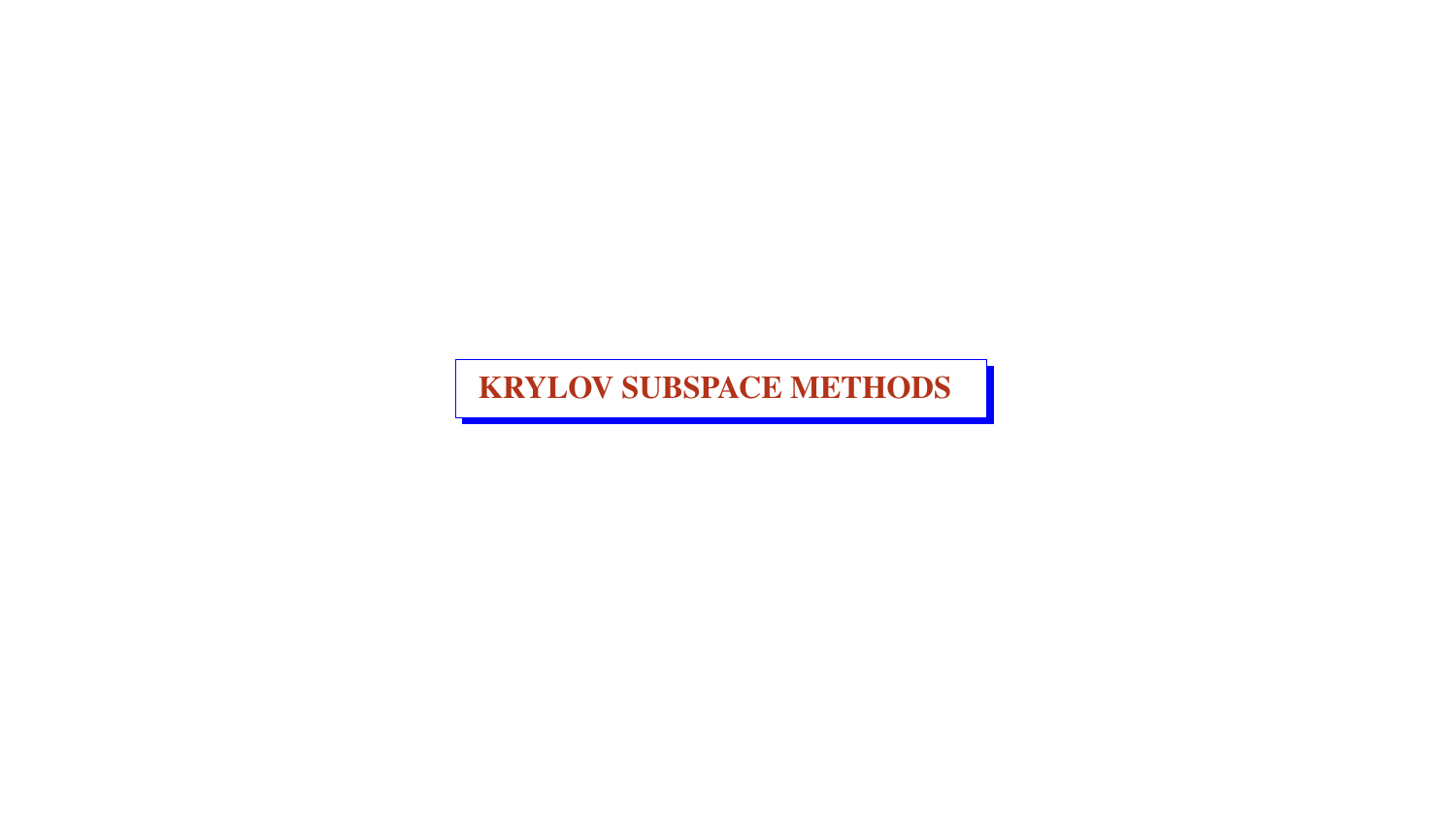# KRYLOV SUBSPACE METHODS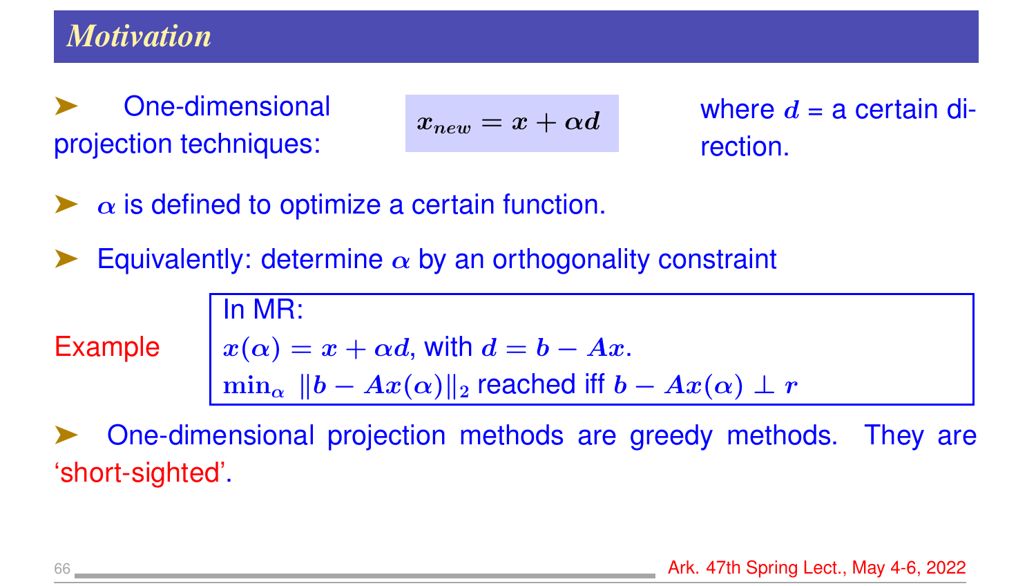## Motivation

- One-dimensional projection techniques: $x_{new} = x + \alpha d$ where $d$ = a certain direction.
- $\alpha$ is defined to optimize a certain function.
- Equivalently: determine $\alpha$ by an orthogonality constraint

Example

> In MR:
> $x(\alpha) = x + \alpha d$, with $d = b - Ax$.
> $\min_\alpha \|b - Ax(\alpha)\|_2$ reached iff $b - Ax(\alpha) \perp r$

- One-dimensional projection methods are greedy methods. They are 'short-sighted'.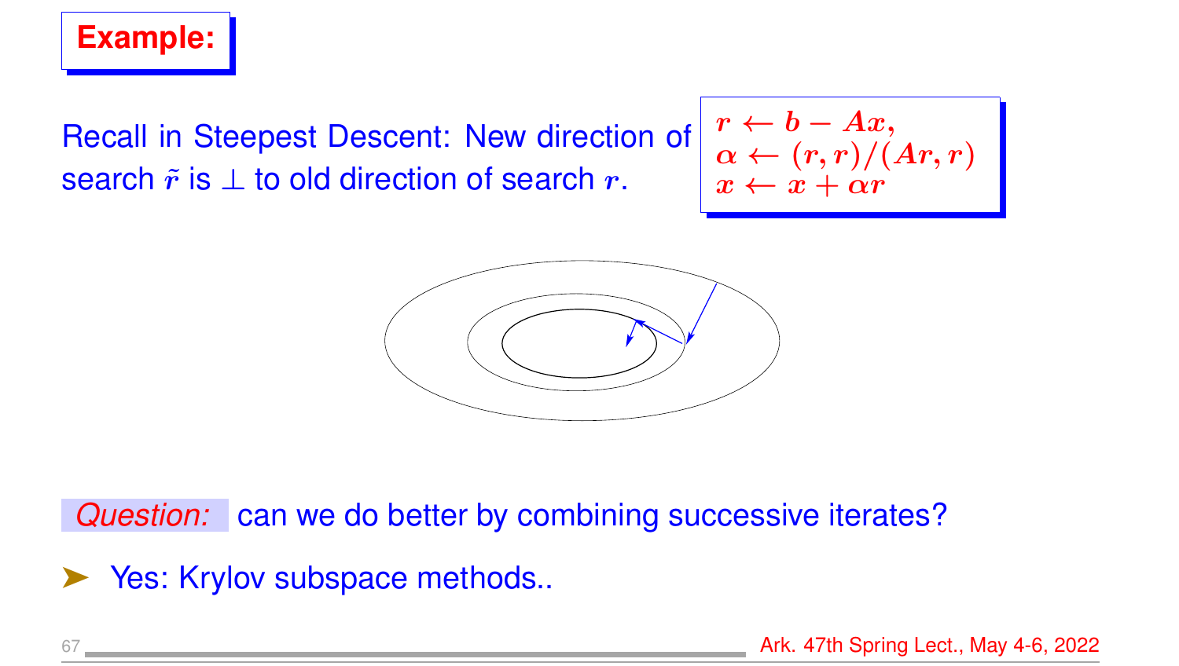## Example:

Recall in Steepest Descent: New direction of search $\tilde{r}$ is $\perp$ to old direction of search $r$.

$$
\begin{aligned}
&r \leftarrow b - Ax, \\
&\alpha \leftarrow (r, r)/(Ar, r) \\
&x \leftarrow x + \alpha r
\end{aligned}
$$

*Question:* can we do better by combining successive iterates?

- Yes: Krylov subspace methods..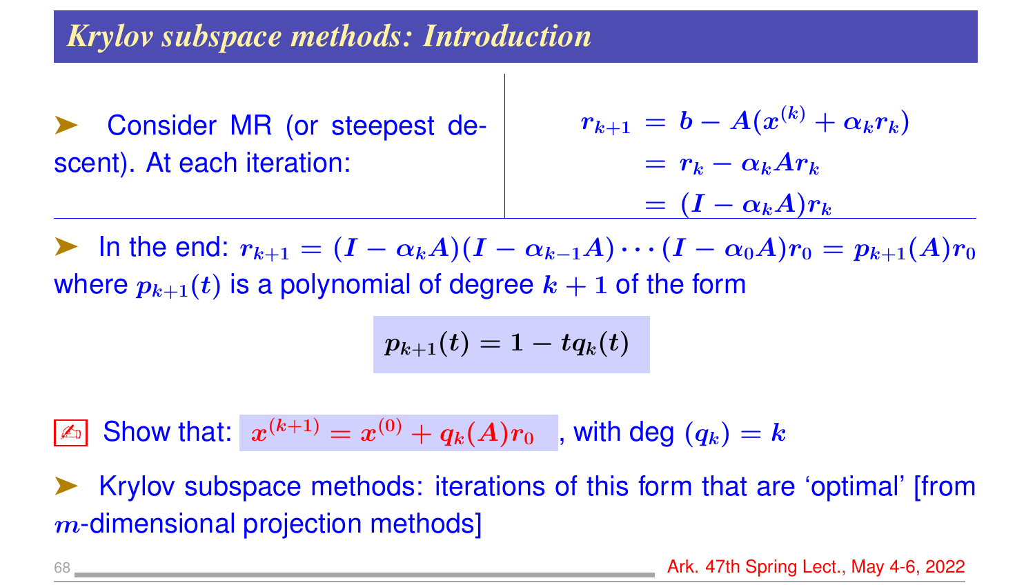## *Krylov subspace methods: Introduction*

- Consider MR (or steepest descent). At each iteration:

$$
\begin{aligned}
r_{k+1} &= b - A(x^{(k)} + \alpha_k r_k) \\
&= r_k - \alpha_k A r_k \\
&= (I - \alpha_k A) r_k
\end{aligned}
$$

- In the end: $r_{k+1} = (I - \alpha_k A)(I - \alpha_{k-1} A) \cdots (I - \alpha_0 A) r_0 = p_{k+1}(A) r_0$ where $p_{k+1}(t)$ is a polynomial of degree $k + 1$ of the form

$$p_{k+1}(t) = 1 - t q_k(t)$$

✍ Show that: $x^{(k+1)} = x^{(0)} + q_k(A) r_0$, with deg $(q_k) = k$

- Krylov subspace methods: iterations of this form that are 'optimal' [from $m$-dimensional projection methods]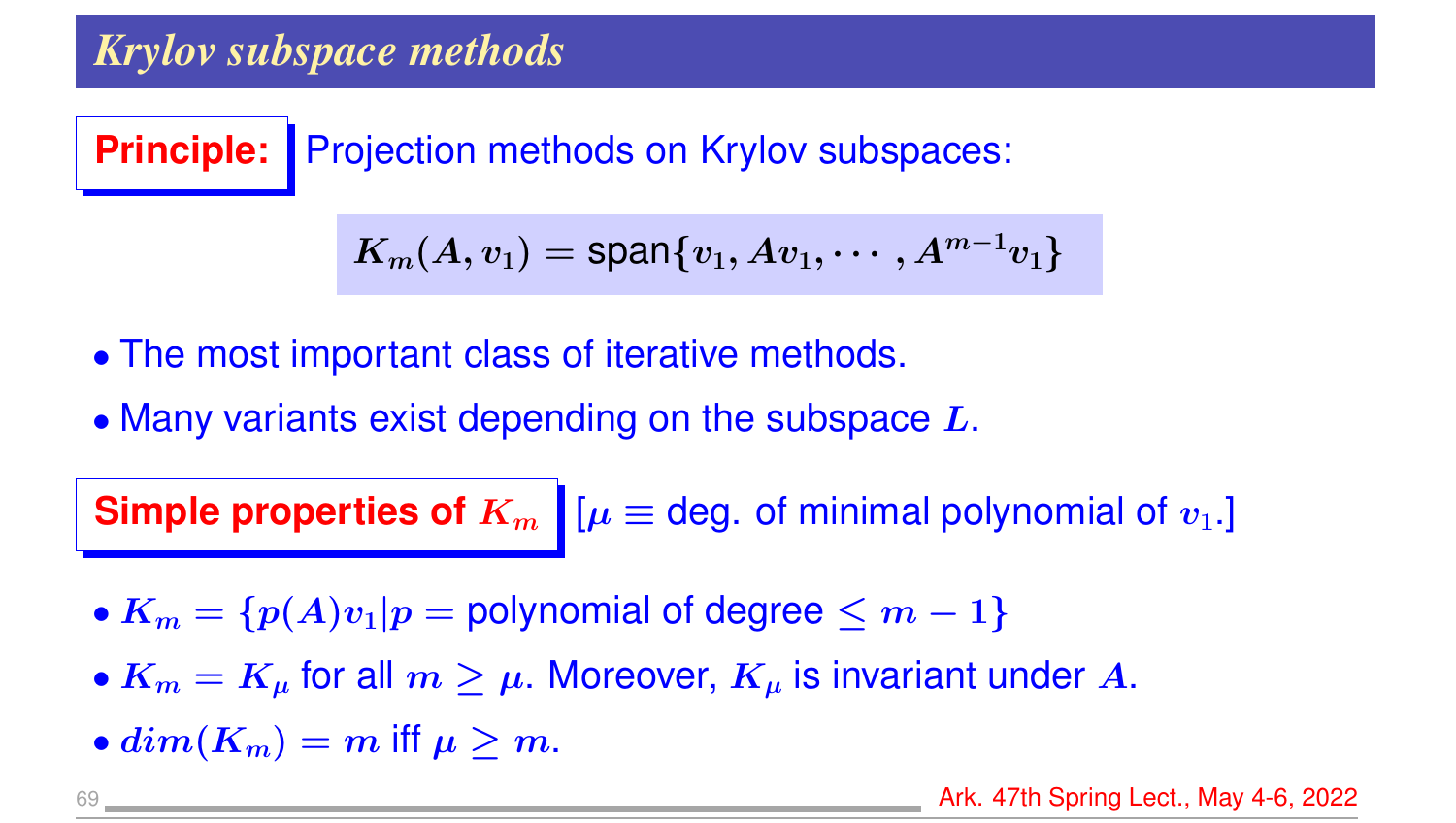## Krylov subspace methods

**Principle:** Projection methods on Krylov subspaces:

$$K_m(A, v_1) = \text{span}\{v_1, Av_1, \cdots, A^{m-1}v_1\}$$

- The most important class of iterative methods.
- Many variants exist depending on the subspace $L$.

**Simple properties of $K_m$** [$\mu \equiv$ deg. of minimal polynomial of $v_1$.]

- $K_m = \{p(A)v_1 | p = \text{polynomial of degree} \leq m - 1\}$
- $K_m = K_\mu$ for all $m \geq \mu$. Moreover, $K_\mu$ is invariant under $A$.
- $dim(K_m) = m$ iff $\mu \geq m$.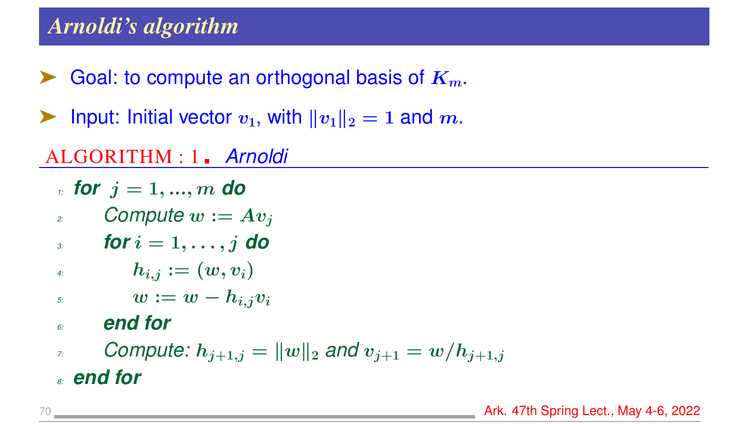# Arnoldi's algorithm

- Goal: to compute an orthogonal basis of $K_m$.
- Input: Initial vector $v_1$, with $\|v_1\|_2 = 1$ and $m$.

ALGORITHM : 1 . *Arnoldi*

```
1: for j = 1, ..., m do
2:     Compute w := A v_j
3:     for i = 1, ..., j do
4:         h_{i,j} := (w, v_i)
5:         w := w - h_{i,j} v_i
6:     end for
7:     Compute: h_{j+1,j} = ||w||_2 and v_{j+1} = w / h_{j+1,j}
8: end for
```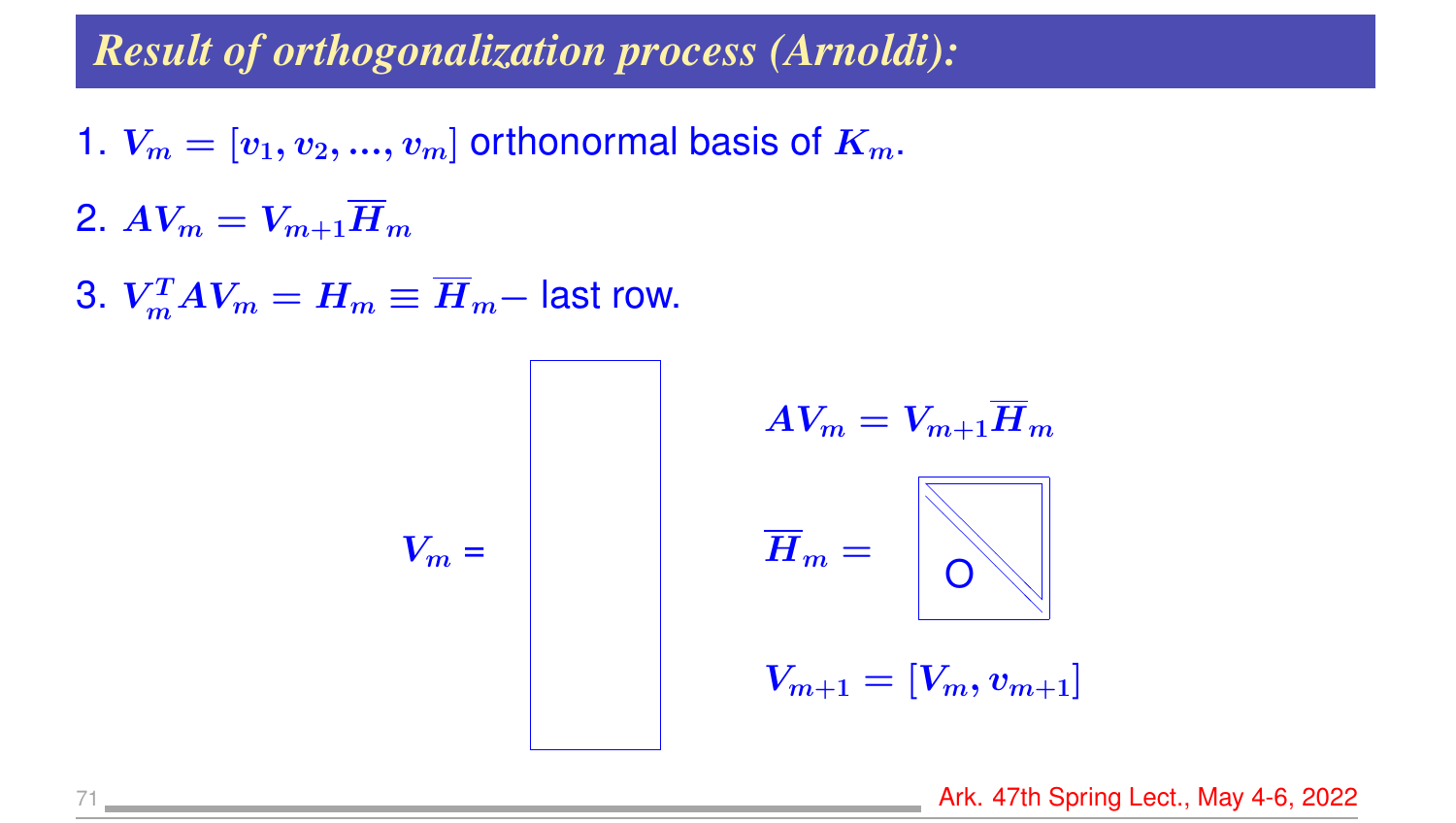## Result of orthogonalization process (Arnoldi):

1. $V_m = [v_1, v_2, ..., v_m]$ orthonormal basis of $K_m$.

2. $AV_m = V_{m+1}\overline{H}_m$

3. $V_m^T A V_m = H_m \equiv \overline{H}_m -$ last row.

$V_m =$

$$AV_m = V_{m+1}\overline{H}_m$$

$\overline{H}_m =$ O

$$V_{m+1} = [V_m, v_{m+1}]$$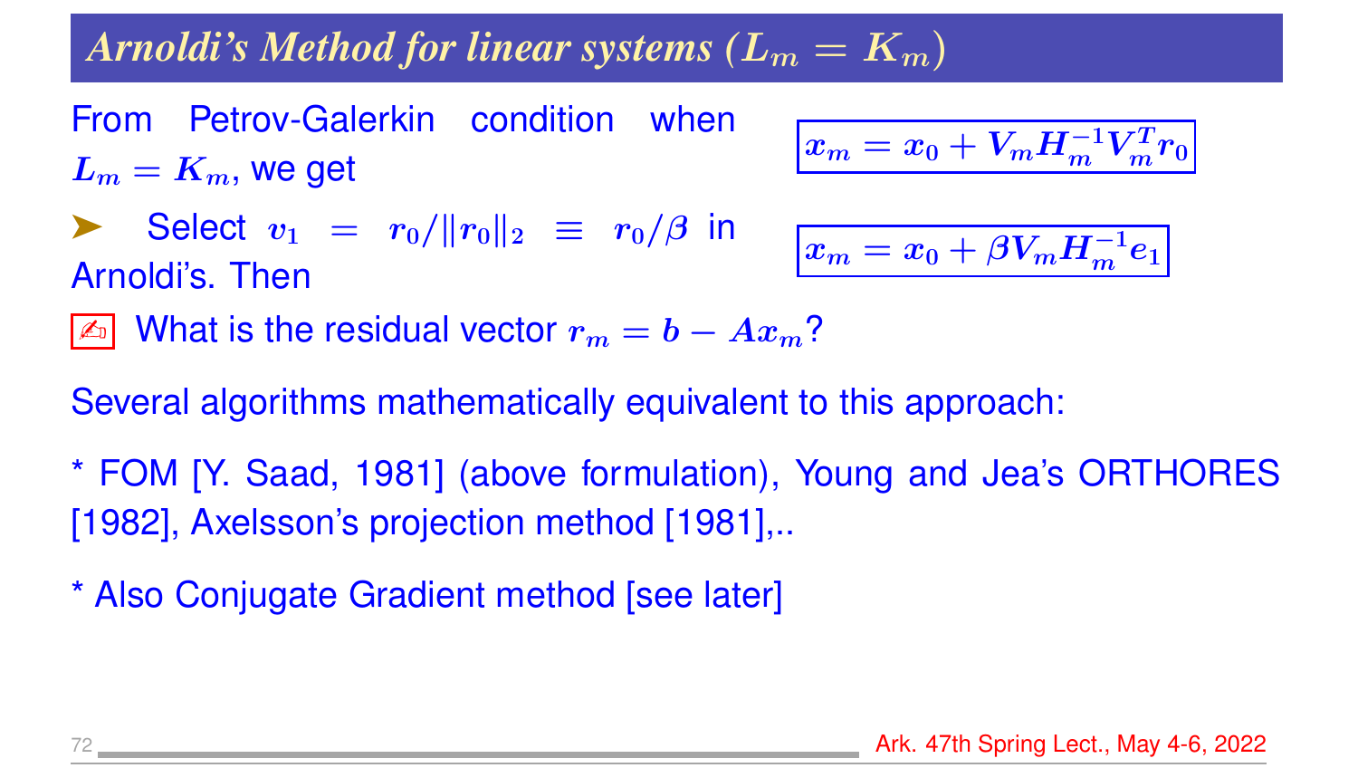## *Arnoldi's Method for linear systems ($L_m = K_m$)*

From Petrov-Galerkin condition when $L_m = K_m$, we get

$$x_m = x_0 + V_m H_m^{-1} V_m^T r_0$$

➤ Select $v_1 = r_0 / \|r_0\|_2 \equiv r_0/\beta$ in Arnoldi's. Then

$$x_m = x_0 + \beta V_m H_m^{-1} e_1$$

✍ What is the residual vector $r_m = b - Ax_m$?

Several algorithms mathematically equivalent to this approach:

* FOM [Y. Saad, 1981] (above formulation), Young and Jea's ORTHORES [1982], Axelsson's projection method [1981],..

* Also Conjugate Gradient method [see later]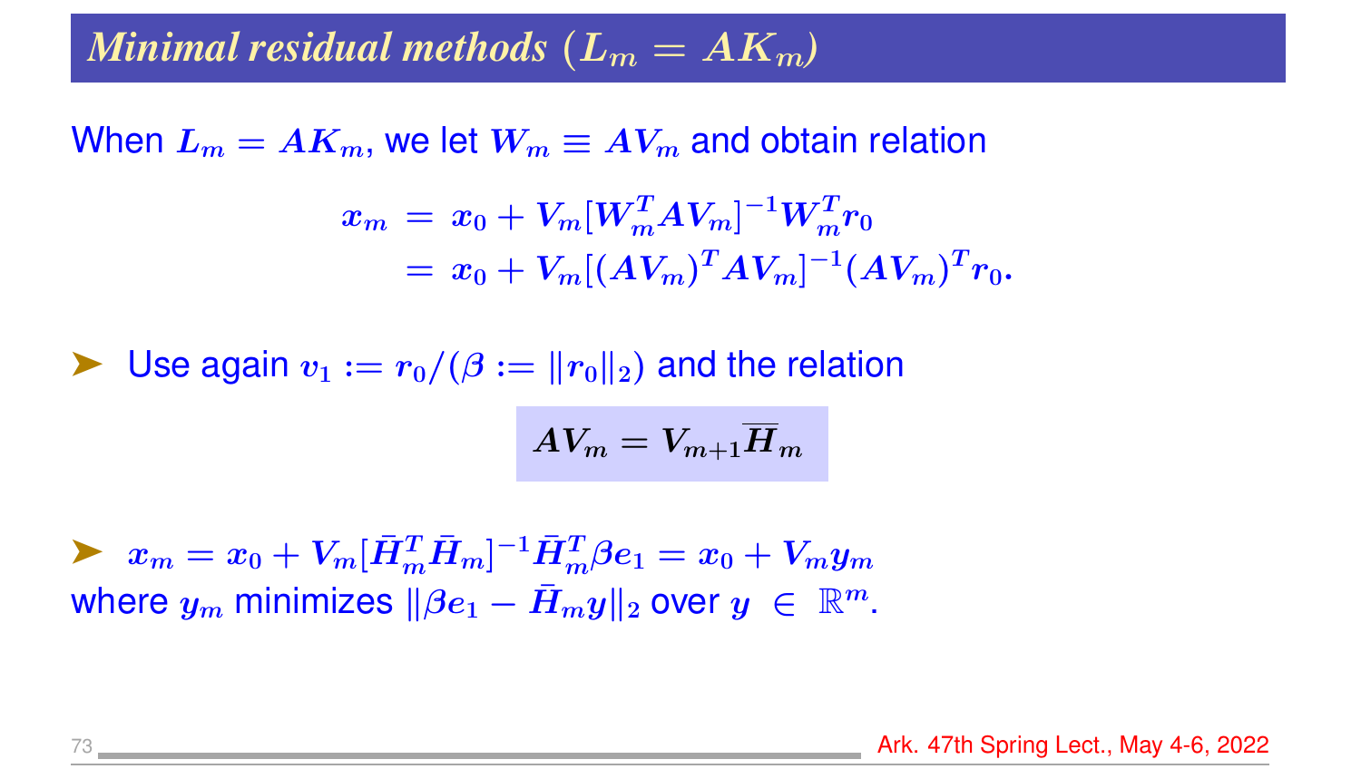# *Minimal residual methods ($L_m = AK_m$)*

When $L_m = AK_m$, we let $W_m \equiv AV_m$ and obtain relation

$$
\begin{aligned}
x_m &= x_0 + V_m[W_m^T A V_m]^{-1} W_m^T r_0 \\
&= x_0 + V_m[(AV_m)^T AV_m]^{-1}(AV_m)^T r_0.
\end{aligned}
$$

- Use again $v_1 := r_0/(\beta := \|r_0\|_2)$ and the relation

$$
AV_m = V_{m+1}\overline{H}_m
$$

- $x_m = x_0 + V_m[\bar{H}_m^T \bar{H}_m]^{-1}\bar{H}_m^T \beta e_1 = x_0 + V_m y_m$

where $y_m$ minimizes $\|\beta e_1 - \bar{H}_m y\|_2$ over $y \in \mathbb{R}^m$.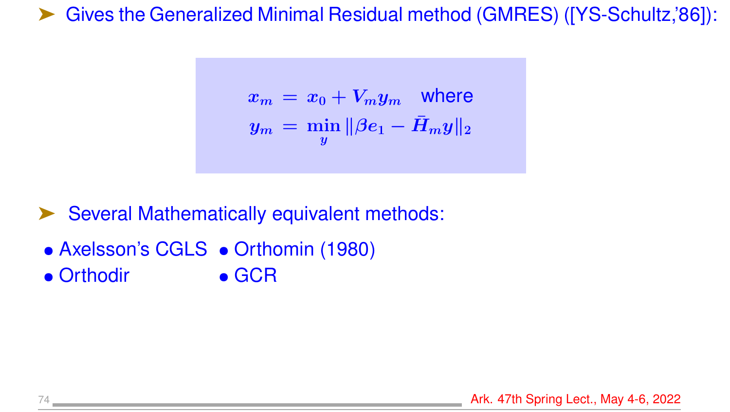- Gives the Generalized Minimal Residual method (GMRES) ([YS-Schultz,'86]):

$$
\begin{aligned}
x_m &= x_0 + V_m y_m \quad \text{where} \\
y_m &= \min_y \|\beta e_1 - \bar{H}_m y\|_2
\end{aligned}
$$

- Several Mathematically equivalent methods:

- Axelsson's CGLS
- Orthomin (1980)
- Orthodir
- GCR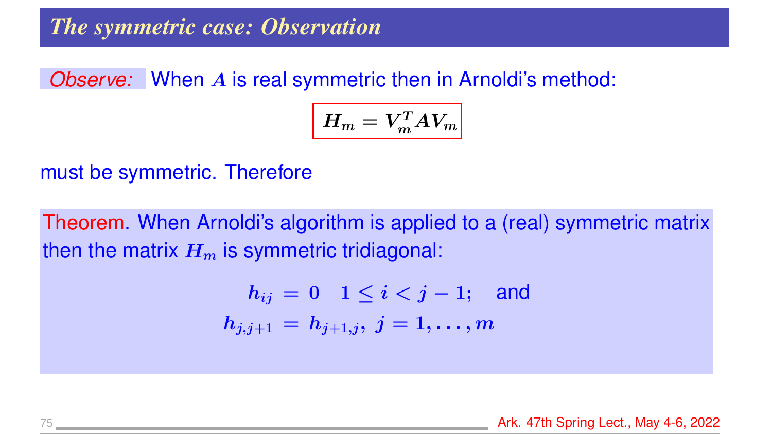## The symmetric case: Observation

*Observe:* When $A$ is real symmetric then in Arnoldi's method:

$$H_m = V_m^T A V_m$$

must be symmetric. Therefore

**Theorem.** When Arnoldi's algorithm is applied to a (real) symmetric matrix then the matrix $H_m$ is symmetric tridiagonal:

$$h_{ij} = 0 \quad 1 \le i < j-1; \quad \text{and}$$
$$h_{j,j+1} = h_{j+1,j}, \; j = 1, \ldots, m$$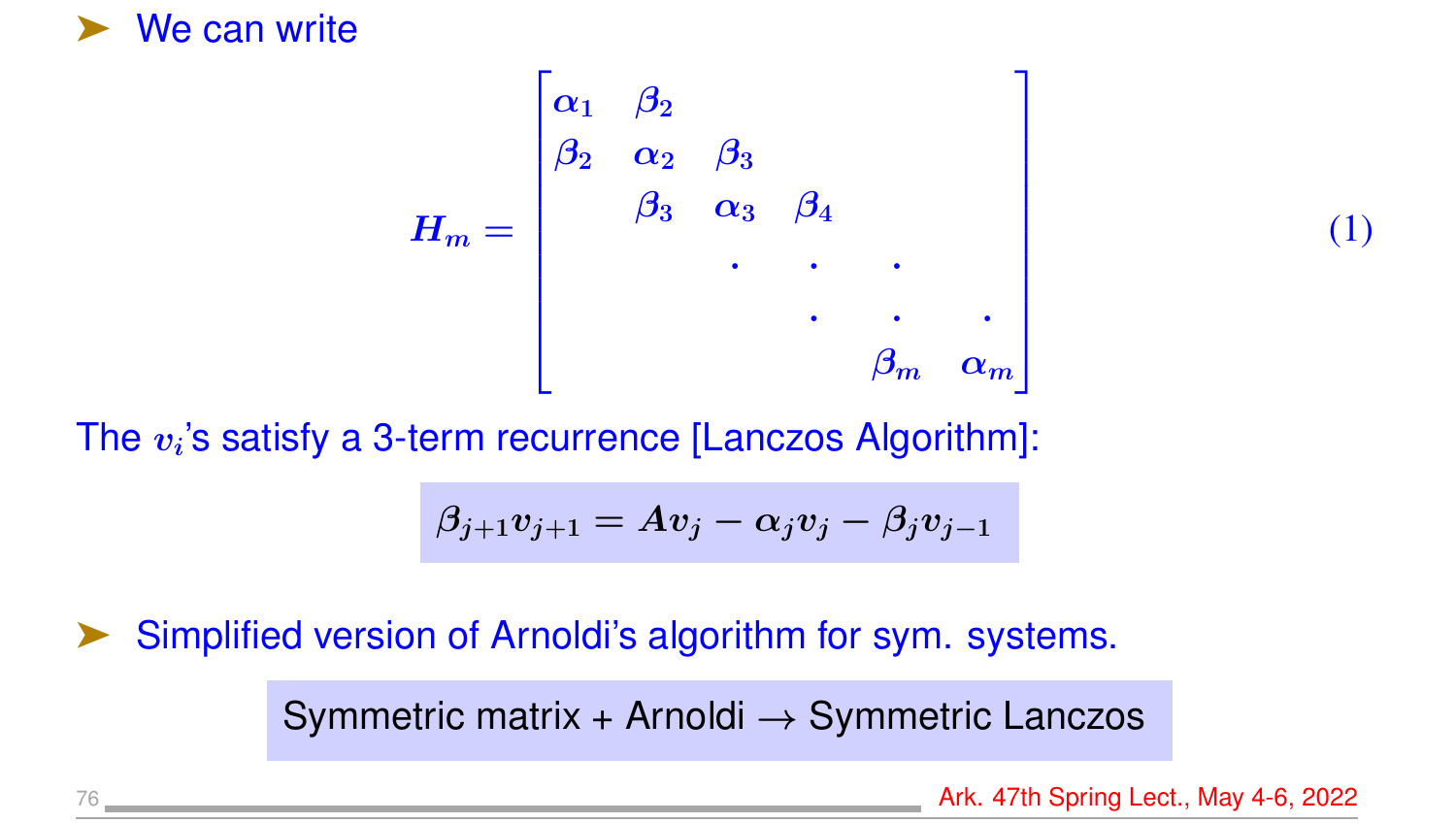- We can write

$$H_m = \begin{bmatrix} \alpha_1 & \beta_2 & & & & \\ \beta_2 & \alpha_2 & \beta_3 & & & \\ & \beta_3 & \alpha_3 & \beta_4 & & \\ & & \cdot & \cdot & \cdot & \\ & & & \cdot & \cdot & \cdot \\ & & & & \beta_m & \alpha_m \end{bmatrix} \tag{1}$$

The $v_i$'s satisfy a 3-term recurrence [Lanczos Algorithm]:

$$\beta_{j+1} v_{j+1} = A v_j - \alpha_j v_j - \beta_j v_{j-1}$$

- Simplified version of Arnoldi's algorithm for sym. systems.

Symmetric matrix + Arnoldi → Symmetric Lanczos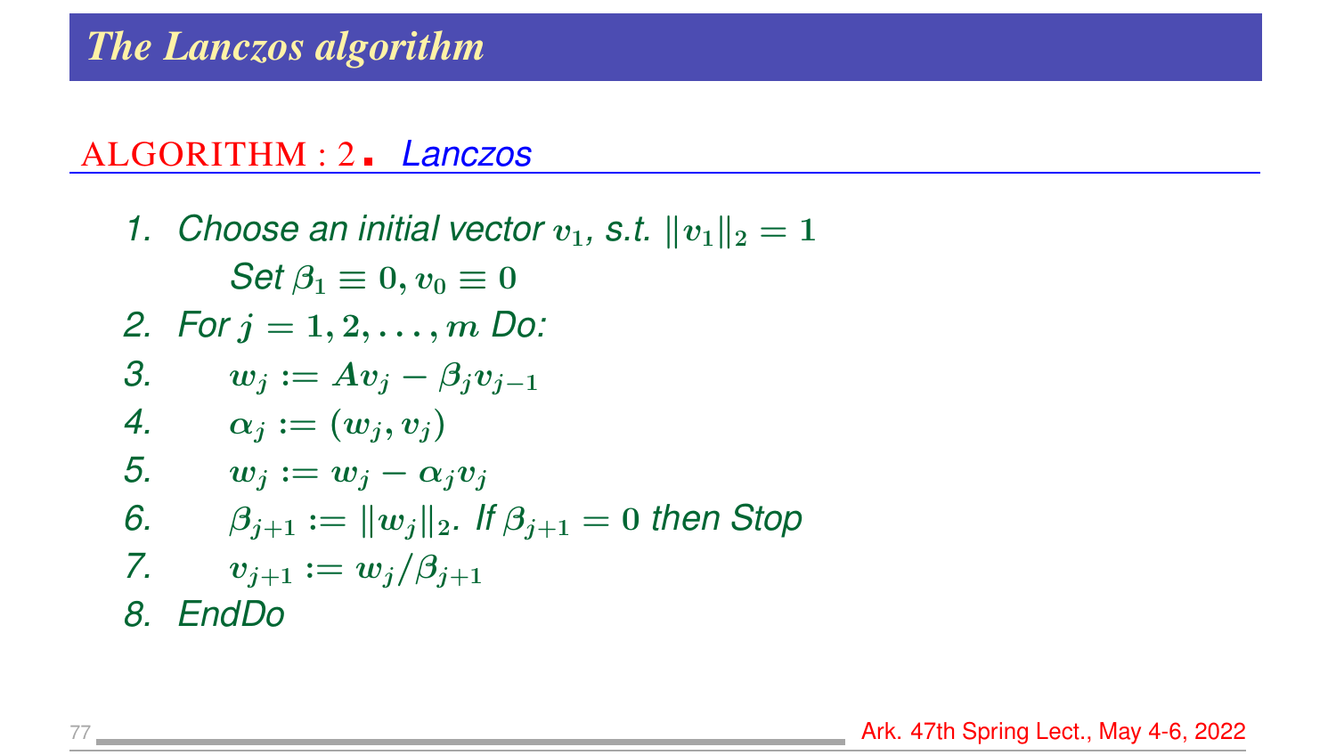# The Lanczos algorithm

**ALGORITHM : 2. *Lanczos***

1. *Choose an initial vector* $v_1$, *s.t.* $\|v_1\|_2 = 1$
   *Set* $\beta_1 \equiv 0, v_0 \equiv 0$
2. *For* $j = 1, 2, \ldots, m$ *Do:*
3. $\quad w_j := Av_j - \beta_j v_{j-1}$
4. $\quad \alpha_j := (w_j, v_j)$
5. $\quad w_j := w_j - \alpha_j v_j$
6. $\quad \beta_{j+1} := \|w_j\|_2$. *If* $\beta_{j+1} = 0$ *then Stop*
7. $\quad v_{j+1} := w_j / \beta_{j+1}$
8. *EndDo*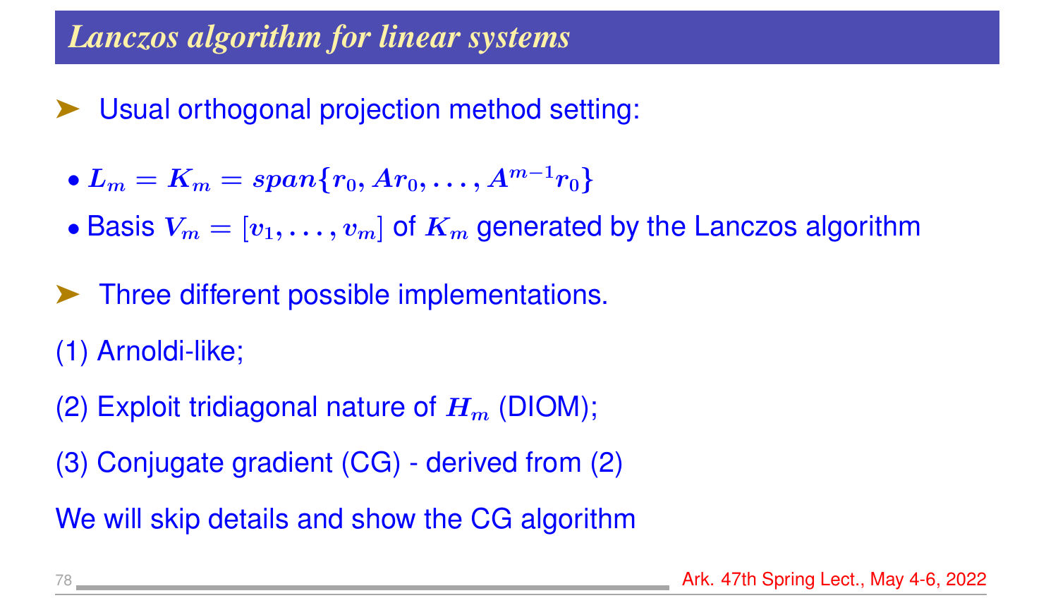## Lanczos algorithm for linear systems

- Usual orthogonal projection method setting:
  - $L_m = K_m = span\{r_0, Ar_0, \ldots, A^{m-1}r_0\}$
  - Basis $V_m = [v_1, \ldots, v_m]$ of $K_m$ generated by the Lanczos algorithm
- Three different possible implementations.

(1) Arnoldi-like;

(2) Exploit tridiagonal nature of $H_m$ (DIOM);

(3) Conjugate gradient (CG) - derived from (2)

We will skip details and show the CG algorithm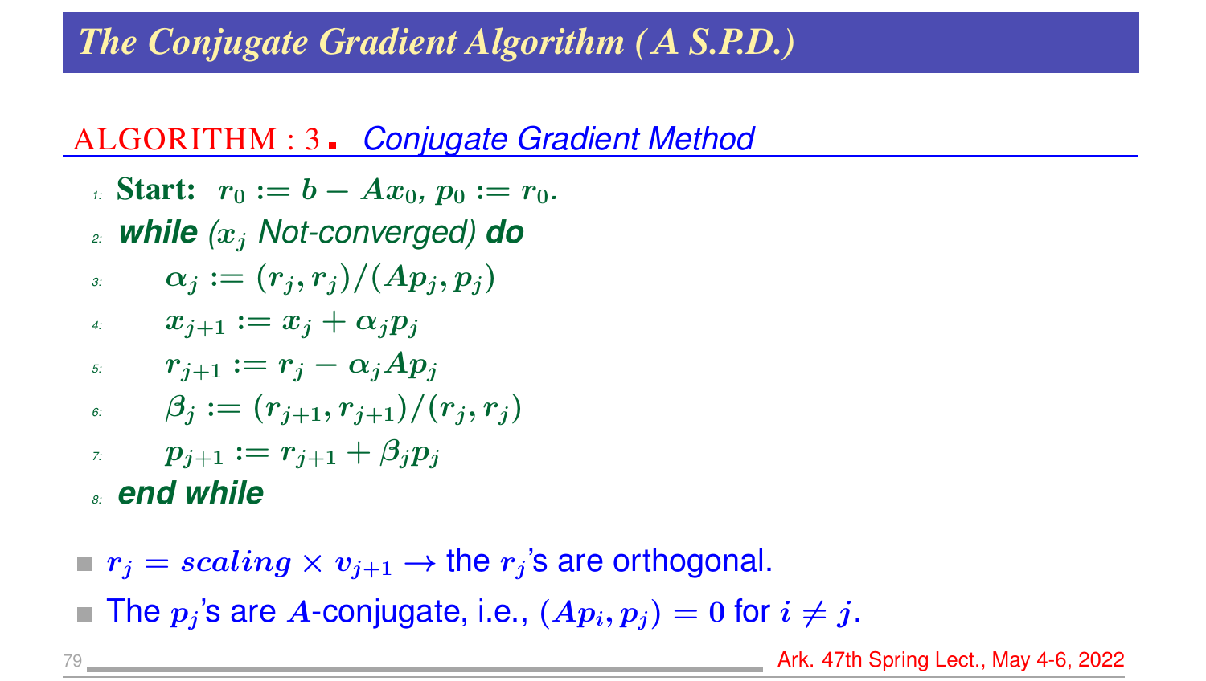# The Conjugate Gradient Algorithm (A S.P.D.)

**ALGORITHM : 3.** *Conjugate Gradient Method*

1. **Start:** $r_0 := b - Ax_0$, $p_0 := r_0$.
2. ***while*** *($x_j$ Not-converged)* ***do***
3. $\quad \alpha_j := (r_j, r_j)/(Ap_j, p_j)$
4. $\quad x_{j+1} := x_j + \alpha_j p_j$
5. $\quad r_{j+1} := r_j - \alpha_j Ap_j$
6. $\quad \beta_j := (r_{j+1}, r_{j+1})/(r_j, r_j)$
7. $\quad p_{j+1} := r_{j+1} + \beta_j p_j$
8. ***end while***

- $r_j = scaling \times v_{j+1} \rightarrow$ the $r_j$'s are orthogonal.
- The $p_j$'s are $A$-conjugate, i.e., $(Ap_i, p_j) = 0$ for $i \neq j$.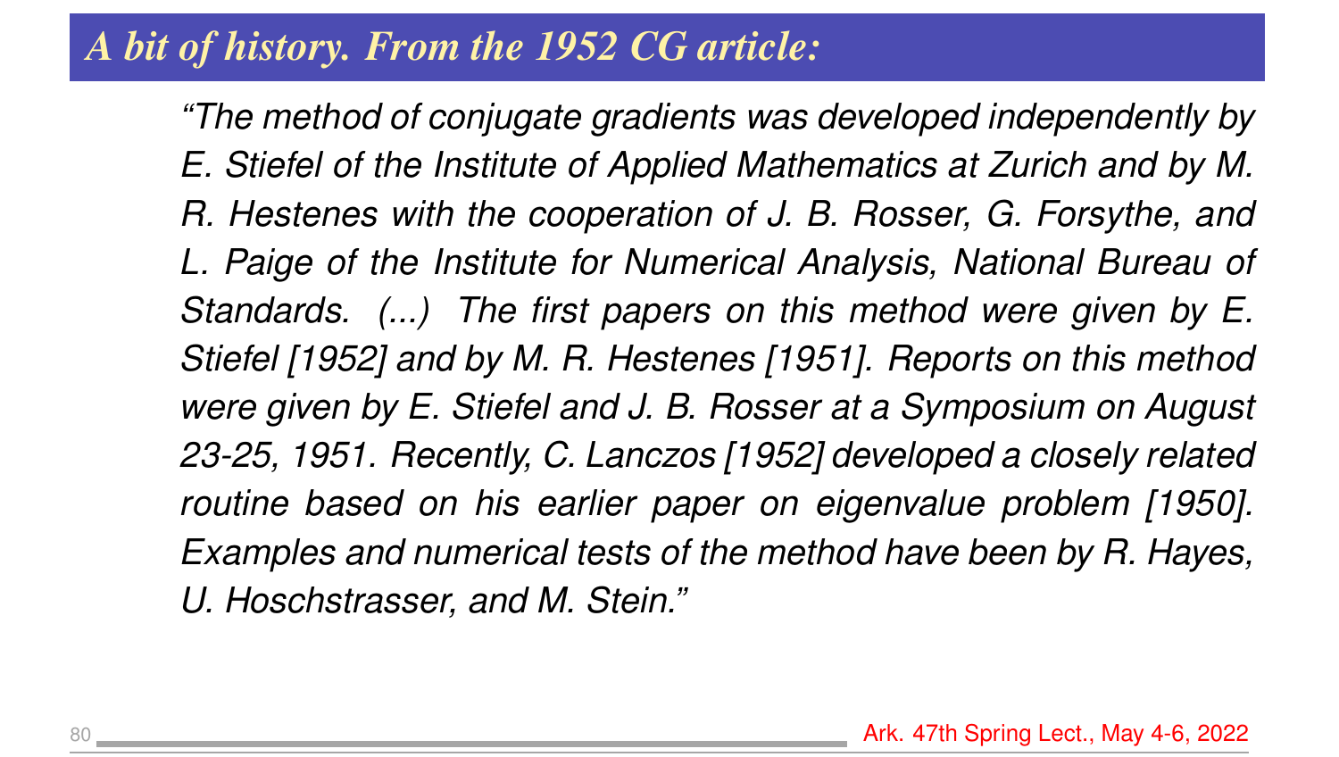## *A bit of history. From the 1952 CG article:*

*"The method of conjugate gradients was developed independently by E. Stiefel of the Institute of Applied Mathematics at Zurich and by M. R. Hestenes with the cooperation of J. B. Rosser, G. Forsythe, and L. Paige of the Institute for Numerical Analysis, National Bureau of Standards. (...) The first papers on this method were given by E. Stiefel [1952] and by M. R. Hestenes [1951]. Reports on this method were given by E. Stiefel and J. B. Rosser at a Symposium on August 23-25, 1951. Recently, C. Lanczos [1952] developed a closely related routine based on his earlier paper on eigenvalue problem [1950]. Examples and numerical tests of the method have been by R. Hayes, U. Hoschstrasser, and M. Stein."*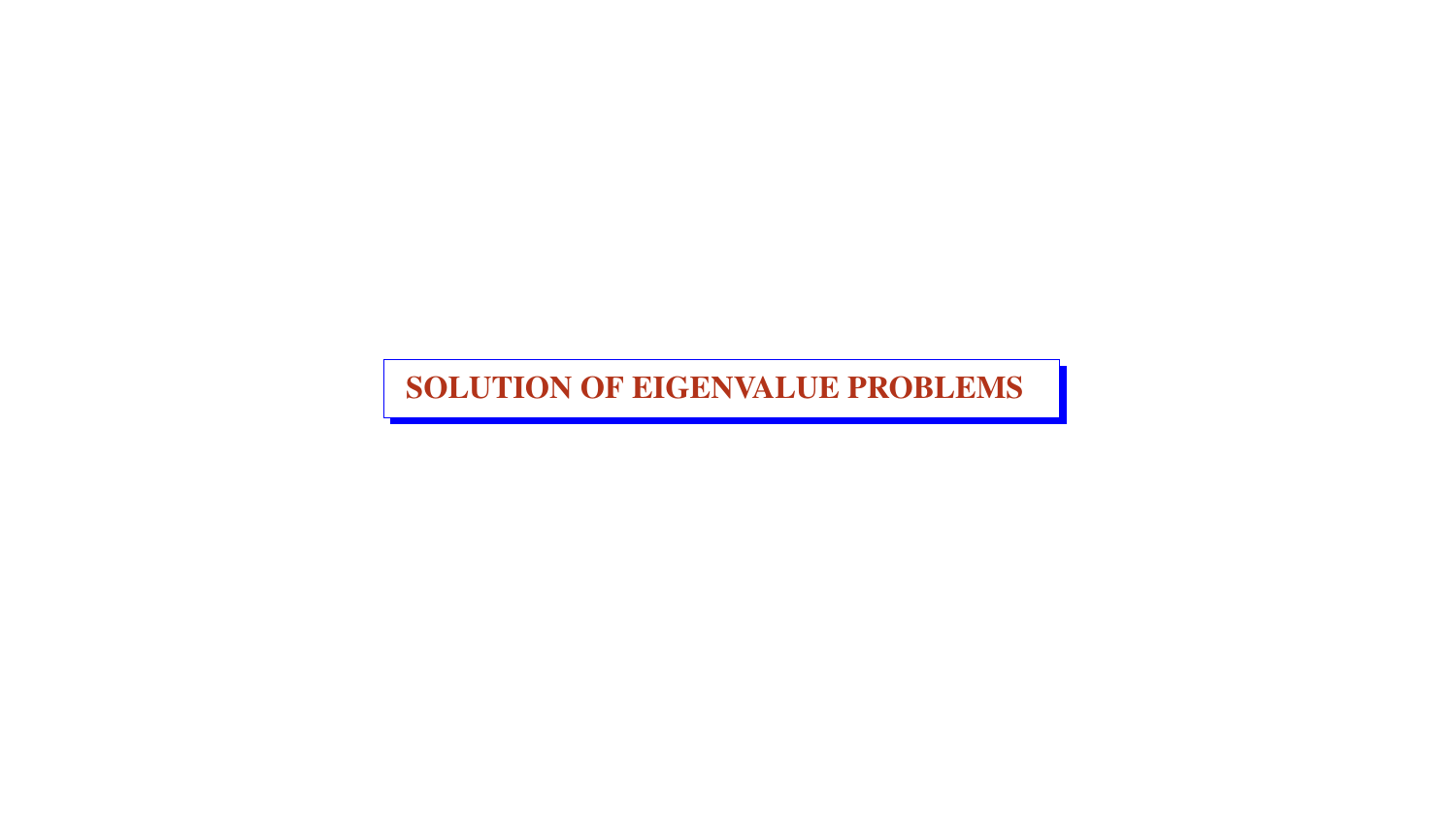# SOLUTION OF EIGENVALUE PROBLEMS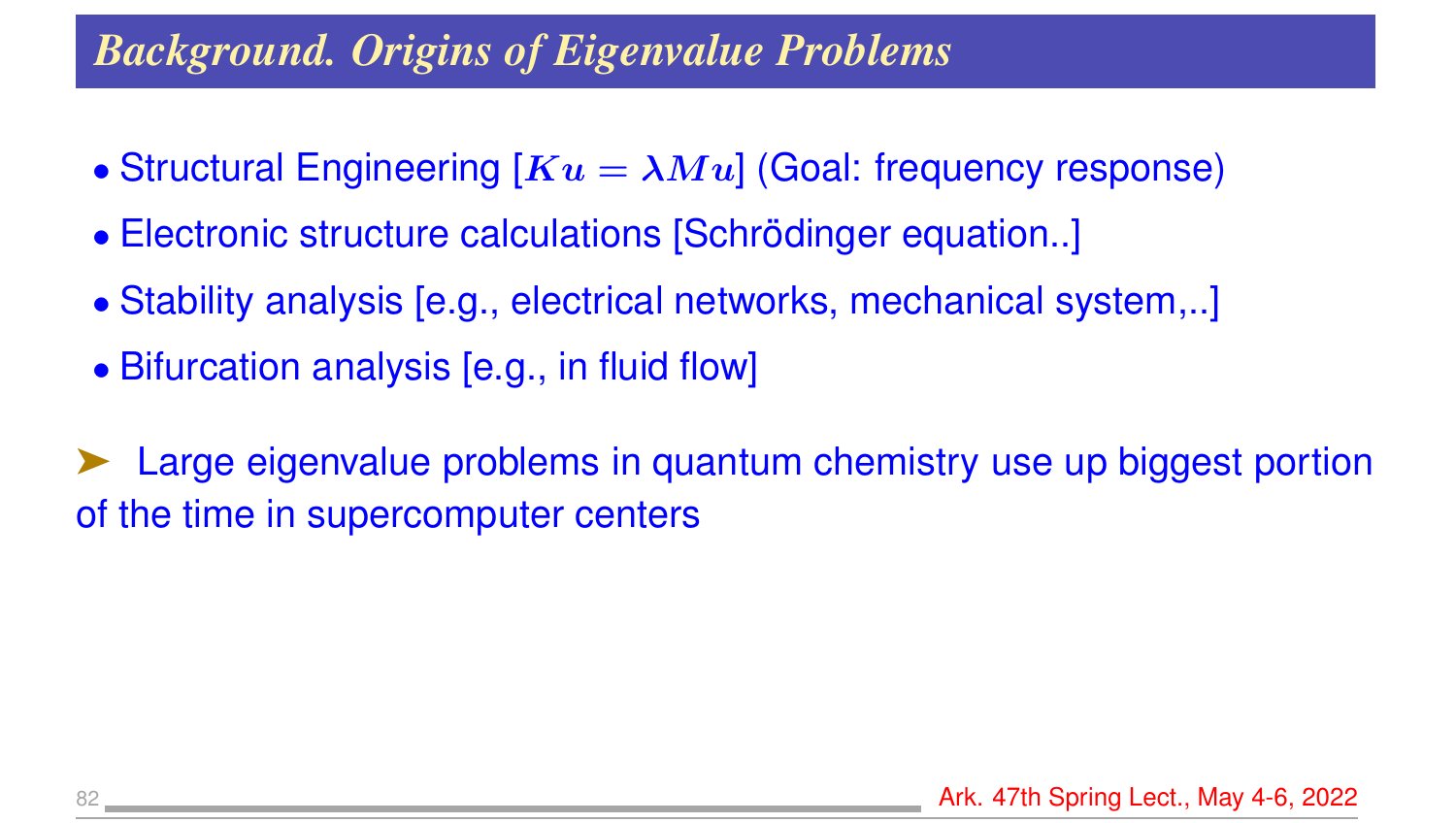## *Background. Origins of Eigenvalue Problems*

- Structural Engineering [$Ku = \lambda Mu$] (Goal: frequency response)
- Electronic structure calculations [Schrödinger equation..]
- Stability analysis [e.g., electrical networks, mechanical system,..]
- Bifurcation analysis [e.g., in fluid flow]

➤ Large eigenvalue problems in quantum chemistry use up biggest portion of the time in supercomputer centers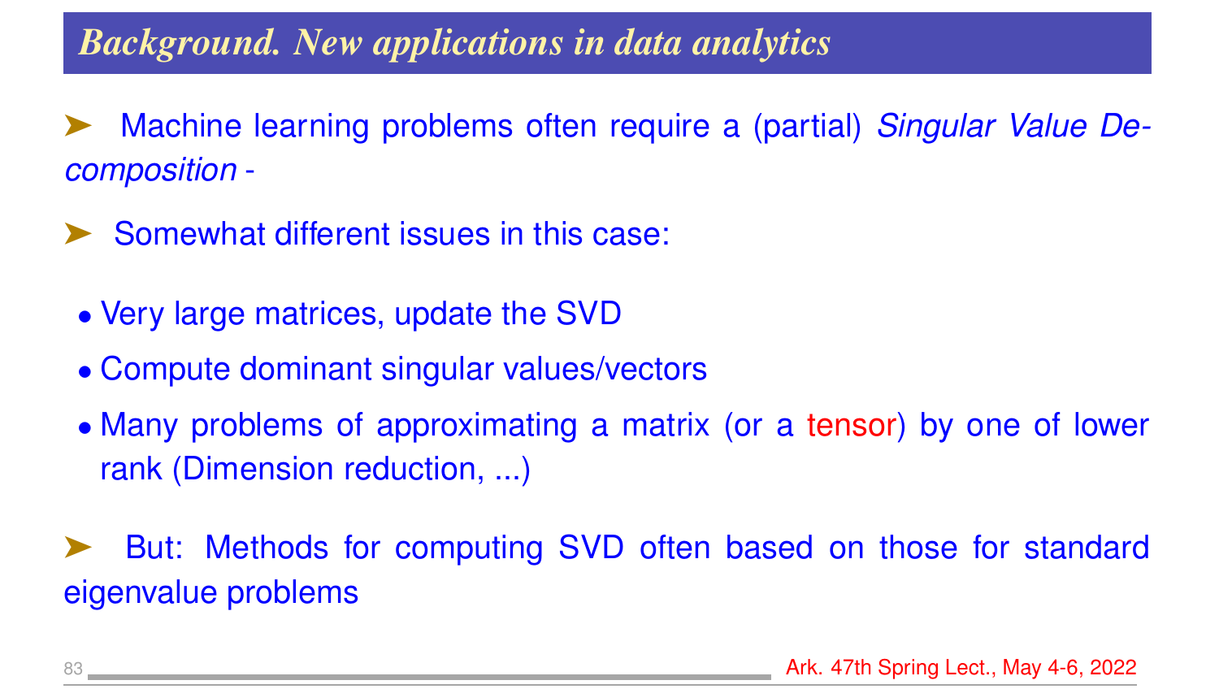## *Background. New applications in data analytics*

➤ Machine learning problems often require a (partial) *Singular Value Decomposition* -

➤ Somewhat different issues in this case:

- Very large matrices, update the SVD
- Compute dominant singular values/vectors
- Many problems of approximating a matrix (or a tensor) by one of lower rank (Dimension reduction, ...)

➤ But: Methods for computing SVD often based on those for standard eigenvalue problems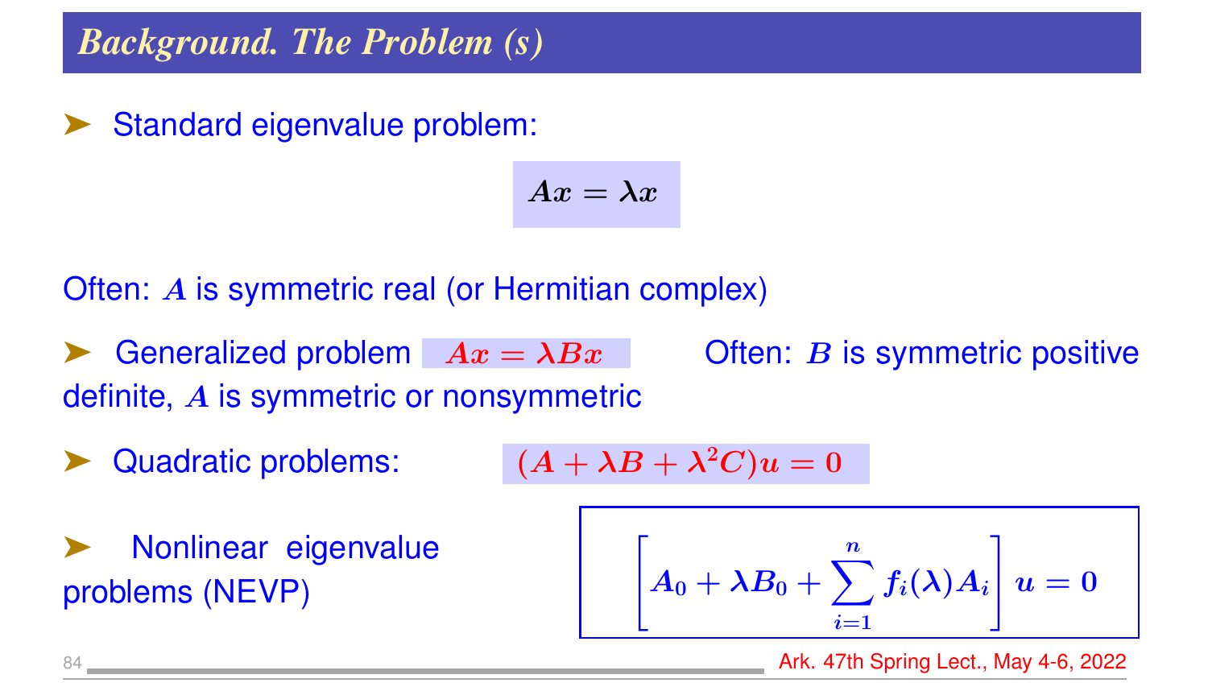## *Background. The Problem (s)*

- Standard eigenvalue problem:

$$Ax = \lambda x$$

Often: $A$ is symmetric real (or Hermitian complex)

- Generalized problem $Ax = \lambda Bx$ Often: $B$ is symmetric positive definite, $A$ is symmetric or nonsymmetric

- Quadratic problems: $(A + \lambda B + \lambda^2 C)u = 0$

- Nonlinear eigenvalue problems (NEVP)

$$\left[A_0 + \lambda B_0 + \sum_{i=1}^{n} f_i(\lambda) A_i\right] u = 0$$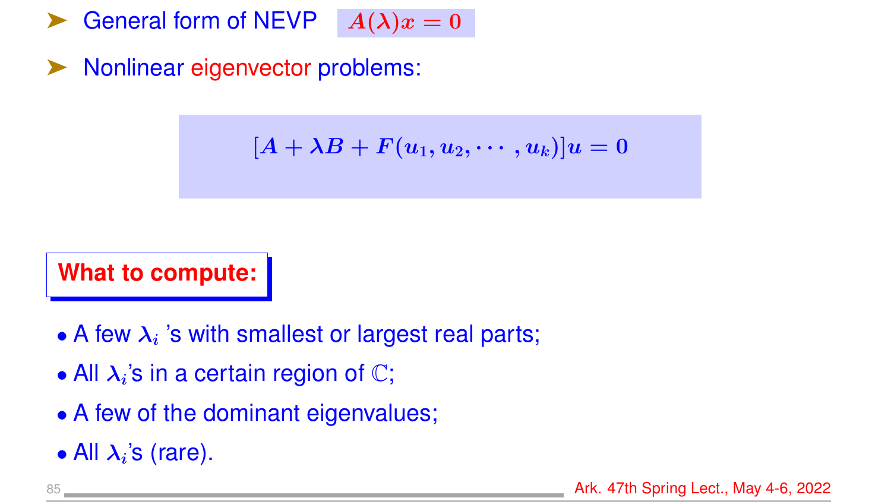- General form of NEVP $A(\lambda)x = 0$
- Nonlinear eigenvector problems:

$$[A + \lambda B + F(u_1, u_2, \cdots, u_k)]u = 0$$

**What to compute:**

- A few $\lambda_i$ 's with smallest or largest real parts;
- All $\lambda_i$'s in a certain region of $\mathbb{C}$;
- A few of the dominant eigenvalues;
- All $\lambda_i$'s (rare).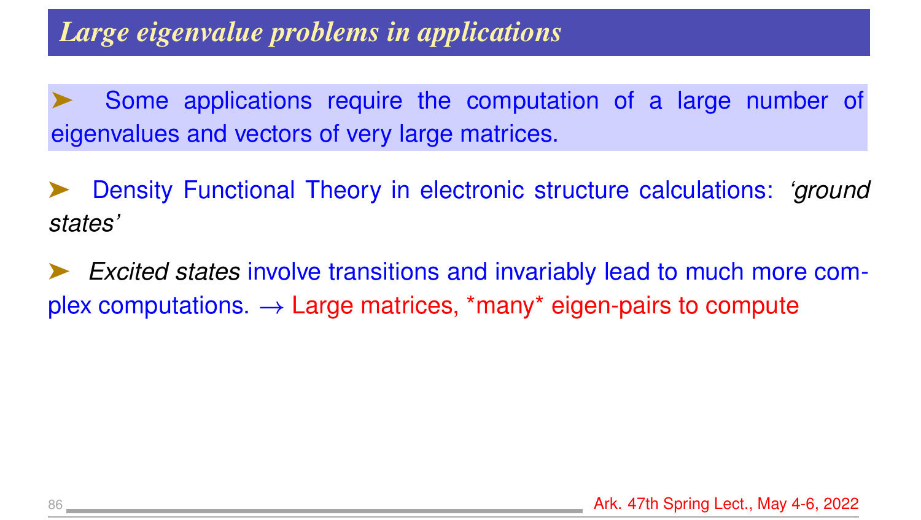## *Large eigenvalue problems in applications*

➤ Some applications require the computation of a large number of eigenvalues and vectors of very large matrices.

➤ Density Functional Theory in electronic structure calculations: *'ground states'*

➤ *Excited states* involve transitions and invariably lead to much more complex computations. $\rightarrow$ Large matrices, *many* eigen-pairs to compute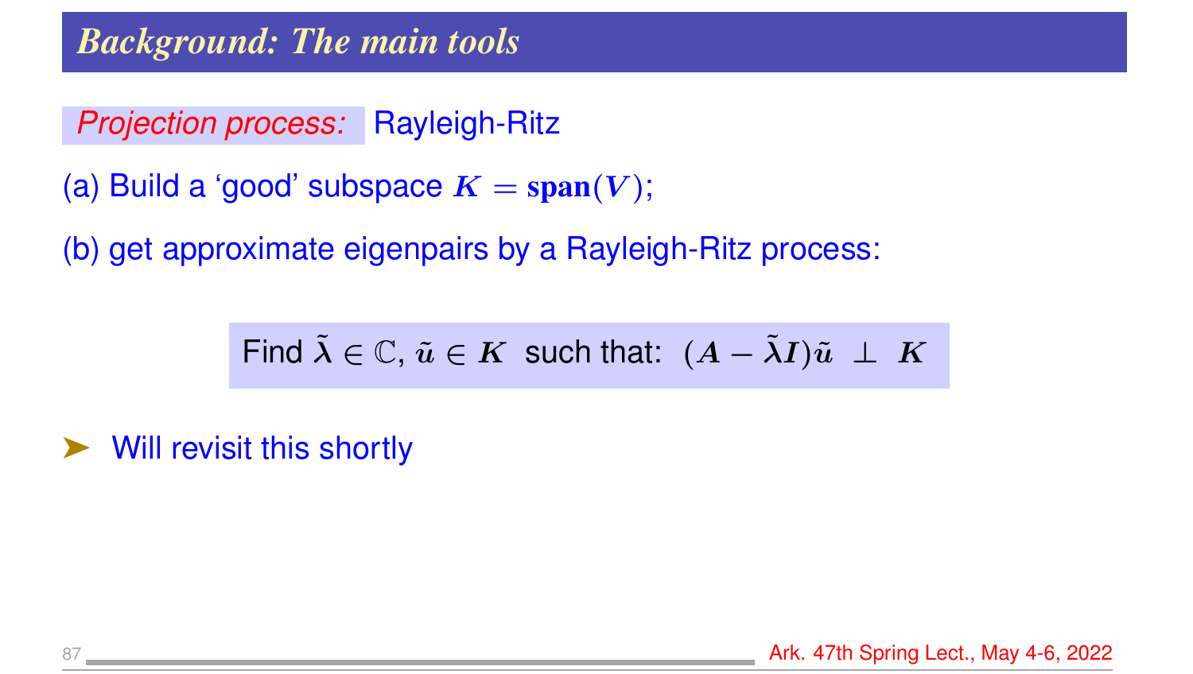# Background: The main tools

*Projection process:* Rayleigh-Ritz

(a) Build a 'good' subspace $K = \mathbf{span}(V)$;

(b) get approximate eigenpairs by a Rayleigh-Ritz process:

$$\text{Find } \tilde{\lambda} \in \mathbb{C},\ \tilde{u} \in K \text{ such that: } (A - \tilde{\lambda} I)\tilde{u} \perp K$$

- Will revisit this shortly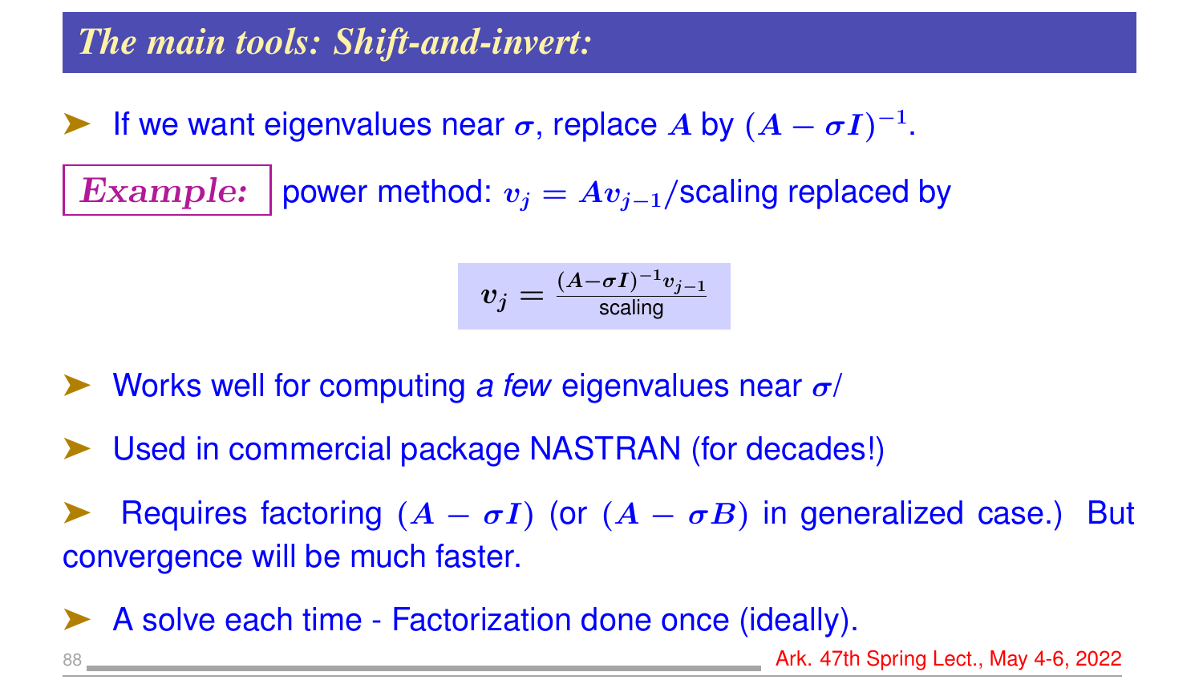## The main tools: Shift-and-invert:

- If we want eigenvalues near $\sigma$, replace $A$ by $(A - \sigma I)^{-1}$.

**Example:** power method: $v_j = Av_{j-1}$/scaling replaced by

$$v_j = \frac{(A-\sigma I)^{-1}v_{j-1}}{\text{scaling}}$$

- Works well for computing *a few* eigenvalues near $\sigma$/
- Used in commercial package NASTRAN (for decades!)
- Requires factoring $(A - \sigma I)$ (or $(A - \sigma B)$ in generalized case.) But convergence will be much faster.
- A solve each time - Factorization done once (ideally).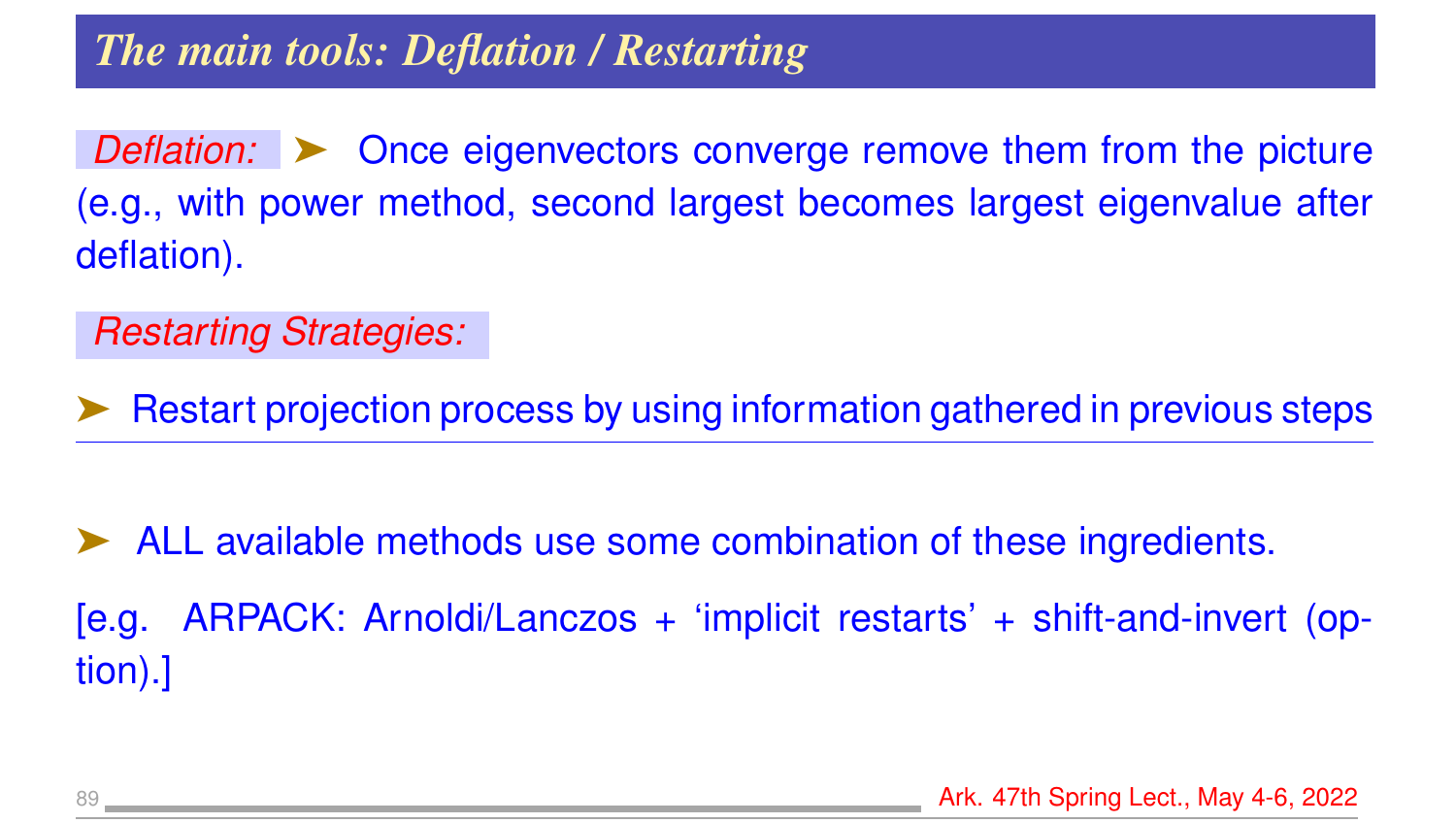## The main tools: Deflation / Restarting

*Deflation:* ➤ Once eigenvectors converge remove them from the picture (e.g., with power method, second largest becomes largest eigenvalue after deflation).

*Restarting Strategies:*

➤ Restart projection process by using information gathered in previous steps

---

➤ ALL available methods use some combination of these ingredients.

[e.g. ARPACK: Arnoldi/Lanczos + 'implicit restarts' + shift-and-invert (option).]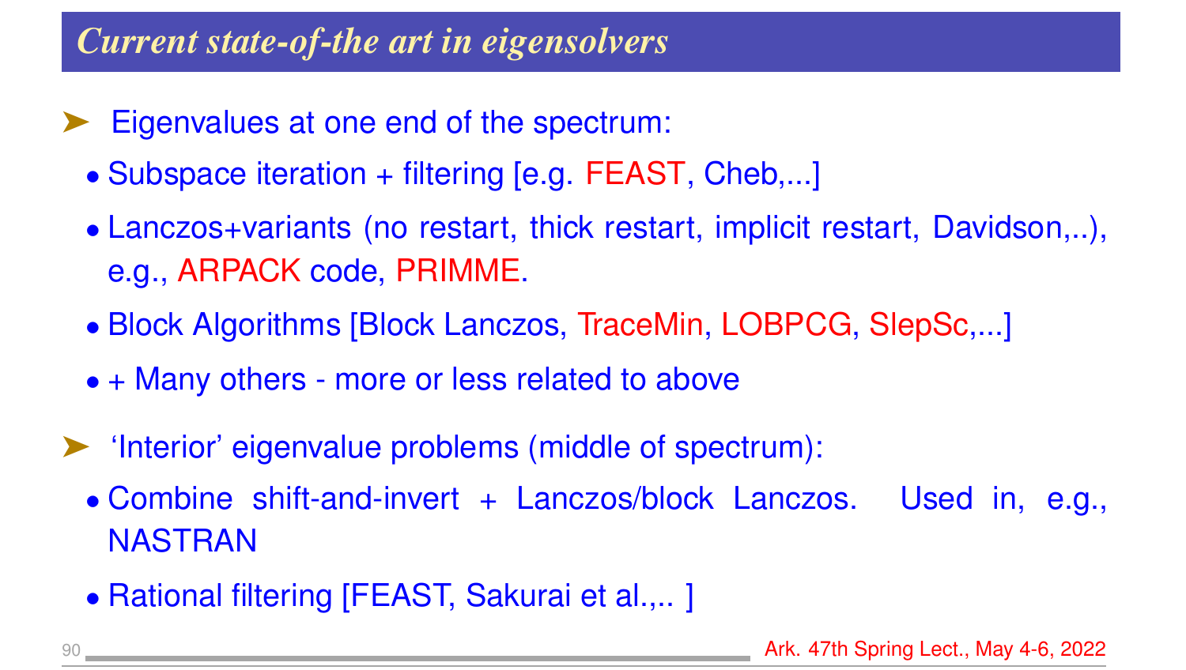## *Current state-of-the art in eigensolvers*

- Eigenvalues at one end of the spectrum:
  - Subspace iteration + filtering [e.g. FEAST, Cheb,...]
  - Lanczos+variants (no restart, thick restart, implicit restart, Davidson,..), e.g., ARPACK code, PRIMME.
  - Block Algorithms [Block Lanczos, TraceMin, LOBPCG, SlepSc,...]
  - + Many others - more or less related to above
- 'Interior' eigenvalue problems (middle of spectrum):
  - Combine shift-and-invert + Lanczos/block Lanczos. Used in, e.g., NASTRAN
  - Rational filtering [FEAST, Sakurai et al.,.. ]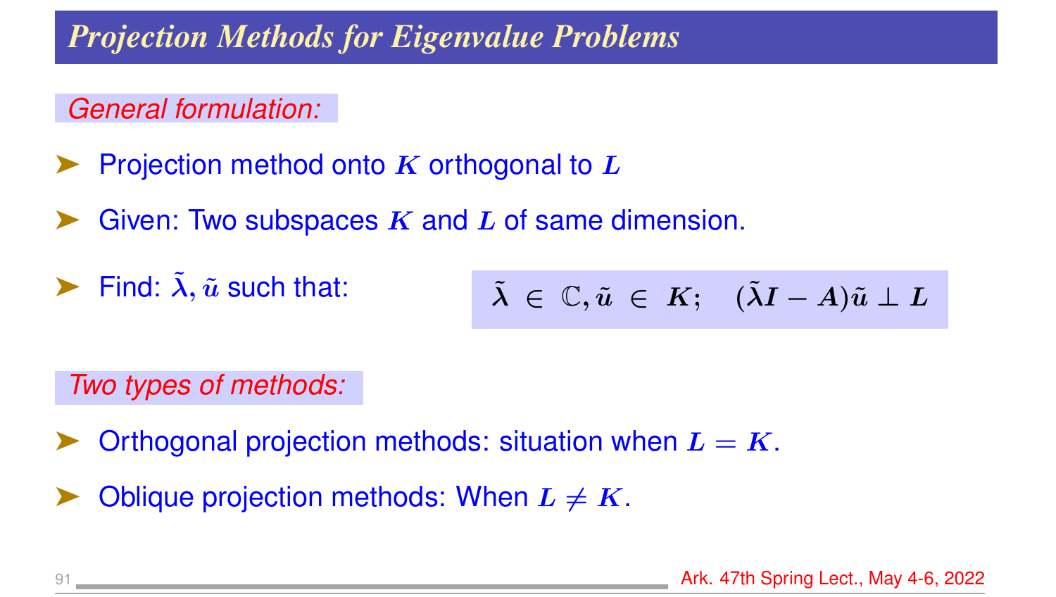# Projection Methods for Eigenvalue Problems

*General formulation:*

- Projection method onto $K$ orthogonal to $L$
- Given: Two subspaces $K$ and $L$ of same dimension.
- Find: $\tilde{\lambda}, \tilde{u}$ such that:

$$\tilde{\lambda} \in \mathbb{C}, \tilde{u} \in K; \quad (\tilde{\lambda} I - A)\tilde{u} \perp L$$

*Two types of methods:*

- Orthogonal projection methods: situation when $L = K$.
- Oblique projection methods: When $L \neq K$.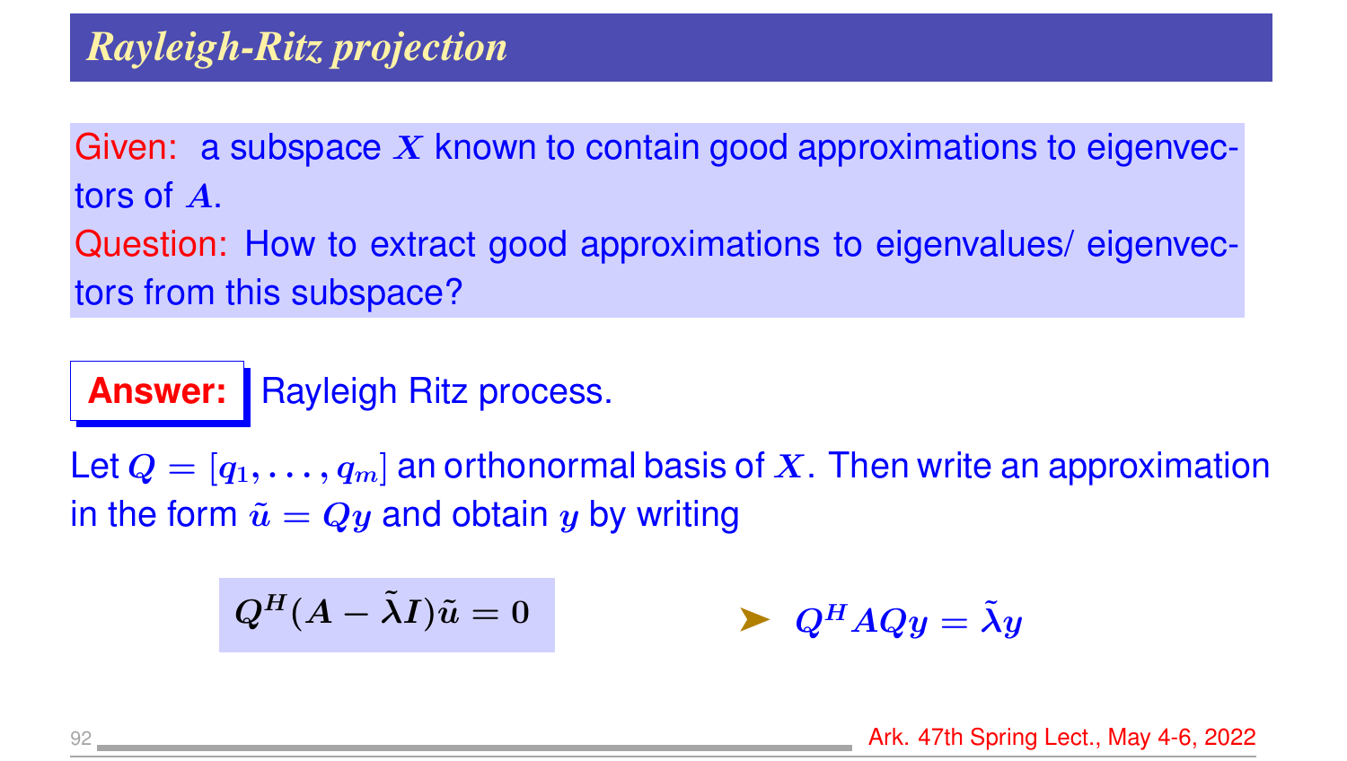# *Rayleigh-Ritz projection*

Given: a subspace $X$ known to contain good approximations to eigenvectors of $A$.

Question: How to extract good approximations to eigenvalues/ eigenvectors from this subspace?

**Answer:** Rayleigh Ritz process.

Let $Q = [q_1, \ldots, q_m]$ an orthonormal basis of $X$. Then write an approximation in the form $\tilde{u} = Qy$ and obtain $y$ by writing

$$Q^H(A - \tilde{\lambda}I)\tilde{u} = 0$$

➤ $Q^H AQy = \tilde{\lambda}y$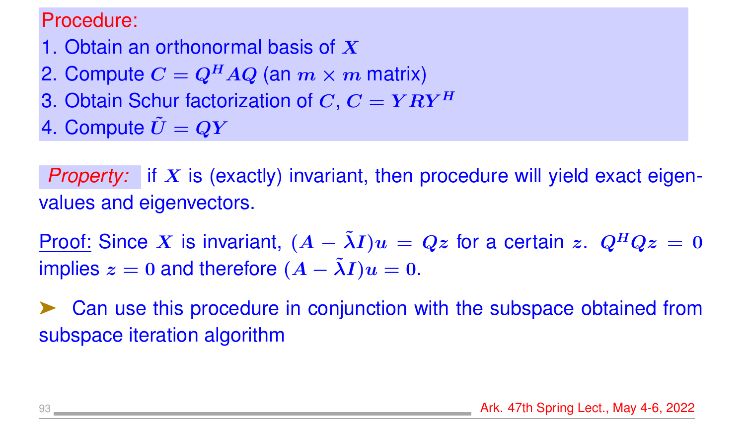Procedure:

1. Obtain an orthonormal basis of $X$
2. Compute $C = Q^H A Q$ (an $m \times m$ matrix)
3. Obtain Schur factorization of $C$, $C = Y R Y^H$
4. Compute $\tilde{U} = Q Y$

*Property:* if $X$ is (exactly) invariant, then procedure will yield exact eigenvalues and eigenvectors.

Proof: Since $X$ is invariant, $(A - \tilde{\lambda} I)u = Qz$ for a certain $z$. $Q^H Q z = 0$ implies $z = 0$ and therefore $(A - \tilde{\lambda} I)u = 0$.

➤ Can use this procedure in conjunction with the subspace obtained from subspace iteration algorithm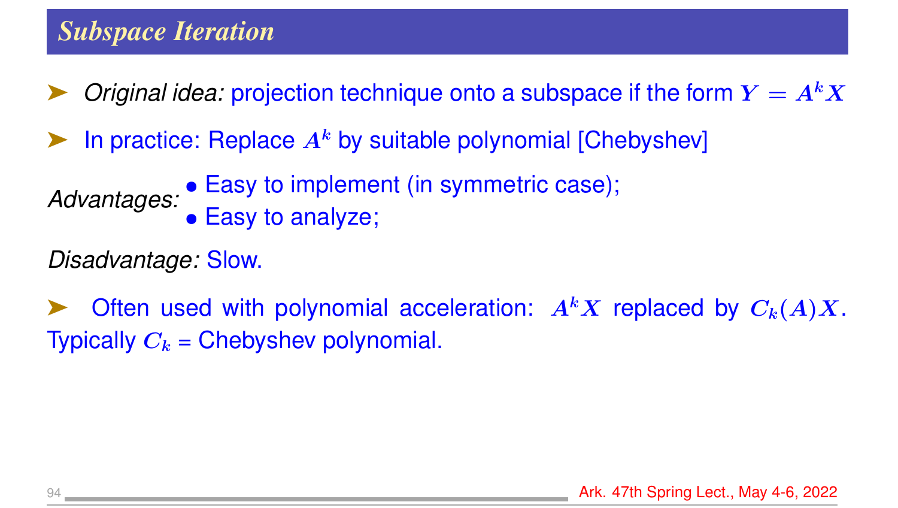# *Subspace Iteration*

- *Original idea:* projection technique onto a subspace if the form $Y = A^k X$
- In practice: Replace $A^k$ by suitable polynomial [Chebyshev]

*Advantages:*
- Easy to implement (in symmetric case);
- Easy to analyze;

*Disadvantage:* Slow.

- Often used with polynomial acceleration: $A^k X$ replaced by $C_k(A)X$. Typically $C_k$ = Chebyshev polynomial.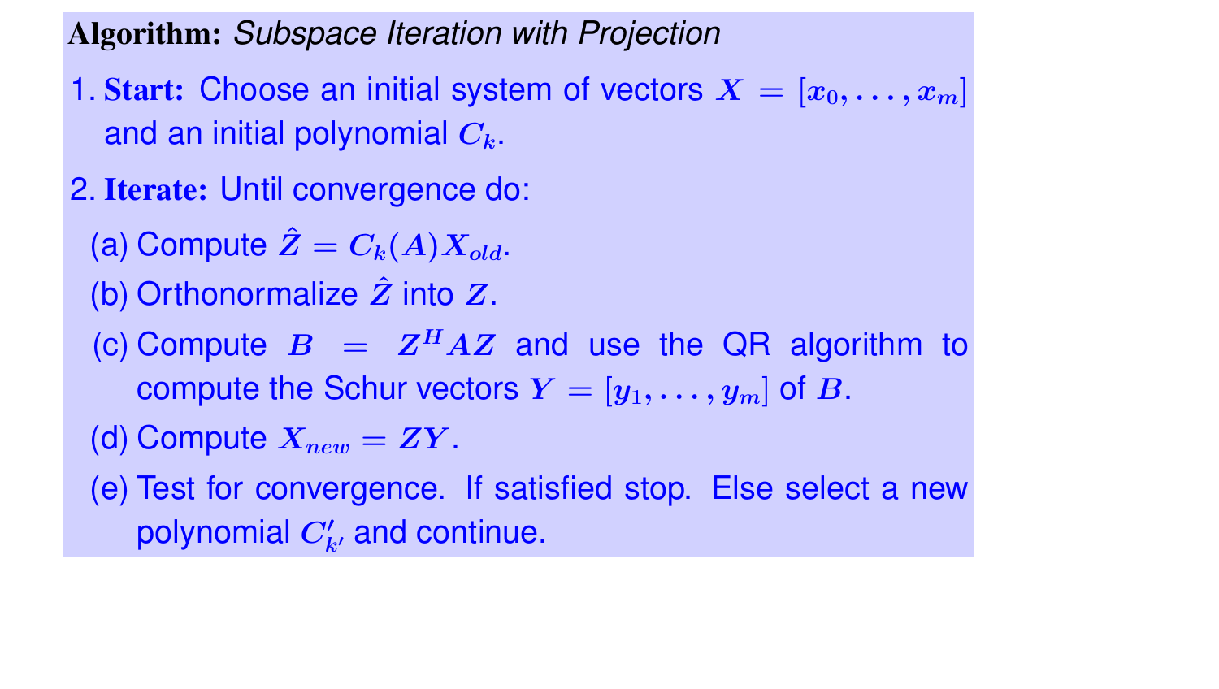**Algorithm:** *Subspace Iteration with Projection*

1. **Start:** Choose an initial system of vectors $X = [x_0, \ldots, x_m]$ and an initial polynomial $C_k$.
2. **Iterate:** Until convergence do:
   - (a) Compute $\hat{Z} = C_k(A) X_{old}$.
   - (b) Orthonormalize $\hat{Z}$ into $Z$.
   - (c) Compute $B = Z^H A Z$ and use the QR algorithm to compute the Schur vectors $Y = [y_1, \ldots, y_m]$ of $B$.
   - (d) Compute $X_{new} = ZY$.
   - (e) Test for convergence. If satisfied stop. Else select a new polynomial $C'_{k'}$ and continue.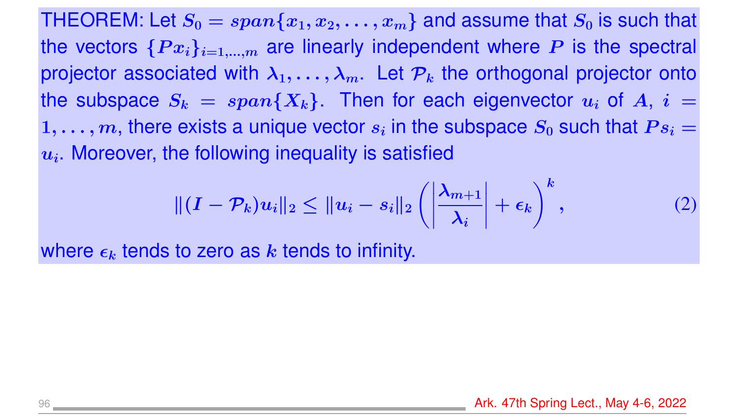THEOREM: Let $S_0 = span\{x_1, x_2, \ldots, x_m\}$ and assume that $S_0$ is such that the vectors $\{Px_i\}_{i=1,\ldots,m}$ are linearly independent where $P$ is the spectral projector associated with $\lambda_1, \ldots, \lambda_m$. Let $\mathcal{P}_k$ the orthogonal projector onto the subspace $S_k = span\{X_k\}$. Then for each eigenvector $u_i$ of $A$, $i = 1, \ldots, m$, there exists a unique vector $s_i$ in the subspace $S_0$ such that $Ps_i = u_i$. Moreover, the following inequality is satisfied

$$\|(I - \mathcal{P}_k)u_i\|_2 \leq \|u_i - s_i\|_2 \left( \left| \frac{\lambda_{m+1}}{\lambda_i} \right| + \epsilon_k \right)^k, \tag{2}$$

where $\epsilon_k$ tends to zero as $k$ tends to infinity.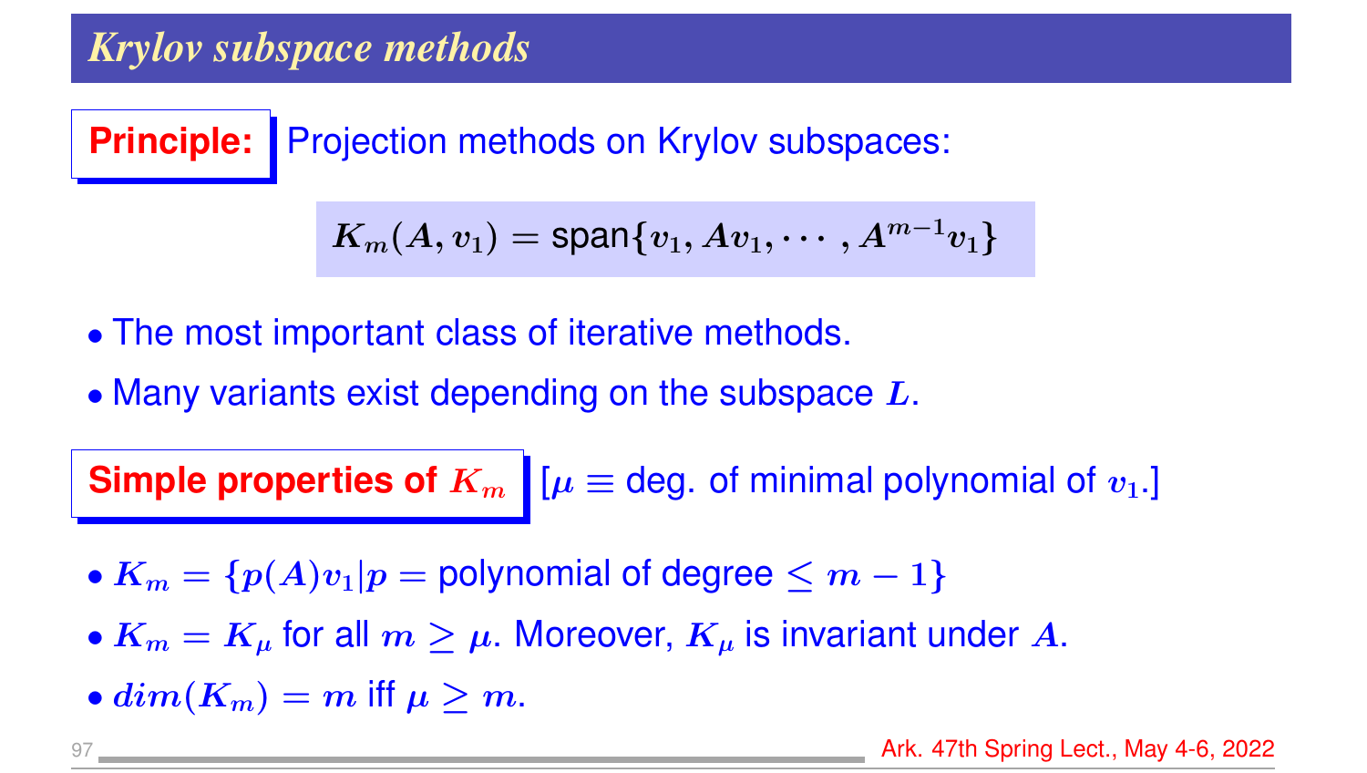## Krylov subspace methods

**Principle:** Projection methods on Krylov subspaces:

$$K_m(A, v_1) = \text{span}\{v_1, Av_1, \cdots, A^{m-1}v_1\}$$

- The most important class of iterative methods.
- Many variants exist depending on the subspace $L$.

**Simple properties of $K_m$** [$\mu \equiv$ deg. of minimal polynomial of $v_1$.]

- $K_m = \{p(A)v_1 | p = \text{polynomial of degree} \le m-1\}$
- $K_m = K_\mu$ for all $m \ge \mu$. Moreover, $K_\mu$ is invariant under $A$.
- $dim(K_m) = m$ iff $\mu \ge m$.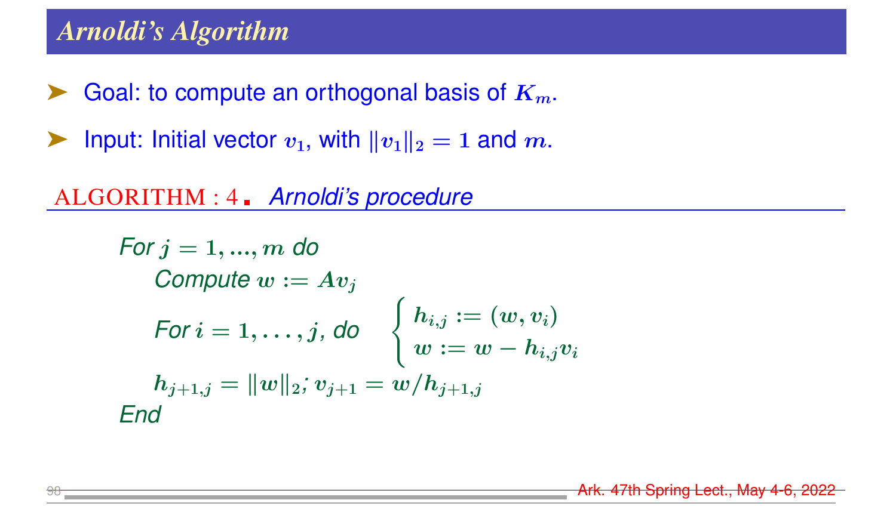# Arnoldi's Algorithm

- Goal: to compute an orthogonal basis of $K_m$.
- Input: Initial vector $v_1$, with $\|v_1\|_2 = 1$ and $m$.

ALGORITHM : 4 *Arnoldi's procedure*

*For* $j = 1, ..., m$ *do*

  *Compute* $w := Av_j$

  *For* $i = 1, \ldots, j$, *do* $\begin{cases} h_{i,j} := (w, v_i) \\ w := w - h_{i,j} v_i \end{cases}$

  $h_{j+1,j} = \|w\|_2$; $v_{j+1} = w / h_{j+1,j}$

*End*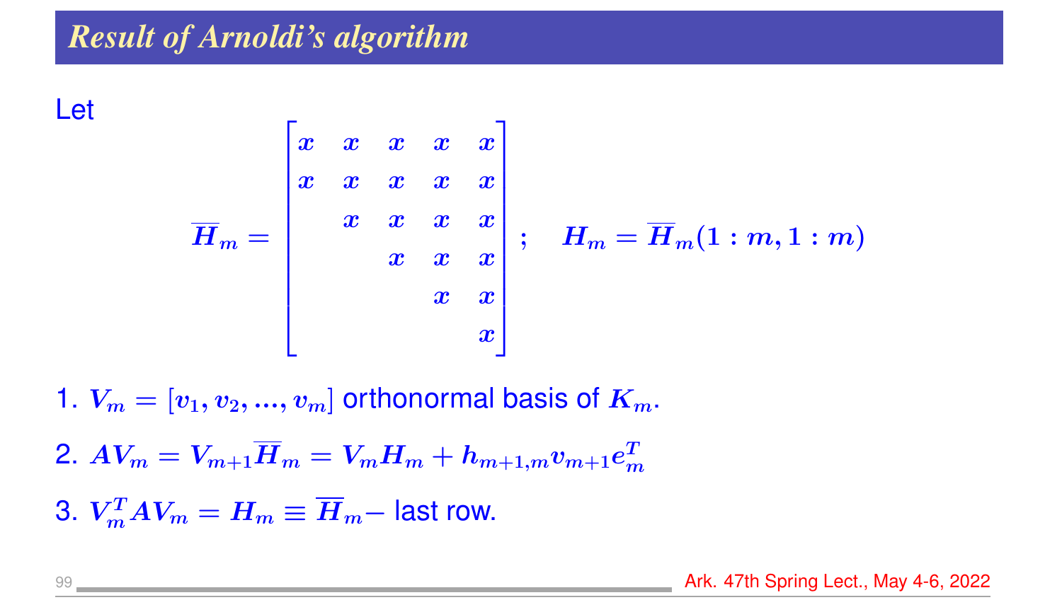## Result of Arnoldi's algorithm

Let

$$\overline{H}_m = \begin{bmatrix} x & x & x & x & x \\ x & x & x & x & x \\ & x & x & x & x \\ & & x & x & x \\ & & & x & x \\ & & & & x \end{bmatrix}; \quad H_m = \overline{H}_m(1:m, 1:m)$$

1. $V_m = [v_1, v_2, ..., v_m]$ orthonormal basis of $K_m$.
2. $AV_m = V_{m+1}\overline{H}_m = V_m H_m + h_{m+1,m} v_{m+1} e_m^T$
3. $V_m^T A V_m = H_m \equiv \overline{H}_m -$ last row.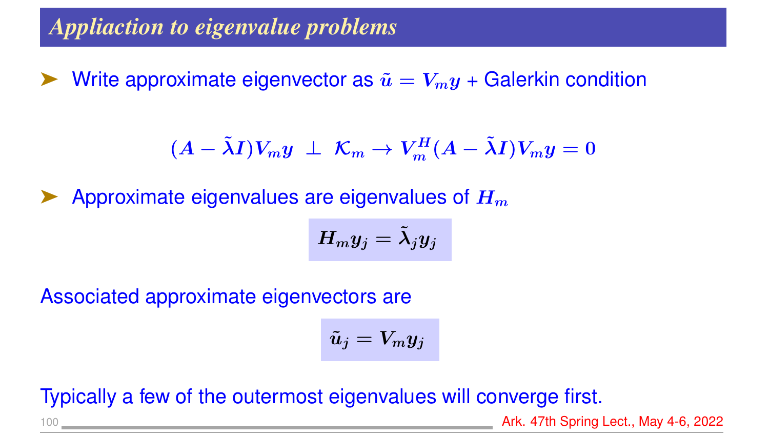## Appliaction to eigenvalue problems

- Write approximate eigenvector as $\tilde{u} = V_m y$ + Galerkin condition

$$(A - \tilde{\lambda} I) V_m y \;\perp\; \mathcal{K}_m \to V_m^H (A - \tilde{\lambda} I) V_m y = 0$$

- Approximate eigenvalues are eigenvalues of $H_m$

$$H_m y_j = \tilde{\lambda}_j y_j$$

Associated approximate eigenvectors are

$$\tilde{u}_j = V_m y_j$$

Typically a few of the outermost eigenvalues will converge first.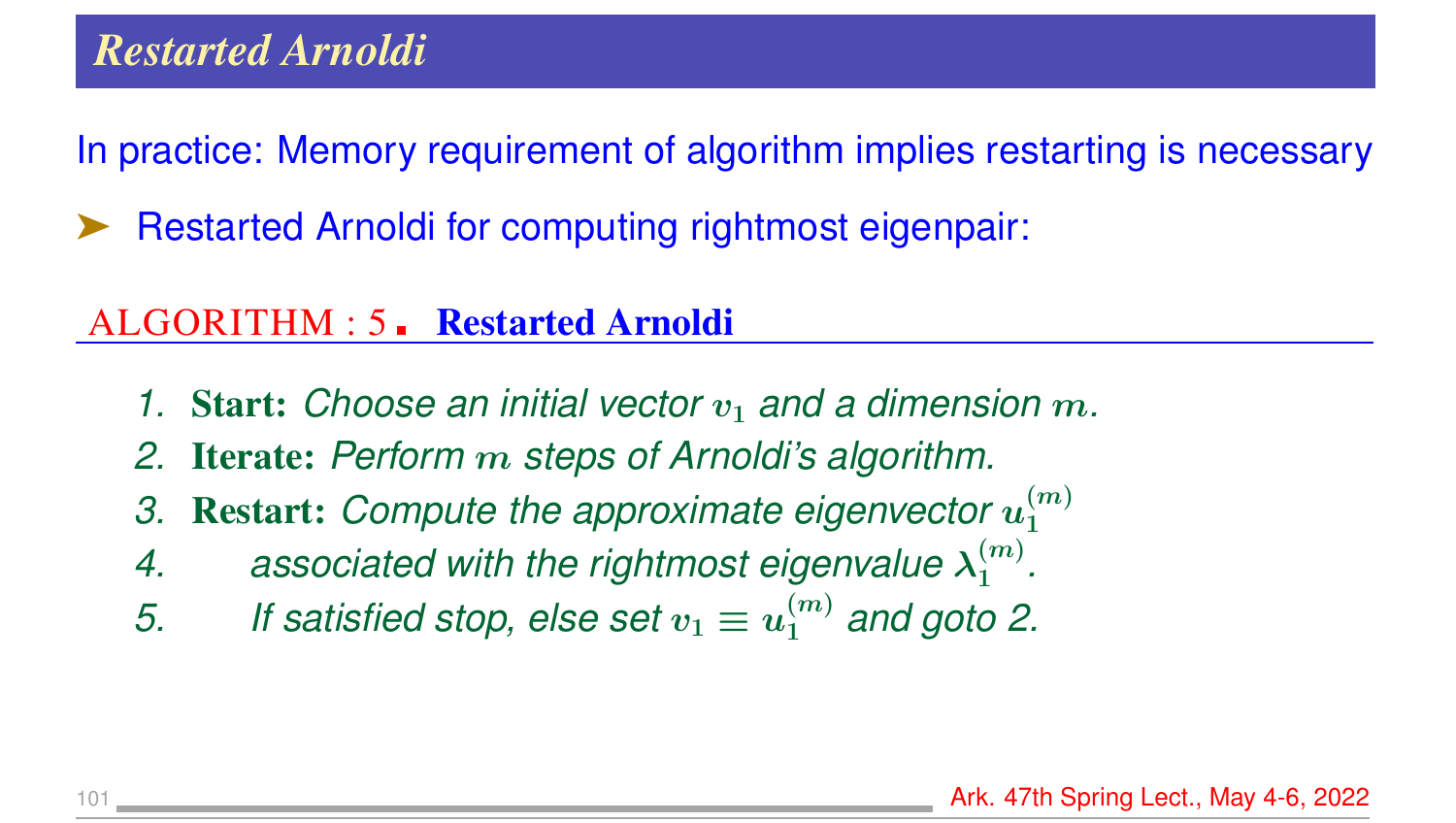## Restarted Arnoldi

In practice: Memory requirement of algorithm implies restarting is necessary

➤ Restarted Arnoldi for computing rightmost eigenpair:

**ALGORITHM : 5. Restarted Arnoldi**

1. **Start:** *Choose an initial vector $v_1$ and a dimension $m$.*
2. **Iterate:** *Perform $m$ steps of Arnoldi's algorithm.*
3. **Restart:** *Compute the approximate eigenvector $u_1^{(m)}$*
4. *associated with the rightmost eigenvalue $\lambda_1^{(m)}$.*
5. *If satisfied stop, else set $v_1 \equiv u_1^{(m)}$ and goto 2.*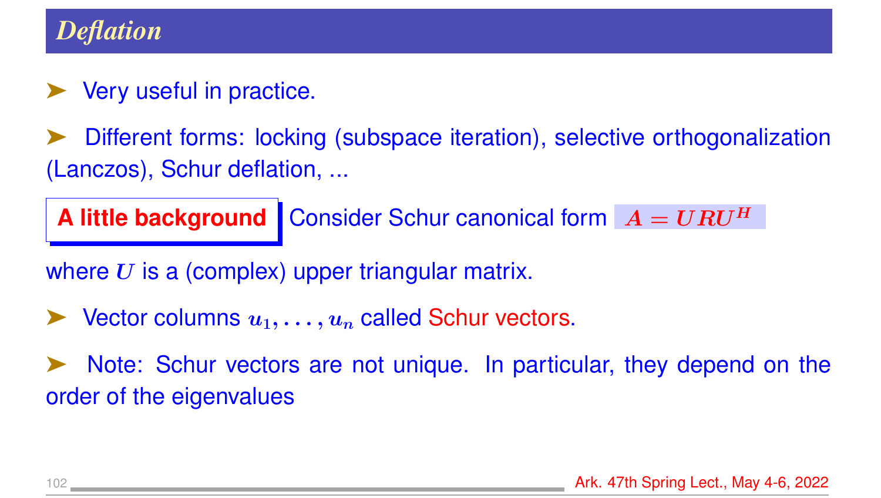# Deflation

- Very useful in practice.

- Different forms: locking (subspace iteration), selective orthogonalization (Lanczos), Schur deflation, ...

**A little background** Consider Schur canonical form $A = URU^H$

where $U$ is a (complex) upper triangular matrix.

- Vector columns $u_1, \ldots, u_n$ called Schur vectors.

- Note: Schur vectors are not unique. In particular, they depend on the order of the eigenvalues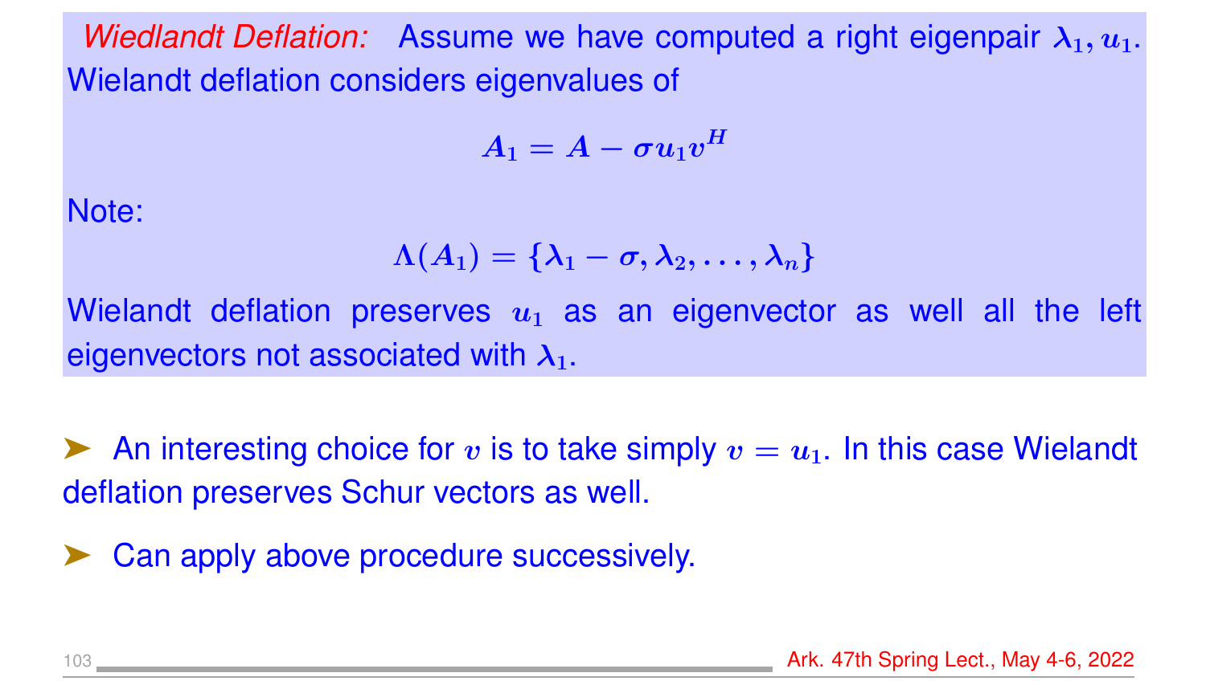*Wiedlandt Deflation:* Assume we have computed a right eigenpair $\lambda_1, u_1$. Wielandt deflation considers eigenvalues of

$$A_1 = A - \sigma u_1 v^H$$

Note:

$$\Lambda(A_1) = \{\lambda_1 - \sigma, \lambda_2, \ldots, \lambda_n\}$$

Wielandt deflation preserves $u_1$ as an eigenvector as well all the left eigenvectors not associated with $\lambda_1$.

➤ An interesting choice for $v$ is to take simply $v = u_1$. In this case Wielandt deflation preserves Schur vectors as well.

➤ Can apply above procedure successively.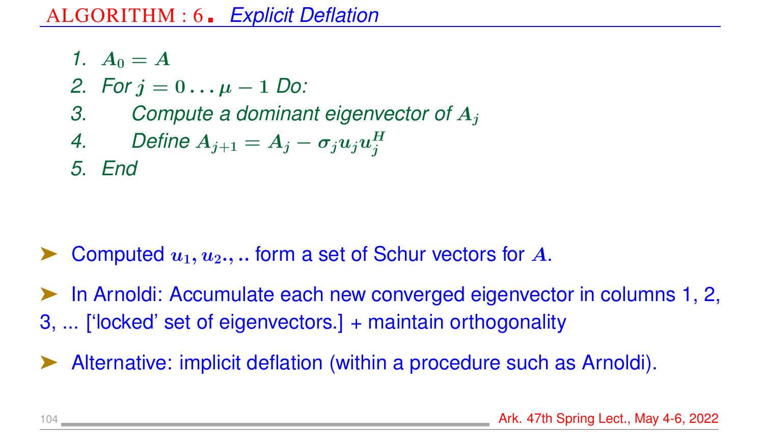## ALGORITHM : 6 *Explicit Deflation*

1. $A_0 = A$
2. For $j = 0 \ldots \mu - 1$ Do:
3. Compute a dominant eigenvector of $A_j$
4. Define $A_{j+1} = A_j - \sigma_j u_j u_j^H$
5. End

- Computed $u_1, u_2., ..$ form a set of Schur vectors for $A$.
- In Arnoldi: Accumulate each new converged eigenvector in columns 1, 2, 3, ... ['locked' set of eigenvectors.] + maintain orthogonality
- Alternative: implicit deflation (within a procedure such as Arnoldi).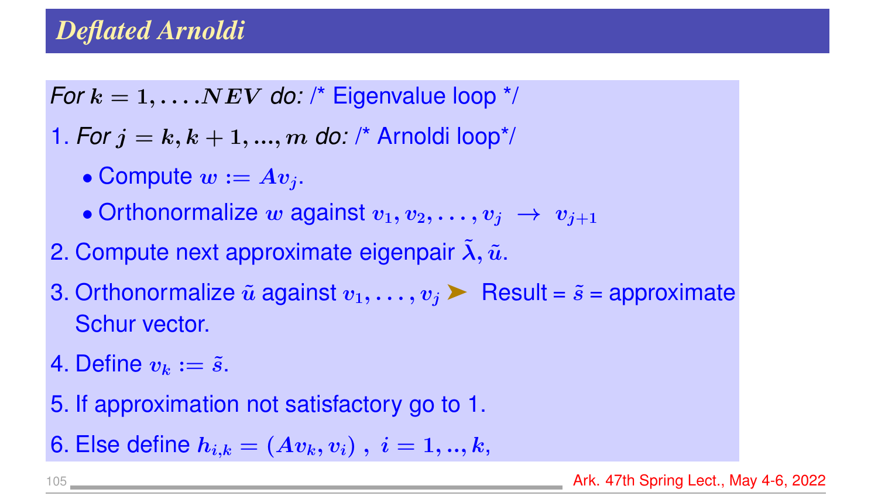# Deflated Arnoldi

*For* $k = 1, \ldots .NEV$ *do:* /* Eigenvalue loop */

1. *For* $j = k, k + 1, ..., m$ *do:* /* Arnoldi loop*/
   - Compute $w := Av_j$.
   - Orthonormalize $w$ against $v_1, v_2, \ldots, v_j \rightarrow v_{j+1}$
2. Compute next approximate eigenpair $\tilde{\lambda}, \tilde{u}$.
3. Orthonormalize $\tilde{u}$ against $v_1, \ldots, v_j$ ➤ Result = $\tilde{s}$ = approximate Schur vector.
4. Define $v_k := \tilde{s}$.
5. If approximation not satisfactory go to 1.
6. Else define $h_{i,k} = (Av_k, v_i)$ , $i = 1, .., k$,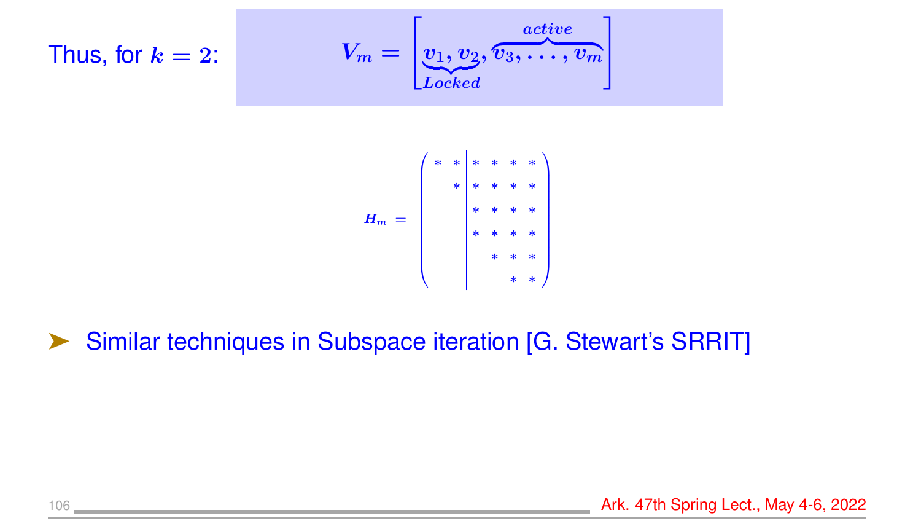Thus, for $k = 2$:

$$V_m = \Big[\underbrace{v_1, v_2}_{Locked}, \overbrace{v_3, \ldots, v_m}^{active}\Big]$$

$$H_m = \left(\begin{array}{cc|cccc} * & * & * & * & * & * \\ & * & * & * & * & * \\ \hline & & * & * & * & * \\ & & * & * & * & * \\ & & & * & * & * \\ & & & & * & * \end{array}\right)$$

➤ Similar techniques in Subspace iteration [G. Stewart's SRRIT]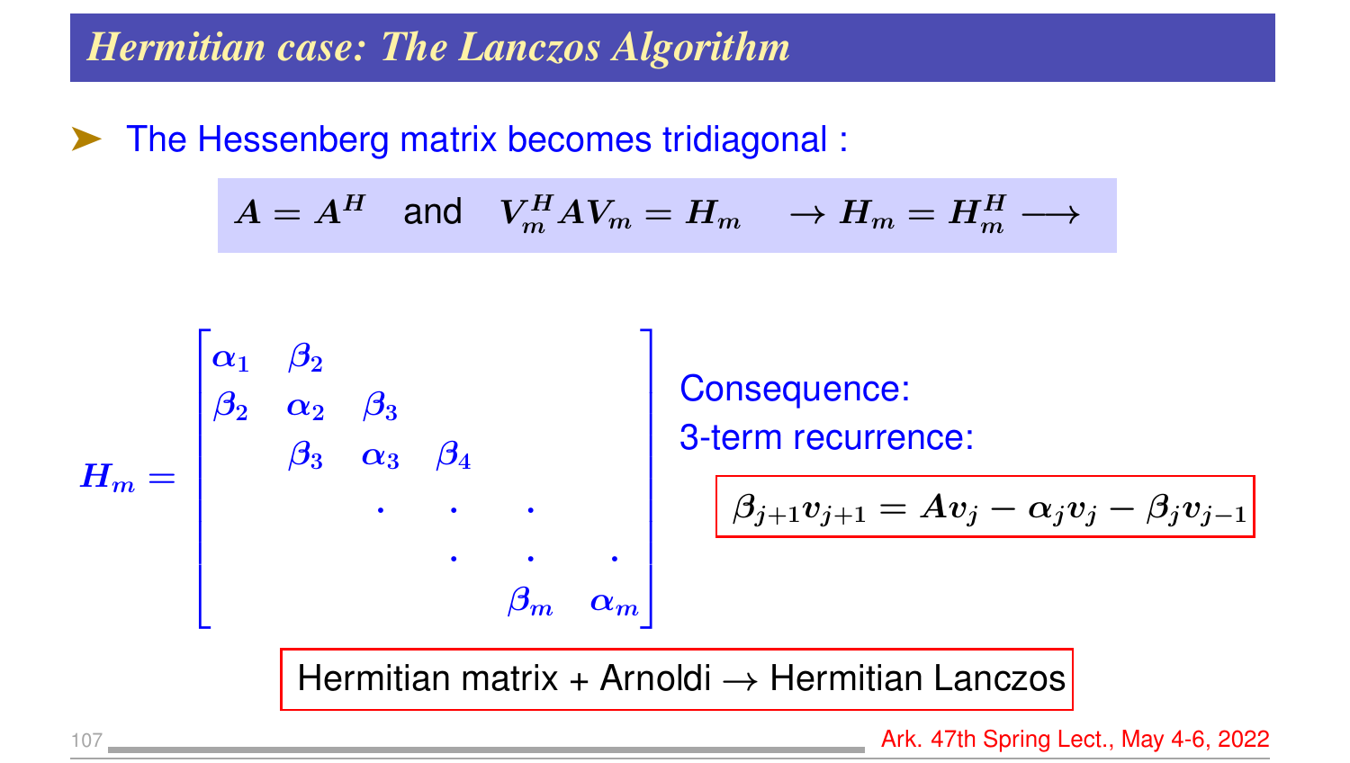# Hermitian case: The Lanczos Algorithm

- The Hessenberg matrix becomes tridiagonal :

$$A = A^H \quad \text{and} \quad V_m^H A V_m = H_m \quad \rightarrow H_m = H_m^H \longrightarrow$$

$$H_m = \begin{bmatrix} \alpha_1 & \beta_2 & & & & \\ \beta_2 & \alpha_2 & \beta_3 & & & \\ & \beta_3 & \alpha_3 & \beta_4 & & \\ & & \cdot & \cdot & \cdot & \\ & & & \cdot & \cdot & \cdot \\ & & & & \beta_m & \alpha_m \end{bmatrix}$$

Consequence: 3-term recurrence:

$$\beta_{j+1} v_{j+1} = A v_j - \alpha_j v_j - \beta_j v_{j-1}$$

Hermitian matrix + Arnoldi → Hermitian Lanczos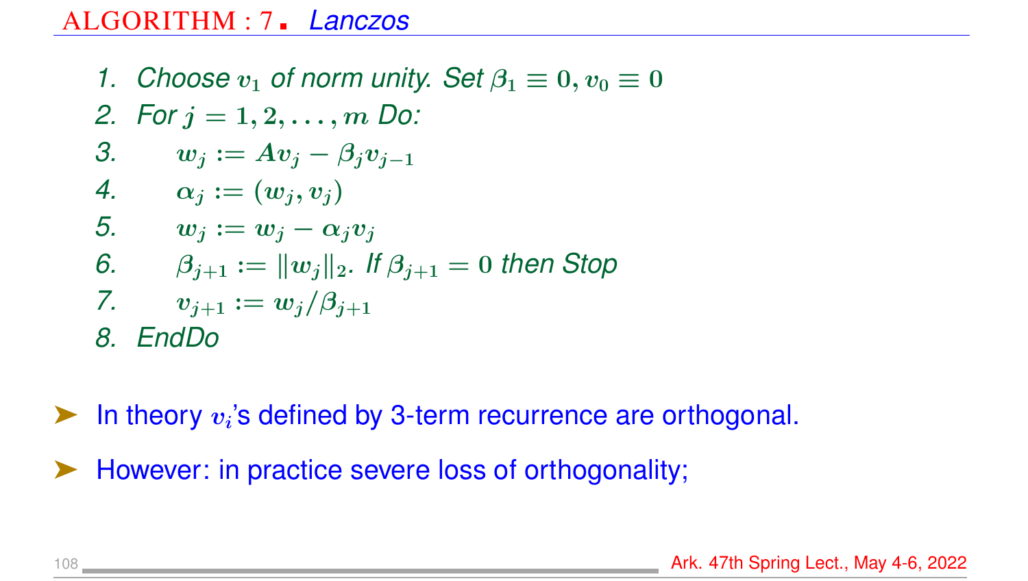## ALGORITHM : 7 . *Lanczos*

1. *Choose* $v_1$ *of norm unity. Set* $\beta_1 \equiv 0, v_0 \equiv 0$
2. *For* $j = 1, 2, \ldots, m$ *Do:*
3. $\quad w_j := Av_j - \beta_j v_{j-1}$
4. $\quad \alpha_j := (w_j, v_j)$
5. $\quad w_j := w_j - \alpha_j v_j$
6. $\quad \beta_{j+1} := \|w_j\|_2$. *If* $\beta_{j+1} = 0$ *then Stop*
7. $\quad v_{j+1} := w_j / \beta_{j+1}$
8. *EndDo*

- In theory $v_i$'s defined by 3-term recurrence are orthogonal.
- However: in practice severe loss of orthogonality;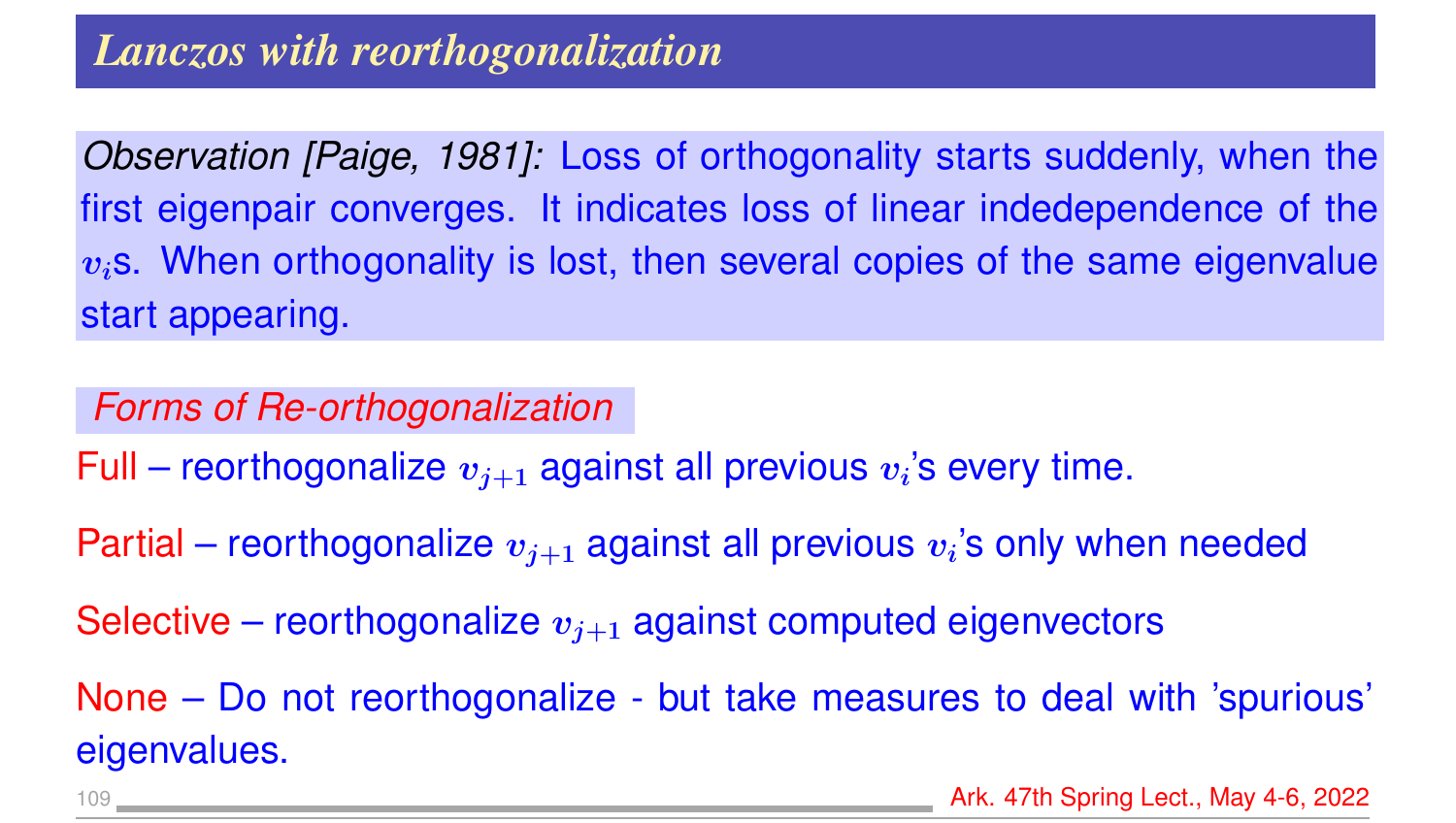## Lanczos with reorthogonalization

*Observation [Paige, 1981]:* Loss of orthogonality starts suddenly, when the first eigenpair converges. It indicates loss of linear indedependence of the $v_i$s. When orthogonality is lost, then several copies of the same eigenvalue start appearing.

*Forms of Re-orthogonalization*

Full – reorthogonalize $v_{j+1}$ against all previous $v_i$'s every time.

Partial – reorthogonalize $v_{j+1}$ against all previous $v_i$'s only when needed

Selective – reorthogonalize $v_{j+1}$ against computed eigenvectors

None – Do not reorthogonalize - but take measures to deal with 'spurious' eigenvalues.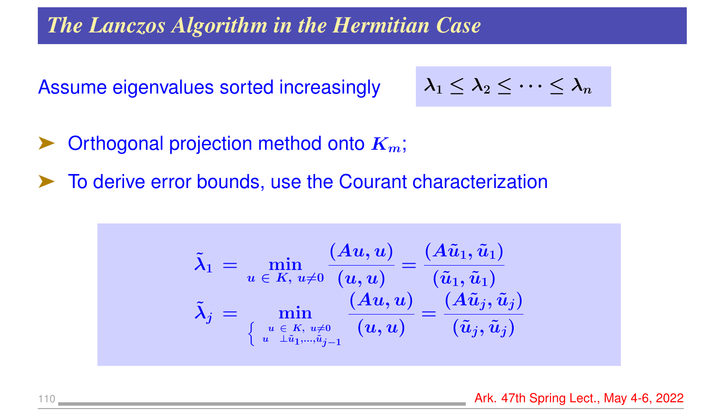# The Lanczos Algorithm in the Hermitian Case

Assume eigenvalues sorted increasingly $\lambda_1 \le \lambda_2 \le \cdots \le \lambda_n$

- Orthogonal projection method onto $K_m$;
- To derive error bounds, use the Courant characterization

$$
\begin{aligned}
\tilde{\lambda}_1 &= \min_{u \in K,\; u \neq 0} \frac{(Au, u)}{(u, u)} = \frac{(A\tilde{u}_1, \tilde{u}_1)}{(\tilde{u}_1, \tilde{u}_1)} \\
\tilde{\lambda}_j &= \min_{\begin{cases} u \in K,\; u \neq 0 \\ u \perp \tilde{u}_1, \ldots, \tilde{u}_{j-1} \end{cases}} \frac{(Au, u)}{(u, u)} = \frac{(A\tilde{u}_j, \tilde{u}_j)}{(\tilde{u}_j, \tilde{u}_j)}
\end{aligned}
$$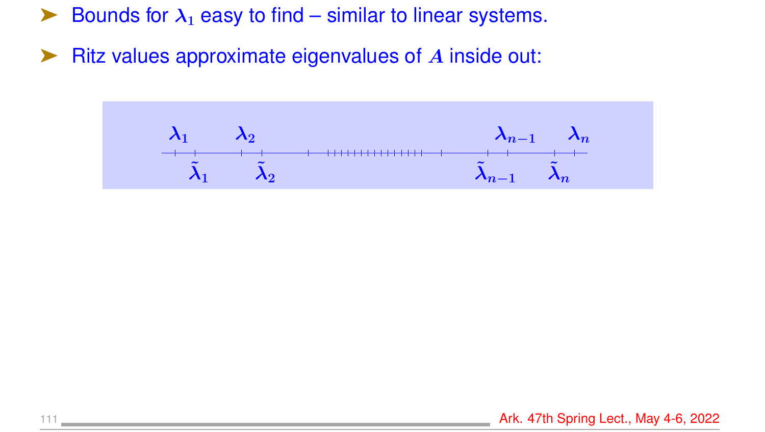- Bounds for $\lambda_1$ easy to find – similar to linear systems.
- Ritz values approximate eigenvalues of $A$ inside out:

$\lambda_1$ $\quad$ $\lambda_2$ $\quad\quad\quad$ $\lambda_{n-1}$ $\quad$ $\lambda_n$

$\tilde{\lambda}_1$ $\quad$ $\tilde{\lambda}_2$ $\quad\quad\quad$ $\tilde{\lambda}_{n-1}$ $\quad$ $\tilde{\lambda}_n$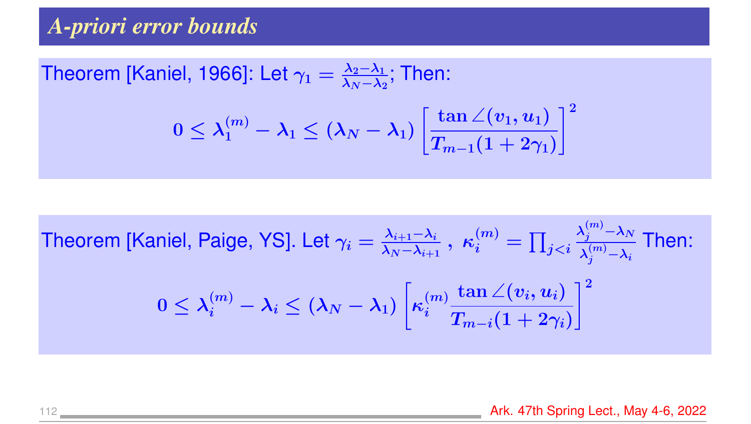# *A-priori error bounds*

Theorem [Kaniel, 1966]: Let $\gamma_1 = \frac{\lambda_2 - \lambda_1}{\lambda_N - \lambda_2}$; Then:

$$0 \le \lambda_1^{(m)} - \lambda_1 \le (\lambda_N - \lambda_1) \left[ \frac{\tan \angle(v_1, u_1)}{T_{m-1}(1 + 2\gamma_1)} \right]^2$$

Theorem [Kaniel, Paige, YS]. Let $\gamma_i = \frac{\lambda_{i+1} - \lambda_i}{\lambda_N - \lambda_{i+1}}$ , $\kappa_i^{(m)} = \prod_{j<i} \frac{\lambda_j^{(m)} - \lambda_N}{\lambda_j^{(m)} - \lambda_i}$ Then:

$$0 \le \lambda_i^{(m)} - \lambda_i \le (\lambda_N - \lambda_1) \left[ \kappa_i^{(m)} \frac{\tan \angle(v_i, u_i)}{T_{m-i}(1 + 2\gamma_i)} \right]^2$$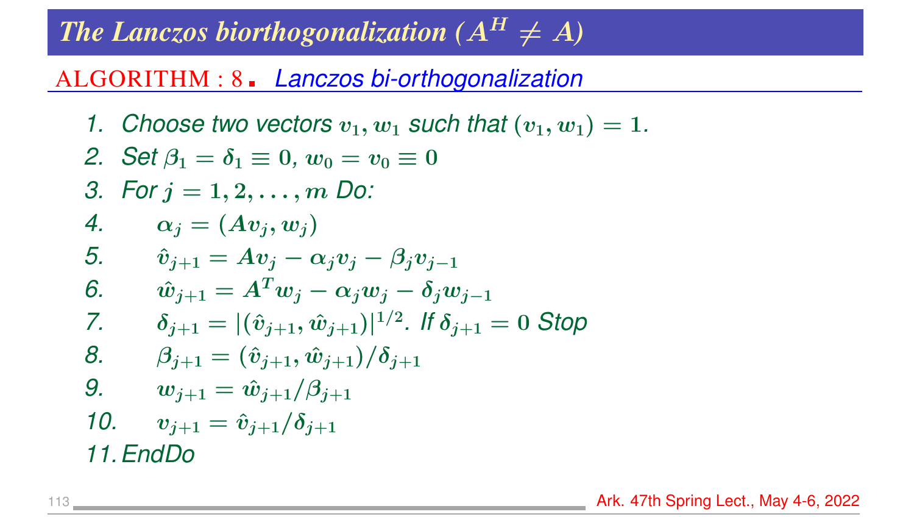# The Lanczos biorthogonalization ($A^H \neq A$)

**ALGORITHM : 8.** *Lanczos bi-orthogonalization*

1. Choose two vectors $v_1, w_1$ such that $(v_1, w_1) = 1$.
2. Set $\beta_1 = \delta_1 \equiv 0$, $w_0 = v_0 \equiv 0$
3. For $j = 1, 2, \ldots, m$ Do:
4. $\quad \alpha_j = (Av_j, w_j)$
5. $\quad \hat{v}_{j+1} = Av_j - \alpha_j v_j - \beta_j v_{j-1}$
6. $\quad \hat{w}_{j+1} = A^T w_j - \alpha_j w_j - \delta_j w_{j-1}$
7. $\quad \delta_{j+1} = |(\hat{v}_{j+1}, \hat{w}_{j+1})|^{1/2}$. If $\delta_{j+1} = 0$ Stop
8. $\quad \beta_{j+1} = (\hat{v}_{j+1}, \hat{w}_{j+1})/\delta_{j+1}$
9. $\quad w_{j+1} = \hat{w}_{j+1}/\beta_{j+1}$
10. $\quad v_{j+1} = \hat{v}_{j+1}/\delta_{j+1}$
11. EndDo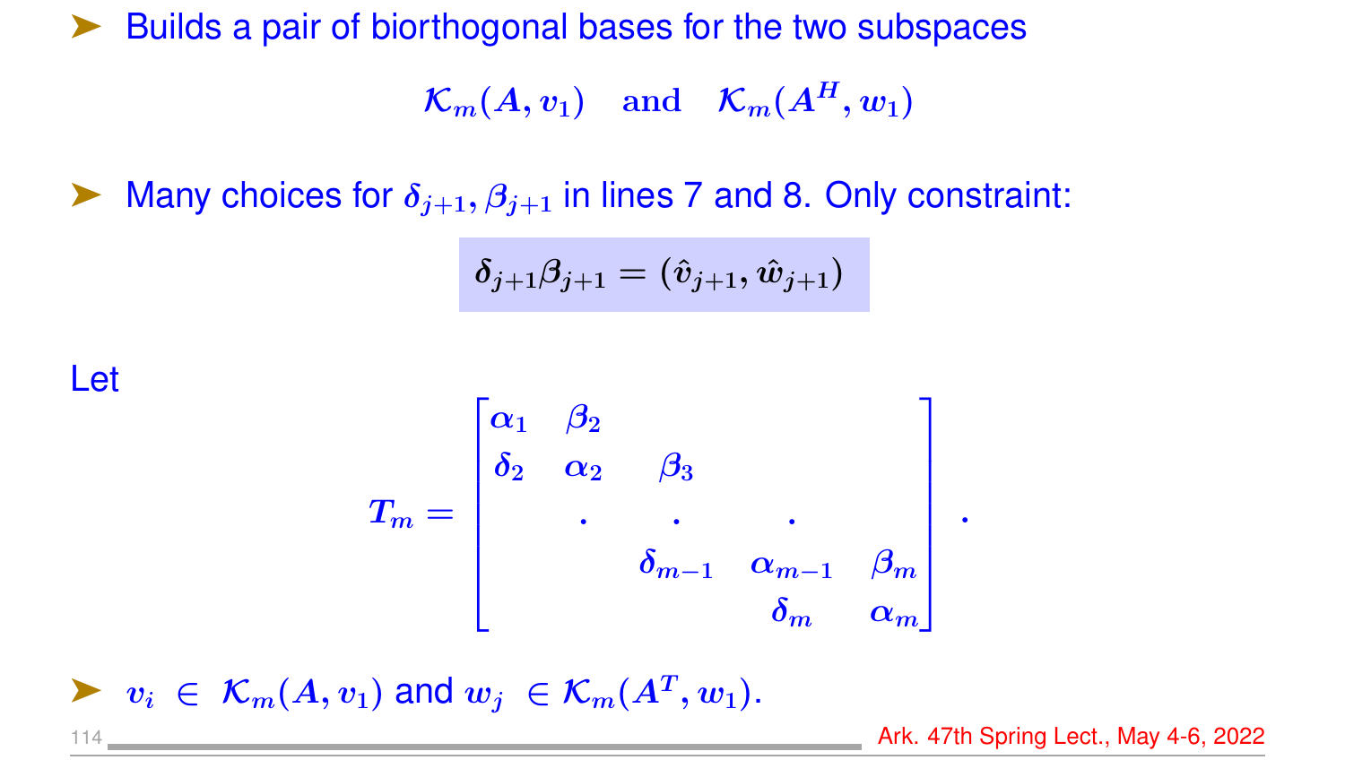- Builds a pair of biorthogonal bases for the two subspaces

$$\mathcal{K}_m(A, v_1) \quad \text{and} \quad \mathcal{K}_m(A^H, w_1)$$

- Many choices for $\delta_{j+1}, \beta_{j+1}$ in lines 7 and 8. Only constraint:

$$\delta_{j+1}\beta_{j+1} = (\hat{v}_{j+1}, \hat{w}_{j+1})$$

Let

$$T_m = \begin{bmatrix} \alpha_1 & \beta_2 & & & \\ \delta_2 & \alpha_2 & \beta_3 & & \\ & . & . & . & \\ & & \delta_{m-1} & \alpha_{m-1} & \beta_m \\ & & & \delta_m & \alpha_m \end{bmatrix}.$$

- $v_i \in \mathcal{K}_m(A, v_1)$ and $w_j \in \mathcal{K}_m(A^T, w_1)$.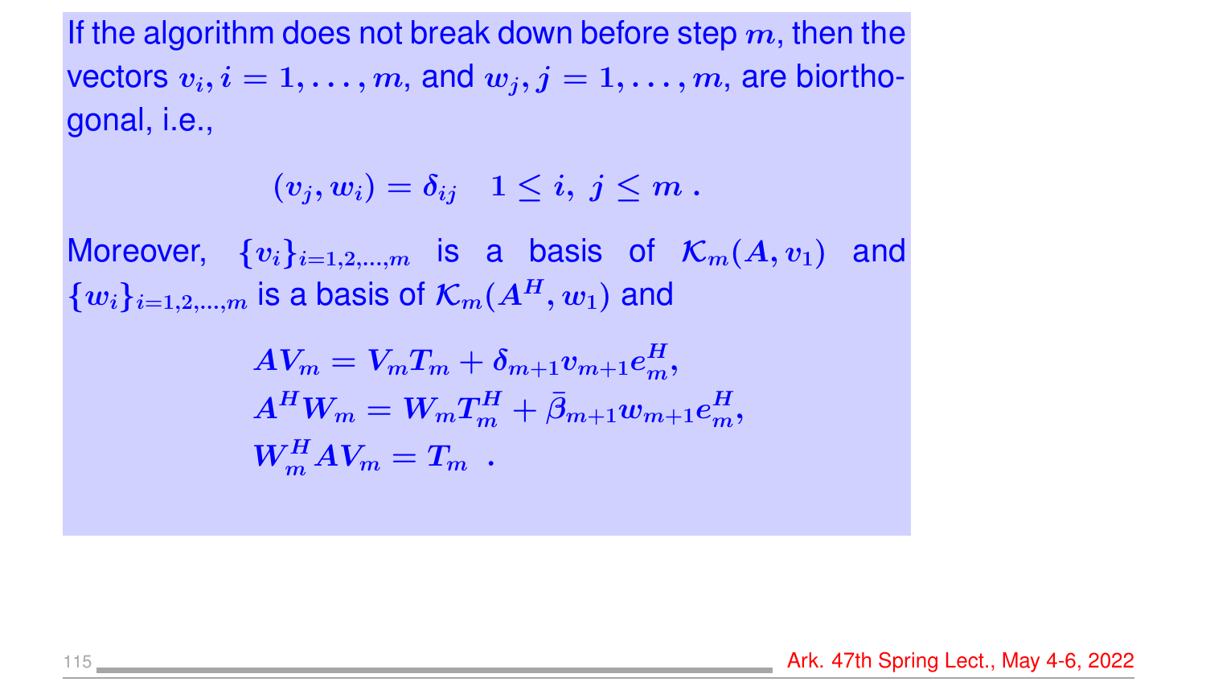If the algorithm does not break down before step $m$, then the vectors $v_i, i = 1, \ldots, m$, and $w_j, j = 1, \ldots, m$, are biorthogonal, i.e.,

$$(v_j, w_i) = \delta_{ij} \quad 1 \leq i,\ j \leq m\ .$$

Moreover, $\{v_i\}_{i=1,2,\ldots,m}$ is a basis of $\mathcal{K}_m(A, v_1)$ and $\{w_i\}_{i=1,2,\ldots,m}$ is a basis of $\mathcal{K}_m(A^H, w_1)$ and

$$\begin{aligned}
AV_m &= V_m T_m + \delta_{m+1} v_{m+1} e_m^H, \\
A^H W_m &= W_m T_m^H + \bar{\beta}_{m+1} w_{m+1} e_m^H, \\
W_m^H A V_m &= T_m\ .
\end{aligned}$$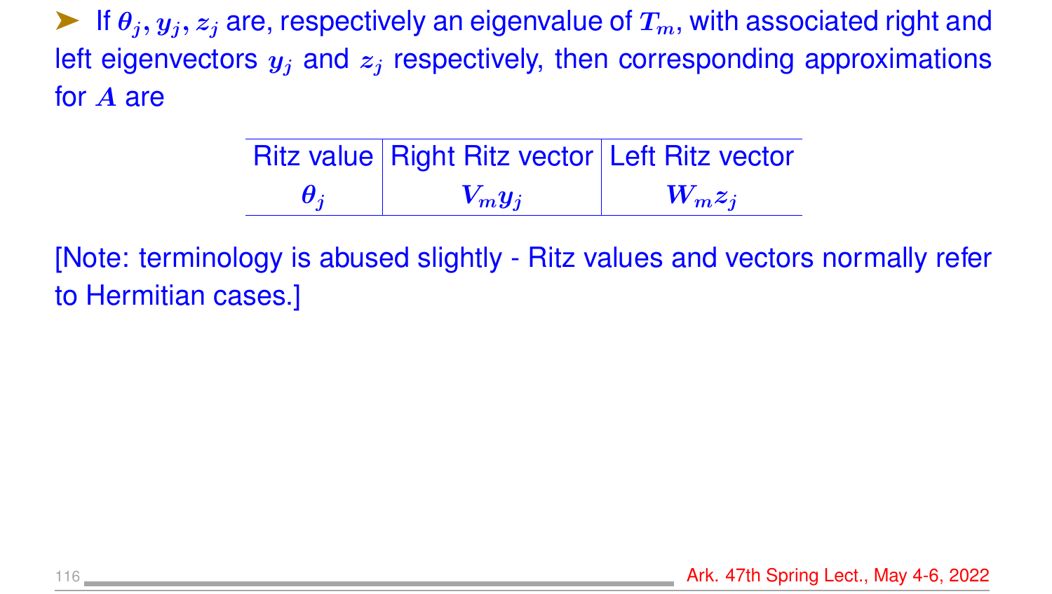- If $\theta_j, y_j, z_j$ are, respectively an eigenvalue of $T_m$, with associated right and left eigenvectors $y_j$ and $z_j$ respectively, then corresponding approximations for $A$ are

| Ritz value | Right Ritz vector | Left Ritz vector |
|---|---|---|
| $\theta_j$ | $V_m y_j$ | $W_m z_j$ |

[Note: terminology is abused slightly - Ritz values and vectors normally refer to Hermitian cases.]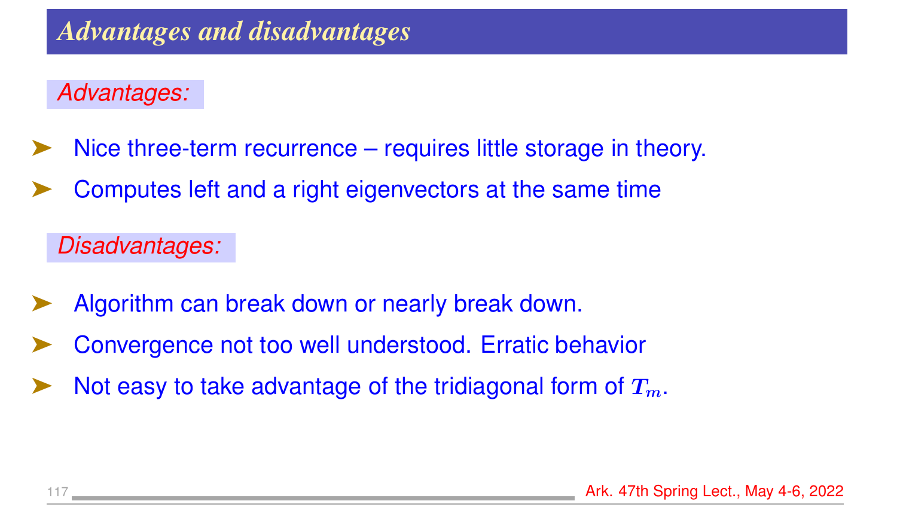# *Advantages and disadvantages*

*Advantages:*

- Nice three-term recurrence – requires little storage in theory.
- Computes left and a right eigenvectors at the same time

*Disadvantages:*

- Algorithm can break down or nearly break down.
- Convergence not too well understood. Erratic behavior
- Not easy to take advantage of the tridiagonal form of $T_m$.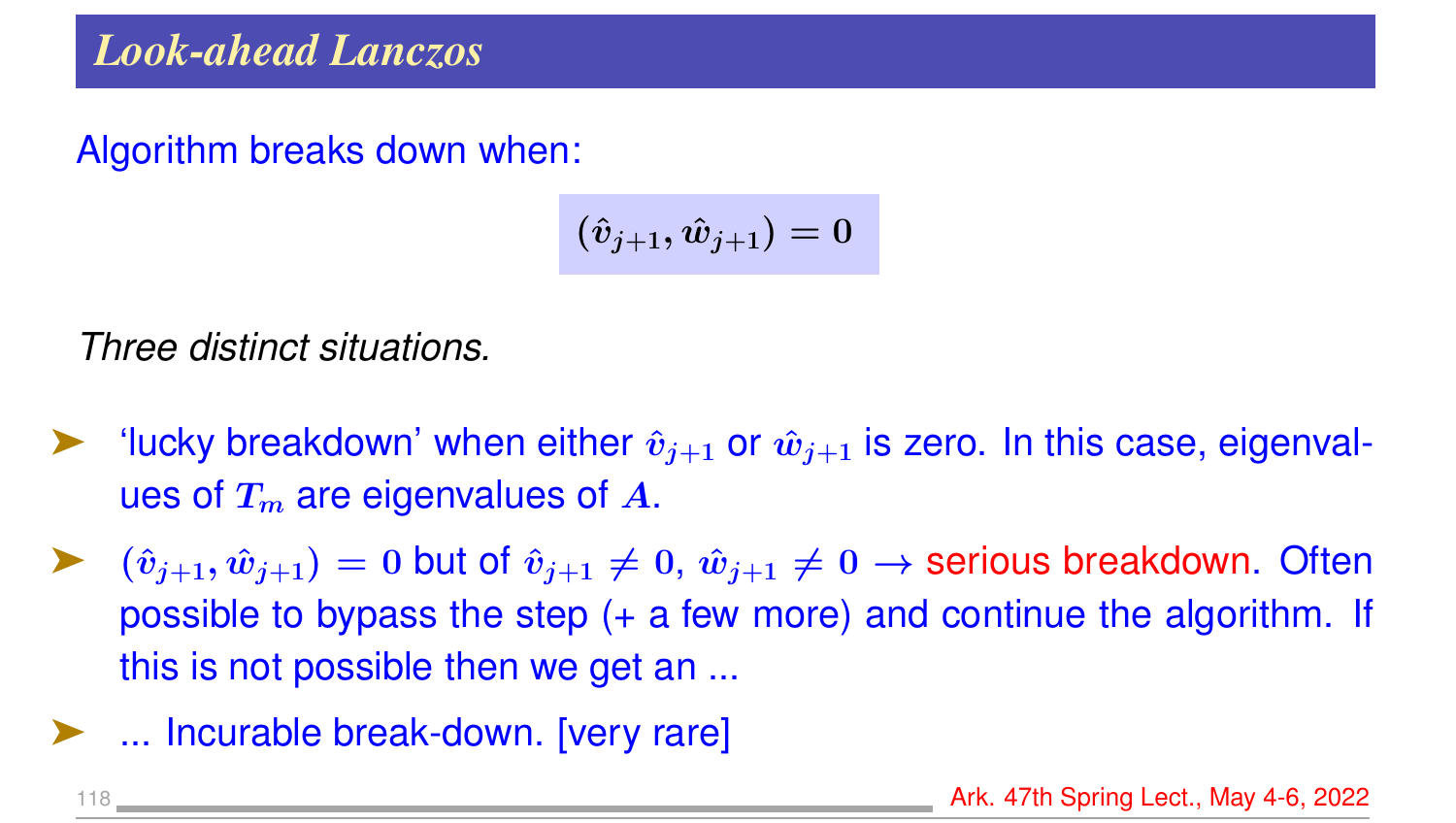## Look-ahead Lanczos

Algorithm breaks down when:

$$(\hat{v}_{j+1}, \hat{w}_{j+1}) = 0$$

*Three distinct situations.*

- ‘lucky breakdown’ when either $\hat{v}_{j+1}$ or $\hat{w}_{j+1}$ is zero. In this case, eigenvalues of $T_m$ are eigenvalues of $A$.
- $(\hat{v}_{j+1}, \hat{w}_{j+1}) = 0$ but of $\hat{v}_{j+1} \neq 0$, $\hat{w}_{j+1} \neq 0 \rightarrow$ serious breakdown. Often possible to bypass the step (+ a few more) and continue the algorithm. If this is not possible then we get an ...
- ... Incurable break-down. [very rare]